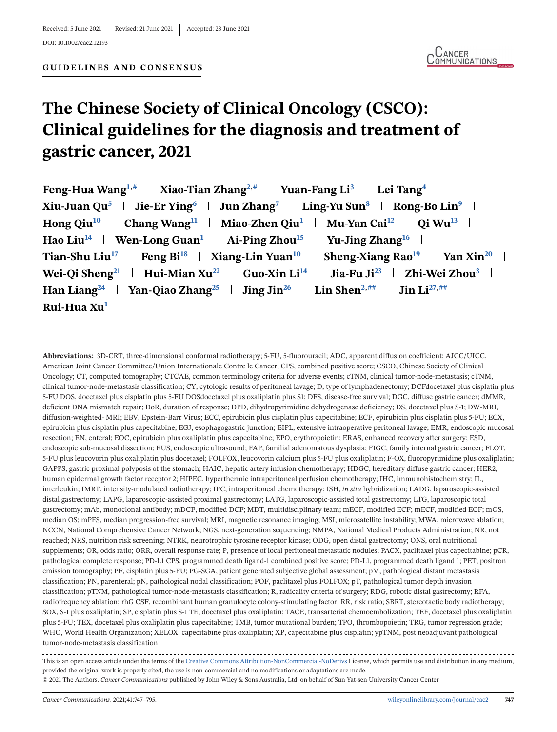Received: 5 June 2021 | Revised: 21 June 2021 | Accepted: 23 June 2021

DOI: 10.1002/cac2.12193

**GUIDELINES AND CONSENSUS**

# The Chinese Society of Clinical Oncology (CSCO): Clinical guidelines for the diagnosis and treatment of gastric cancer, 2021

**Feng-Hua Wang[1,#] | Xiao-Tian Zhang[2,#] | Yuan-Fang Li[3] | Lei Tang[4] | Xiu-Juan Qu[5] | Jie-Er Ying[6] | Jun Zhang[7] | Ling-Yu Sun[8] | Rong-Bo Lin[9] | Hong Qiu[10] | Chang Wang[11] | Miao-Zhen Qiu[1] | Mu-Yan Cai[12] | Qi Wu[13] | Hao Liu[14] | Wen-Long Guan[1] | Ai-Ping Zhou[15] | Yu-Jing Zhang[16] | Tian-Shu Liu[17] | Feng Bi[18] | Xiang-Lin Yuan[10] | Sheng-Xiang Rao[19] | Yan Xin[20] | Wei-Qi Sheng[21] | Hui-Mian Xu[22] | Guo-Xin Li[14] | Jia-Fu Ji[23] | Zhi-Wei Zhou[3] | Han Liang[24] | Yan-Qiao Zhang[25] | Jing Jin[26] | Lin Shen[2,##] | Jin Li[27,##] | Rui-Hua Xu[1]**

**Abbreviations:** 3D-CRT, three-dimensional conformal radiotherapy; 5-FU, 5-fluorouracil; ADC, apparent diffusion coefficient; AJCC/UICC, American Joint Cancer Committee/Union Internationale Contre le Cancer; CPS, combined positive score; CSCO, Chinese Society of Clinical Oncology; CT, computed tomography; CTCAE, common terminology criteria for adverse events; cTNM, clinical tumor-node-metastasis; cTNM, clinical tumor-node-metastasis classification; CY, cytologic results of peritoneal lavage; D, type of lymphadenectomy; DCFdocetaxel plus cisplatin plus 5-FU DOS, docetaxel plus cisplatin plus 5-FU DOSdocetaxel plus oxaliplatin plus S1; DFS, disease-free survival; DGC, diffuse gastric cancer; dMMR, deficient DNA mismatch repair; DoR, duration of response; DPD, dihydropyrimidine dehydrogenase deficiency; DS, docetaxel plus S-1; DW-MRI, diffusion-weighted- MRI; EBV, Epstein-Barr Virus; ECC, epirubicin plus cisplatin plus capecitabine; ECF, epirubicin plus cisplatin plus 5-FU; ECX, epirubicin plus cisplatin plus capecitabine; EGJ, esophagogastric junction; EIPL, extensive intraoperative peritoneal lavage; EMR, endoscopic mucosal resection; EN, enteral; EOC, epirubicin plus oxaliplatin plus capecitabine; EPO, erythropoietin; ERAS, enhanced recovery after surgery; ESD, endoscopic sub-mucosal dissection; EUS, endoscopic ultrasound; FAP, familial adenomatous dysplasia; FIGC, family internal gastric cancer; FLOT, 5-FU plus leucovorin plus oxaliplatin plus docetaxel; FOLFOX, leucovorin calcium plus 5-FU plus oxaliplatin; F-OX, fluoropyrimidine plus oxaliplatin; GAPPS, gastric proximal polyposis of the stomach; HAIC, hepatic artery infusion chemotherapy; HDGC, hereditary diffuse gastric cancer; HER2, human epidermal growth factor receptor 2; HIPEC, hyperthermic intraperitoneal perfusion chemotherapy; IHC, immunohistochemistry; IL, interleukin; IMRT, intensity-modulated radiotherapy; IPC, intraperitoneal chemotherapy; ISH, *in situ* hybridization; LADG, laparoscopic-assisted distal gastrectomy; LAPG, laparoscopic-assisted proximal gastrectomy; LATG, laparoscopic-assisted total gastrectomy; LTG, laparoscopic total gastrectomy; mAb, monoclonal antibody; mDCF, modified DCF; MDT, multidisciplinary team; mECF, modified ECF; mECF, modified ECF; mOS, median OS; mPFS, median progression-free survival; MRI, magnetic resonance imaging; MSI, microsatellite instability; MWA, microwave ablation; NCCN, National Comprehensive Cancer Network; NGS, next-generation sequencing; NMPA, National Medical Products Administration; NR, not reached; NRS, nutrition risk screening; NTRK, neurotrophic tyrosine receptor kinase; ODG, open distal gastrectomy; ONS, oral nutritional supplements; OR, odds ratio; ORR, overall response rate; P, presence of local peritoneal metastatic nodules; PACX, paclitaxel plus capecitabine; pCR, pathological complete response; PD-L1 CPS, programmed death ligand-1 combined positive score; PD-L1, programmed death ligand 1; PET, positron emission tomography; PF, cisplatin plus 5-FU; PG-SGA, patient generated subjective global assessment; pM, pathological distant metastasis classification; PN, parenteral; pN, pathological nodal classification; POF, paclitaxel plus FOLFOX; pT, pathological tumor depth invasion classification; pTNM, pathological tumor-node-metastasis classification; R, radicality criteria of surgery; RDG, robotic distal gastrectomy; RFA, radiofrequency ablation; rhG CSF, recombinant human granulocyte colony-stimulating factor; RR, risk ratio; SBRT, stereotactic body radiotherapy; SOX, S-1 plus oxaliplatin; SP, cisplatin plus S-1 TE, docetaxel plus oxaliplatin; TACE, transarterial chemoembolization; TEF, docetaxel plus oxaliplatin plus 5-FU; TEX, docetaxel plus oxaliplatin plus capecitabine; TMB, tumor mutational burden; TPO, thrombopoietin; TRG, tumor regression grade; WHO, World Health Organization; XELOX, capecitabine plus oxaliplatin; XP, capecitabine plus cisplatin; ypTNM, post neoadjuvant pathological tumor-node-metastasis classification

This is an open access article under the terms of the Creative Commons Attribution-NonCommercial-NoDerivs License, which permits use and distribution in any medium, provided the original work is properly cited, the use is non-commercial and no modifications or adaptations are made.

© 2021 The Authors. *Cancer Communications* published by John Wiley & Sons Australia, Ltd. on behalf of Sun Yat-sen University Cancer Center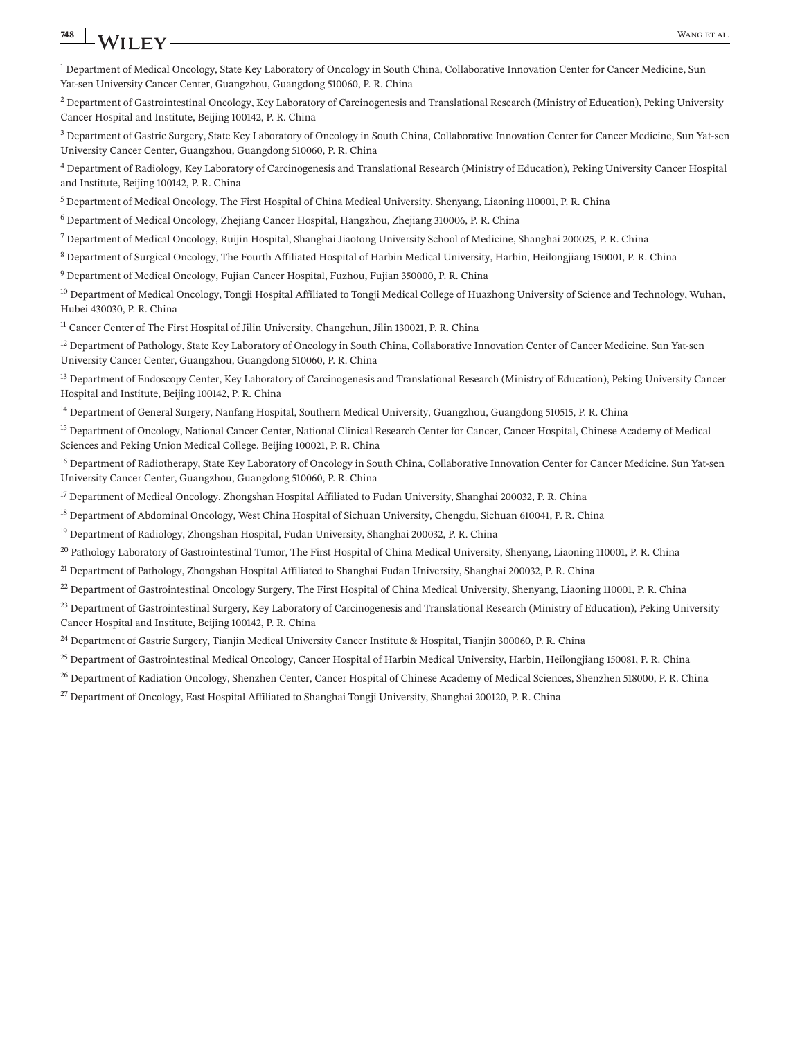[1] Department of Medical Oncology, State Key Laboratory of Oncology in South China, Collaborative Innovation Center for Cancer Medicine, Sun Yat-sen University Cancer Center, Guangzhou, Guangdong 510060, P. R. China

[2] Department of Gastrointestinal Oncology, Key Laboratory of Carcinogenesis and Translational Research (Ministry of Education), Peking University Cancer Hospital and Institute, Beijing 100142, P. R. China

[3] Department of Gastric Surgery, State Key Laboratory of Oncology in South China, Collaborative Innovation Center for Cancer Medicine, Sun Yat-sen University Cancer Center, Guangzhou, Guangdong 510060, P. R. China

[4] Department of Radiology, Key Laboratory of Carcinogenesis and Translational Research (Ministry of Education), Peking University Cancer Hospital and Institute, Beijing 100142, P. R. China

[5] Department of Medical Oncology, The First Hospital of China Medical University, Shenyang, Liaoning 110001, P. R. China

[6] Department of Medical Oncology, Zhejiang Cancer Hospital, Hangzhou, Zhejiang 310006, P. R. China

[7] Department of Medical Oncology, Ruijin Hospital, Shanghai Jiaotong University School of Medicine, Shanghai 200025, P. R. China

[8] Department of Surgical Oncology, The Fourth Affiliated Hospital of Harbin Medical University, Harbin, Heilongjiang 150001, P. R. China

[9] Department of Medical Oncology, Fujian Cancer Hospital, Fuzhou, Fujian 350000, P. R. China

[10] Department of Medical Oncology, Tongji Hospital Affiliated to Tongji Medical College of Huazhong University of Science and Technology, Wuhan, Hubei 430030, P. R. China

[11] Cancer Center of The First Hospital of Jilin University, Changchun, Jilin 130021, P. R. China

[12] Department of Pathology, State Key Laboratory of Oncology in South China, Collaborative Innovation Center of Cancer Medicine, Sun Yat-sen University Cancer Center, Guangzhou, Guangdong 510060, P. R. China

[13] Department of Endoscopy Center, Key Laboratory of Carcinogenesis and Translational Research (Ministry of Education), Peking University Cancer Hospital and Institute, Beijing 100142, P. R. China

[14] Department of General Surgery, Nanfang Hospital, Southern Medical University, Guangzhou, Guangdong 510515, P. R. China

[15] Department of Oncology, National Cancer Center, National Clinical Research Center for Cancer, Cancer Hospital, Chinese Academy of Medical Sciences and Peking Union Medical College, Beijing 100021, P. R. China

[16] Department of Radiotherapy, State Key Laboratory of Oncology in South China, Collaborative Innovation Center for Cancer Medicine, Sun Yat-sen University Cancer Center, Guangzhou, Guangdong 510060, P. R. China

[17] Department of Medical Oncology, Zhongshan Hospital Affiliated to Fudan University, Shanghai 200032, P. R. China

[18] Department of Abdominal Oncology, West China Hospital of Sichuan University, Chengdu, Sichuan 610041, P. R. China

[19] Department of Radiology, Zhongshan Hospital, Fudan University, Shanghai 200032, P. R. China

[20] Pathology Laboratory of Gastrointestinal Tumor, The First Hospital of China Medical University, Shenyang, Liaoning 110001, P. R. China

[21] Department of Pathology, Zhongshan Hospital Affiliated to Shanghai Fudan University, Shanghai 200032, P. R. China

[22] Department of Gastrointestinal Oncology Surgery, The First Hospital of China Medical University, Shenyang, Liaoning 110001, P. R. China

[23] Department of Gastrointestinal Surgery, Key Laboratory of Carcinogenesis and Translational Research (Ministry of Education), Peking University Cancer Hospital and Institute, Beijing 100142, P. R. China

[24] Department of Gastric Surgery, Tianjin Medical University Cancer Institute & Hospital, Tianjin 300060, P. R. China

[25] Department of Gastrointestinal Medical Oncology, Cancer Hospital of Harbin Medical University, Harbin, Heilongjiang 150081, P. R. China

[26] Department of Radiation Oncology, Shenzhen Center, Cancer Hospital of Chinese Academy of Medical Sciences, Shenzhen 518000, P. R. China

[27] Department of Oncology, East Hospital Affiliated to Shanghai Tongji University, Shanghai 200120, P. R. China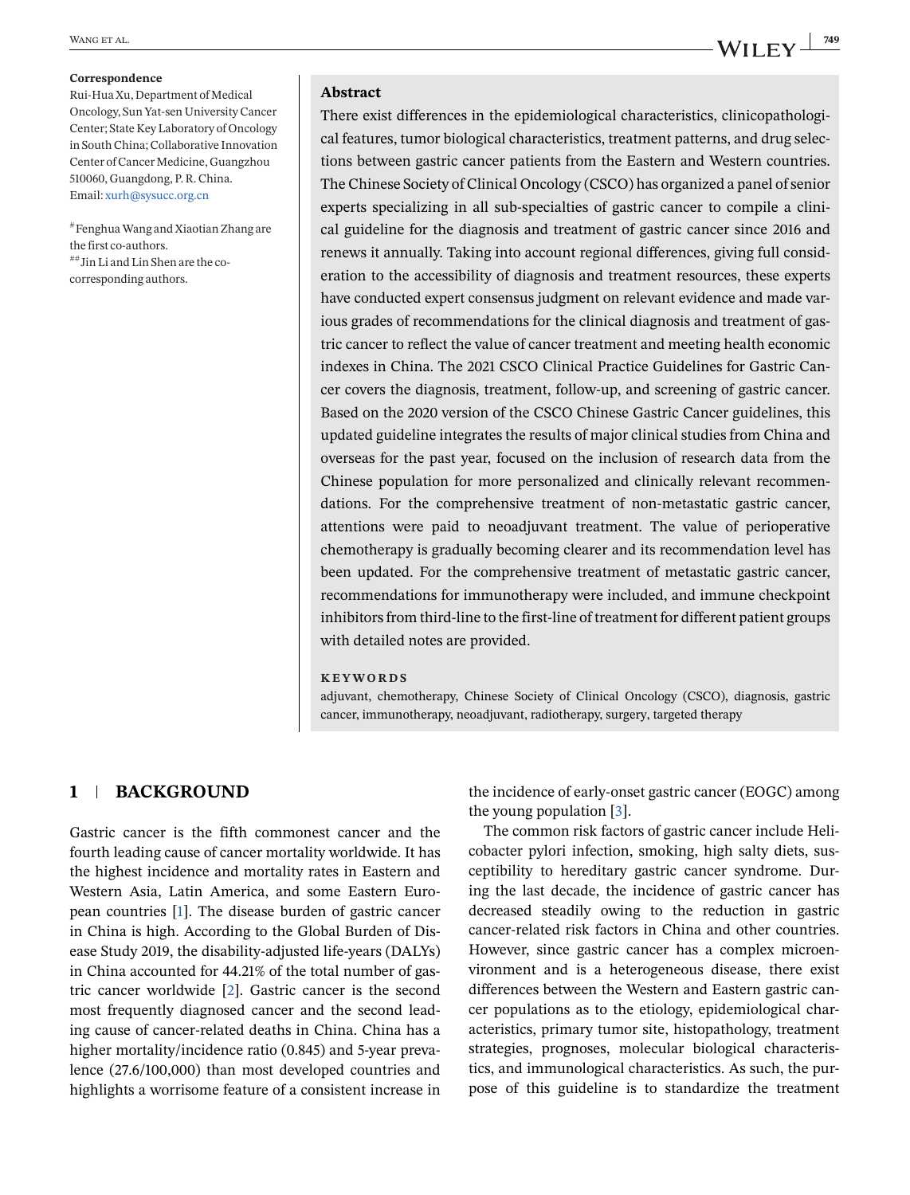**Correspondence**
Rui-Hua Xu, Department of Medical Oncology, Sun Yat-sen University Cancer Center; State Key Laboratory of Oncology in South China; Collaborative Innovation Center of Cancer Medicine, Guangzhou 510060, Guangdong, P. R. China.
Email: xurh@sysucc.org.cn

[#]Fenghua Wang and Xiaotian Zhang are the first co-authors.
[##]Jin Li and Lin Shen are the co-corresponding authors.

**Abstract**

There exist differences in the epidemiological characteristics, clinicopathological features, tumor biological characteristics, treatment patterns, and drug selections between gastric cancer patients from the Eastern and Western countries. The Chinese Society of Clinical Oncology (CSCO) has organized a panel of senior experts specializing in all sub-specialties of gastric cancer to compile a clinical guideline for the diagnosis and treatment of gastric cancer since 2016 and renews it annually. Taking into account regional differences, giving full consideration to the accessibility of diagnosis and treatment resources, these experts have conducted expert consensus judgment on relevant evidence and made various grades of recommendations for the clinical diagnosis and treatment of gastric cancer to reflect the value of cancer treatment and meeting health economic indexes in China. The 2021 CSCO Clinical Practice Guidelines for Gastric Cancer covers the diagnosis, treatment, follow-up, and screening of gastric cancer. Based on the 2020 version of the CSCO Chinese Gastric Cancer guidelines, this updated guideline integrates the results of major clinical studies from China and overseas for the past year, focused on the inclusion of research data from the Chinese population for more personalized and clinically relevant recommendations. For the comprehensive treatment of non-metastatic gastric cancer, attentions were paid to neoadjuvant treatment. The value of perioperative chemotherapy is gradually becoming clearer and its recommendation level has been updated. For the comprehensive treatment of metastatic gastric cancer, recommendations for immunotherapy were included, and immune checkpoint inhibitors from third-line to the first-line of treatment for different patient groups with detailed notes are provided.

**KEYWORDS**

adjuvant, chemotherapy, Chinese Society of Clinical Oncology (CSCO), diagnosis, gastric cancer, immunotherapy, neoadjuvant, radiotherapy, surgery, targeted therapy

## 1 | BACKGROUND

Gastric cancer is the fifth commonest cancer and the fourth leading cause of cancer mortality worldwide. It has the highest incidence and mortality rates in Eastern and Western Asia, Latin America, and some Eastern European countries [1]. The disease burden of gastric cancer in China is high. According to the Global Burden of Disease Study 2019, the disability-adjusted life-years (DALYs) in China accounted for 44.21% of the total number of gastric cancer worldwide [2]. Gastric cancer is the second most frequently diagnosed cancer and the second leading cause of cancer-related deaths in China. China has a higher mortality/incidence ratio (0.845) and 5-year prevalence (27.6/100,000) than most developed countries and highlights a worrisome feature of a consistent increase in the incidence of early-onset gastric cancer (EOGC) among the young population [3].

The common risk factors of gastric cancer include Helicobacter pylori infection, smoking, high salty diets, susceptibility to hereditary gastric cancer syndrome. During the last decade, the incidence of gastric cancer has decreased steadily owing to the reduction in gastric cancer-related risk factors in China and other countries. However, since gastric cancer has a complex microenvironment and is a heterogeneous disease, there exist differences between the Western and Eastern gastric cancer populations as to the etiology, epidemiological characteristics, primary tumor site, histopathology, treatment strategies, prognoses, molecular biological characteristics, and immunological characteristics. As such, the purpose of this guideline is to standardize the treatment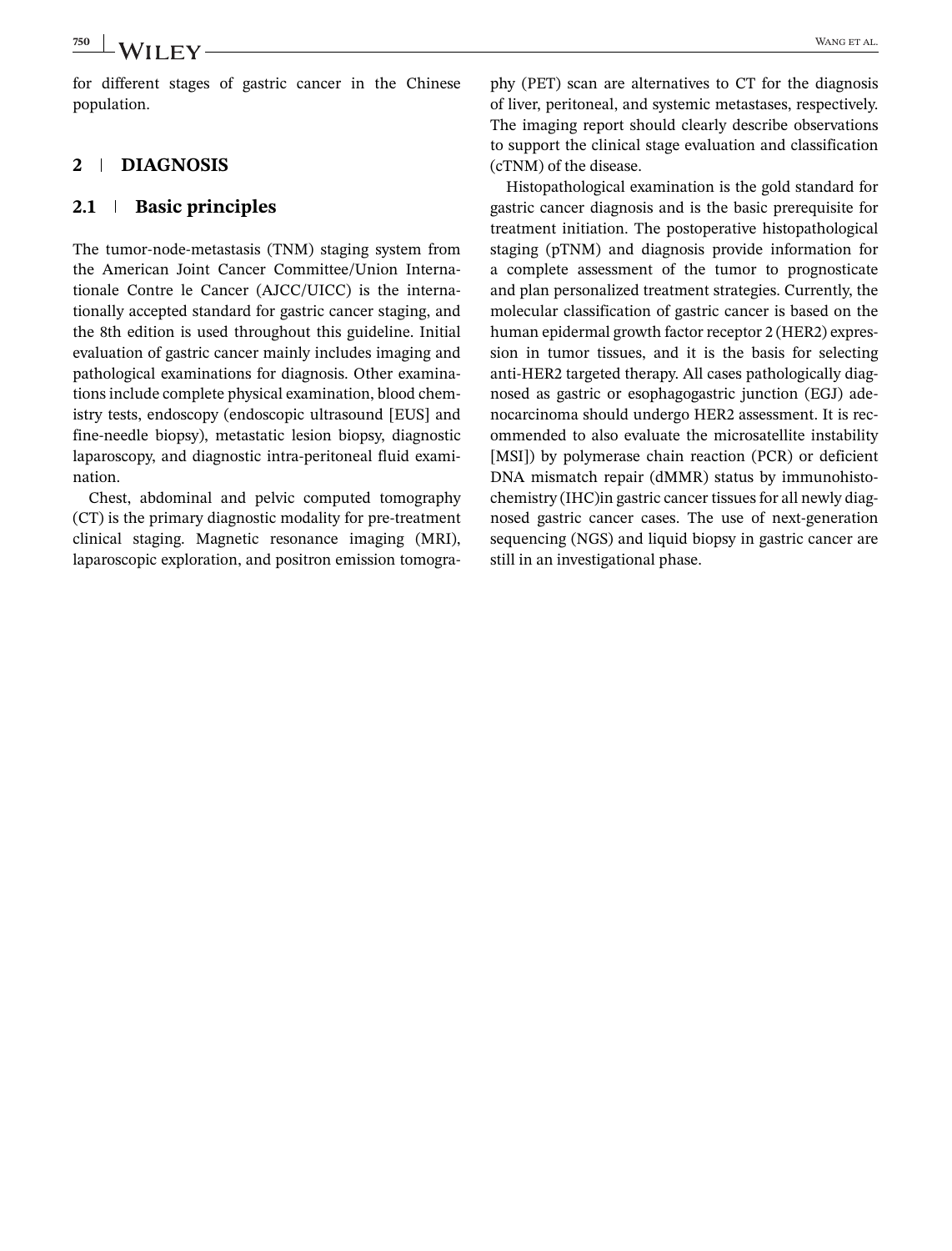for different stages of gastric cancer in the Chinese population.

## 2 DIAGNOSIS

### 2.1 Basic principles

The tumor-node-metastasis (TNM) staging system from the American Joint Cancer Committee/Union Internationale Contre le Cancer (AJCC/UICC) is the internationally accepted standard for gastric cancer staging, and the 8th edition is used throughout this guideline. Initial evaluation of gastric cancer mainly includes imaging and pathological examinations for diagnosis. Other examinations include complete physical examination, blood chemistry tests, endoscopy (endoscopic ultrasound [EUS] and fine-needle biopsy), metastatic lesion biopsy, diagnostic laparoscopy, and diagnostic intra-peritoneal fluid examination.

Chest, abdominal and pelvic computed tomography (CT) is the primary diagnostic modality for pre-treatment clinical staging. Magnetic resonance imaging (MRI), laparoscopic exploration, and positron emission tomography (PET) scan are alternatives to CT for the diagnosis of liver, peritoneal, and systemic metastases, respectively. The imaging report should clearly describe observations to support the clinical stage evaluation and classification (cTNM) of the disease.

Histopathological examination is the gold standard for gastric cancer diagnosis and is the basic prerequisite for treatment initiation. The postoperative histopathological staging (pTNM) and diagnosis provide information for a complete assessment of the tumor to prognosticate and plan personalized treatment strategies. Currently, the molecular classification of gastric cancer is based on the human epidermal growth factor receptor 2 (HER2) expression in tumor tissues, and it is the basis for selecting anti-HER2 targeted therapy. All cases pathologically diagnosed as gastric or esophagogastric junction (EGJ) adenocarcinoma should undergo HER2 assessment. It is recommended to also evaluate the microsatellite instability [MSI]) by polymerase chain reaction (PCR) or deficient DNA mismatch repair (dMMR) status by immunohistochemistry (IHC)in gastric cancer tissues for all newly diagnosed gastric cancer cases. The use of next-generation sequencing (NGS) and liquid biopsy in gastric cancer are still in an investigational phase.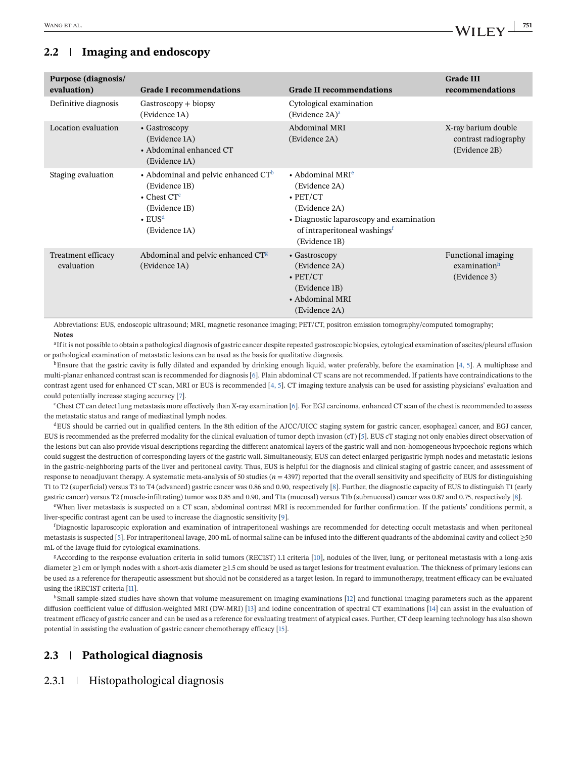## 2.2 | Imaging and endoscopy

| Purpose (diagnosis/ evaluation) | Grade I recommendations | Grade II recommendations | Grade III recommendations |
|---|---|---|---|
| Definitive diagnosis | Gastroscopy + biopsy (Evidence 1A) | Cytological examination (Evidence 2A)[a] | |
| Location evaluation | • Gastroscopy (Evidence 1A) <br> • Abdominal enhanced CT (Evidence 1A) | Abdominal MRI (Evidence 2A) | X-ray barium double contrast radiography (Evidence 2B) |
| Staging evaluation | • Abdominal and pelvic enhanced CT[b] (Evidence 1B) <br> • Chest CT[c] (Evidence 1B) <br> • EUS[d] (Evidence 1A) | • Abdominal MRI[e] (Evidence 2A) <br> • PET/CT (Evidence 2A) <br> • Diagnostic laparoscopy and examination of intraperitoneal washings[f] (Evidence 1B) | |
| Treatment efficacy evaluation | Abdominal and pelvic enhanced CT[g] (Evidence 1A) | • Gastroscopy (Evidence 2A) <br> • PET/CT (Evidence 1B) <br> • Abdominal MRI (Evidence 2A) | Functional imaging examination[h] (Evidence 3) |

Abbreviations: EUS, endoscopic ultrasound; MRI, magnetic resonance imaging; PET/CT, positron emission tomography/computed tomography;

**Notes**

[a]If it is not possible to obtain a pathological diagnosis of gastric cancer despite repeated gastroscopic biopsies, cytological examination of ascites/pleural effusion or pathological examination of metastatic lesions can be used as the basis for qualitative diagnosis.

[b]Ensure that the gastric cavity is fully dilated and expanded by drinking enough liquid, water preferably, before the examination [4, 5]. A multiphase and multi-planar enhanced contrast scan is recommended for diagnosis [6]. Plain abdominal CT scans are not recommended. If patients have contraindications to the contrast agent used for enhanced CT scan, MRI or EUS is recommended [4, 5]. CT imaging texture analysis can be used for assisting physicians' evaluation and could potentially increase staging accuracy [7].

[c]Chest CT can detect lung metastasis more effectively than X-ray examination [6]. For EGJ carcinoma, enhanced CT scan of the chest is recommended to assess the metastatic status and range of mediastinal lymph nodes.

[d]EUS should be carried out in qualified centers. In the 8th edition of the AJCC/UICC staging system for gastric cancer, esophageal cancer, and EGJ cancer, EUS is recommended as the preferred modality for the clinical evaluation of tumor depth invasion (cT) [5]. EUS cT staging not only enables direct observation of the lesions but can also provide visual descriptions regarding the different anatomical layers of the gastric wall and non-homogeneous hypoechoic regions which could suggest the destruction of corresponding layers of the gastric wall. Simultaneously, EUS can detect enlarged perigastric lymph nodes and metastatic lesions in the gastric-neighboring parts of the liver and peritoneal cavity. Thus, EUS is helpful for the diagnosis and clinical staging of gastric cancer, and assessment of response to neoadjuvant therapy. A systematic meta-analysis of 50 studies ($n = 4397$) reported that the overall sensitivity and specificity of EUS for distinguishing T1 to T2 (superficial) versus T3 to T4 (advanced) gastric cancer was 0.86 and 0.90, respectively [8]. Further, the diagnostic capacity of EUS to distinguish T1 (early gastric cancer) versus T2 (muscle-infiltrating) tumor was 0.85 and 0.90, and T1a (mucosal) versus T1b (submucosal) cancer was 0.87 and 0.75, respectively [8].

[e]When liver metastasis is suspected on a CT scan, abdominal contrast MRI is recommended for further confirmation. If the patients' conditions permit, a liver-specific contrast agent can be used to increase the diagnostic sensitivity [9].

[f]Diagnostic laparoscopic exploration and examination of intraperitoneal washings are recommended for detecting occult metastasis and when peritoneal metastasis is suspected [5]. For intraperitoneal lavage, 200 mL of normal saline can be infused into the different quadrants of the abdominal cavity and collect ≥50 mL of the lavage fluid for cytological examinations.

[g]According to the response evaluation criteria in solid tumors (RECIST) 1.1 criteria [10], nodules of the liver, lung, or peritoneal metastasis with a long-axis diameter ≥1 cm or lymph nodes with a short-axis diameter ≥1.5 cm should be used as target lesions for treatment evaluation. The thickness of primary lesions can be used as a reference for therapeutic assessment but should not be considered as a target lesion. In regard to immunotherapy, treatment efficacy can be evaluated using the iRECIST criteria [11].

[h]Small sample-sized studies have shown that volume measurement on imaging examinations [12] and functional imaging parameters such as the apparent diffusion coefficient value of diffusion-weighted MRI (DW-MRI) [13] and iodine concentration of spectral CT examinations [14] can assist in the evaluation of treatment efficacy of gastric cancer and can be used as a reference for evaluating treatment of atypical cases. Further, CT deep learning technology has also shown potential in assisting the evaluation of gastric cancer chemotherapy efficacy [15].

## 2.3 | Pathological diagnosis

### 2.3.1 | Histopathological diagnosis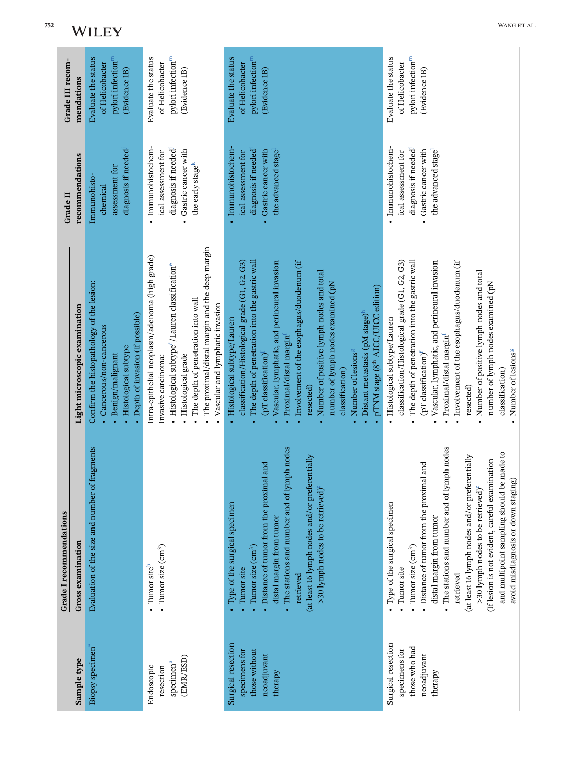| Sample type | Grade I recommendations Gross examination | Light microscopic examination | Grade II recommendations | Grade III recommendations |
|---|---|---|---|---|
| Biopsy specimen[*] | Evaluation of the size and number of fragments | Confirm the histopathology of the lesion: • Cancerous/non-cancerous • Benign/malignant • Histological subtype • Depth of invasion (if possible) | Immunohistochemical assessment for diagnosis if needed[j] | Evaluate the status of Helicobacter pylori infection[m] (Evidence 1B) |
| Endoscopic resection specimen[a] (EMR/ESD) | • Tumor site[b] • Tumor size ($cm^3$) | Intra-epithelial neoplasm/adenoma (high grade) Invasive carcinoma: • Histological subtype[d]/Lauren classification[e] • Histological grade • The depth of penetration into wall • The proximal/distal margin and the deep margin • Vascular and lymphatic invasion | • Immunohistochemical assessment for diagnosis if needed[j] • Gastric cancer with the early stage[k] | Evaluate the status of Helicobacter pylori infection[m] (Evidence 1B) |
| Surgical resection specimens for those without neoadjuvant therapy | • Type of the surgical specimen • Tumor site • Tumor size ($cm^3$) • Distance of tumor from the proximal and distal margin from tumor • The stations and number and of lymph nodes retrieved (at least 16 lymph nodes and/or preferentially >30 lymph nodes to be retrieved)[c] | • Histological subtype/Lauren classification/Histological grade (G1, G2, G3) • The depth of penetration into the gastric wall (pT classification)[f] • Vascular, lymphatic, and perineural invasion • Proximal/distal margin[f] • Involvement of the esophagus/duodenum (if resected) • Number of positive lymph nodes and total number of lymph nodes examined (pN classification) • Number of lesions[g] • Distant metastasis (pM stage)[h] • pTNM stage (8[th] AJCC/UICC edition) | • Immunohistochemical assessment for diagnosis if needed[j] • Gastric cancer with the advanced stage[l] | Evaluate the status of Helicobacter pylori infection[m] (Evidence 1B) |
| Surgical resection specimens for those who had neoadjuvant therapy | • Type of the surgical specimen • Tumor site • Tumor size ($cm^3$) • Distance of tumor from the proximal and distal margin from tumor • The stations and number and of lymph nodes retrieved (at least 16 lymph nodes and/or preferentially >30 lymph nodes to be retrieved)[c] (If lesion is not evident, careful examination and multipoint sampling should be made to avoid misdiagnosis or down staging) | • Histological subtype/Lauren classification/Histological grade (G1, G2, G3) • The depth of penetration into the gastric wall (pT classification)[f] • Vascular, lymphatic, and perineural invasion • Proximal/distal margin[f] • Involvement of the esophagus/duodenum (if resected) • Number of positive lymph nodes and total number of lymph nodes examined (pN classification) • Number of lesions[g] | • Immunohistochemical assessment for diagnosis if needed[j] • Gastric cancer with the advanced stage[l] | Evaluate the status of Helicobacter pylori infection[m] (Evidence 1B) |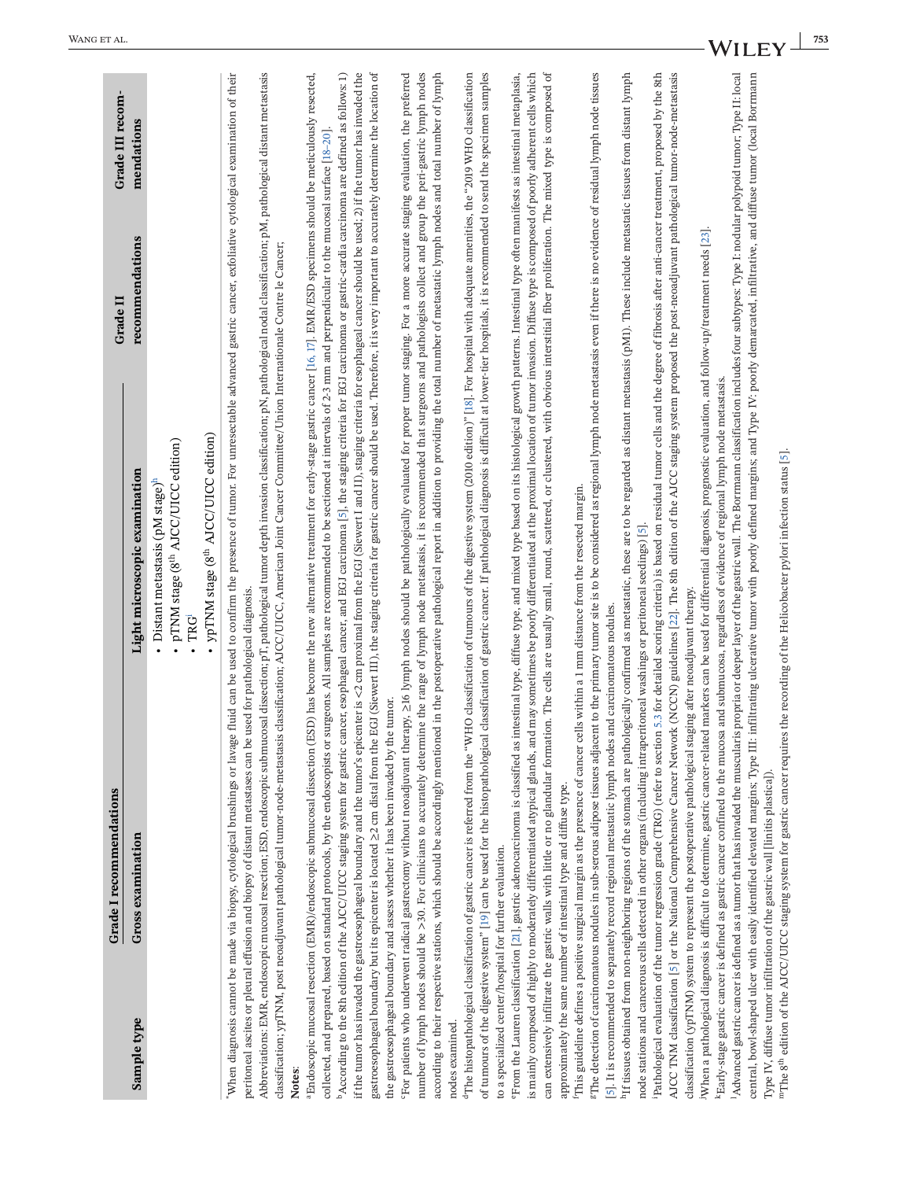| Sample type | Grade I recommendations | | Grade II recommendations | Grade III recommendations |
|---|---|---|---|---|
| | Gross examination | Light microscopic examination | | |
| | | • Distant metastasis (pM stage)[h]<br>• pTNM stage (8th AJCC/UICC edition)<br>• TRG[i]<br>• ypTNM stage (8th AJCC/UICC edition) | | |

[*]When diagnosis cannot be made via biopsy, cytological brushings or lavage fluid can be used to confirm the presence of tumor. For unresectable advanced gastric cancer, exfoliative cytological examination of their peritoneal ascites or pleural effusion and biopsy of distant metastases can be used for pathological diagnosis.

Abbreviations: EMR, endoscopic mucosal resection; ESD, endoscopic submucosal dissection; pT, pathological tumor depth invasion classification; pN, pathological nodal classification; pM, pathological distant metastasis classification; ypTNM, post neoadjuvant pathological tumor-node-metastasis classification; AJCC/UICC, American Joint Cancer Committee/Union Internationale Contre le Cancer;

**Notes:**

[a]Endoscopic mucosal resection (EMR)/endoscopic submucosal dissection (ESD) has become the new alternative treatment for early-stage gastric cancer [16, 17]. EMR/ESD specimens should be meticulously resected, collected, and prepared, based on standard protocols, by the endoscopists or surgeons. All samples are recommended to be sectioned at intervals of 2-3 mm and perpendicular to the mucosal surface [18–20].

[b]According to the 8th edition of the AJCC/UICC staging system for gastric cancer, esophageal cancer, and EGJ carcinoma [5], the staging criteria for EGJ carcinoma or gastric-cardia carcinoma are defined as follows: 1) if the tumor has invaded the gastroesophageal boundary and the tumor's epicenter is <2 cm proximal from the EGJ (Siewert I and II), staging criteria for esophageal cancer should be used; 2) if the tumor has invaded the gastroesophageal boundary but its epicenter is located ≥2 cm distal from the EGJ (Siewert III), the staging criteria for gastric cancer should be used. Therefore, it is very important to accurately determine the location of the gastroesophageal boundary and assess whether it has been invaded by the tumor.

[c]For patients who underwent radical gastrectomy without neoadjuvant therapy, ≥16 lymph nodes should be pathologically evaluated for proper tumor staging. For a more accurate staging evaluation, the preferred number of lymph nodes should be >30. For clinicians to accurately determine the range of lymph node metastasis, it is recommended that surgeons and pathologists collect and group the peri-gastric lymph nodes according to their respective stations, which should be accordingly mentioned in the postoperative pathological report in addition to providing the total number of metastatic lymph nodes and total number of lymph nodes examined.

[d]The histopathological classification of gastric cancer is referred from the "WHO classification of tumours of the digestive system (2010 edition)" [18]. For hospital with adequate amenities, the "2019 WHO classification of tumours of the digestive system" [19] can be used for the histopathological classification of gastric cancer. If pathological diagnosis is difficult at lower-tier hospitals, it is recommended to send the specimen samples to a specialized center/hospital for further evaluation.

[e]From the Lauren classification [21], gastric adenocarcinoma is classified as intestinal type, diffuse type, and mixed type based on its histological growth patterns. Intestinal type often manifests as intestinal metaplasia, is mainly composed of highly to moderately differentiated atypical glands, and may sometimes be poorly differentiated at the proximal location of tumor invasion. Diffuse type is composed of poorly adherent cells which can extensively infiltrate the gastric walls with little or no glandular formation. The cells are usually small, round, scattered, or clustered, with obvious interstitial fiber proliferation. The mixed type is composed of approximately the same number of intestinal type and diffuse type.

[f]This guideline defines a positive surgical margin as the presence of cancer cells within a 1 mm distance from the resected margin.

[g]The detection of carcinomatous nodules in sub-serous adipose tissues adjacent to the primary tumor site is to be considered as regional lymph node metastasis even if there is no evidence of residual lymph node tissues [5]. It is recommended to separately record regional metastatic lymph nodes and carcinomatous nodules.

[h]If tissues obtained from non-neighboring regions of the stomach are pathologically confirmed as metastatic, these are to be regarded as distant metastasis (pM1). These include metastatic tissues from distant lymph node stations and cancerous cells detected in other organs (including intraperitoneal washings or peritoneal seedings) [5].

[i]Pathological evaluation of the tumor regression grade (TRG) (refer to section 5.3 for detailed scoring criteria) is based on residual tumor cells and the degree of fibrosis after anti-cancer treatment, proposed by the 8th AJCC TNM classification [5] or the National Comprehensive Cancer Network (NCCN) guidelines [22]. The 8th edition of the AJCC staging system proposed the post-neoadjuvant pathological tumor-node-metastasis classification (ypTNM) system to represent the postoperative pathological staging after neoadjuvant therapy.

[j]When a pathological diagnosis is difficult to determine, gastric cancer-related markers can be used for differential diagnosis, prognostic evaluation, and follow-up/treatment needs [23].

[k]Early-stage gastric cancer is defined as gastric cancer confined to the mucosa and submucosa, regardless of evidence of regional lymph node metastasis.

[l]Advanced gastric cancer is defined as a tumor that has invaded the muscularis propria or deeper layer of the gastric wall. The Borrmann classification includes four subtypes: Type I: nodular polypoid tumor; Type II: local central, bowl-shaped ulcer with easily identified elevated margins; Type III: infiltrating ulcerative tumor with poorly defined margins; and Type IV: poorly demarcated, infiltrative, and diffuse tumor (local Borrmann Type IV, diffuse tumor infiltration of the gastric wall [linitis plastica]).

[m]The 8th edition of the AJCC/UICC staging system for gastric cancer requires the recording of the Helicobacter pylori infection status [5].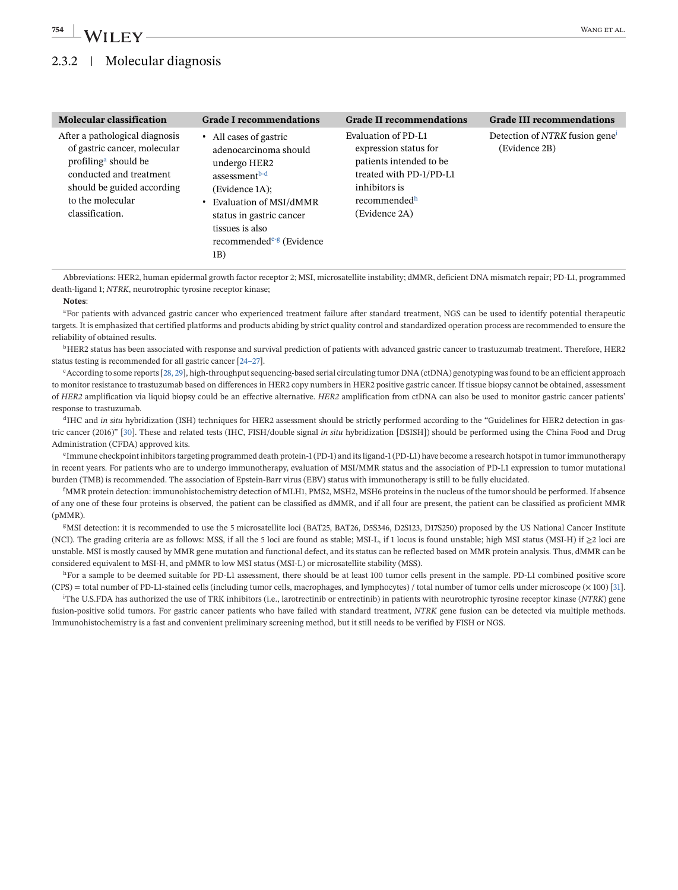### 2.3.2 | Molecular diagnosis

| Molecular classification | Grade I recommendations | Grade II recommendations | Grade III recommendations |
|---|---|---|---|
| After a pathological diagnosis of gastric cancer, molecular profiling[a] should be conducted and treatment should be guided according to the molecular classification. | • All cases of gastric adenocarcinoma should undergo HER2 assessment[b-d] (Evidence 1A); <br>• Evaluation of MSI/dMMR status in gastric cancer tissues is also recommended[e-g] (Evidence 1B) | Evaluation of PD-L1 expression status for patients intended to be treated with PD-1/PD-L1 inhibitors is recommended[h] (Evidence 2A) | Detection of *NTRK* fusion gene[i] (Evidence 2B) |

Abbreviations: HER2, human epidermal growth factor receptor 2; MSI, microsatellite instability; dMMR, deficient DNA mismatch repair; PD-L1, programmed death-ligand 1; *NTRK*, neurotrophic tyrosine receptor kinase;

**Notes**:

[a]For patients with advanced gastric cancer who experienced treatment failure after standard treatment, NGS can be used to identify potential therapeutic targets. It is emphasized that certified platforms and products abiding by strict quality control and standardized operation process are recommended to ensure the reliability of obtained results.

[b]HER2 status has been associated with response and survival prediction of patients with advanced gastric cancer to trastuzumab treatment. Therefore, HER2 status testing is recommended for all gastric cancer [24–27].

[c]According to some reports [28, 29], high-throughput sequencing-based serial circulating tumor DNA (ctDNA) genotyping was found to be an efficient approach to monitor resistance to trastuzumab based on differences in HER2 copy numbers in HER2 positive gastric cancer. If tissue biopsy cannot be obtained, assessment of *HER2* amplification via liquid biopsy could be an effective alternative. *HER2* amplification from ctDNA can also be used to monitor gastric cancer patients' response to trastuzumab.

[d]IHC and *in situ* hybridization (ISH) techniques for HER2 assessment should be strictly performed according to the "Guidelines for HER2 detection in gastric cancer (2016)" [30]. These and related tests (IHC, FISH/double signal *in situ* hybridization [DSISH]) should be performed using the China Food and Drug Administration (CFDA) approved kits.

[e]Immune checkpoint inhibitors targeting programmed death protein-1 (PD-1) and its ligand-1 (PD-L1) have become a research hotspot in tumor immunotherapy in recent years. For patients who are to undergo immunotherapy, evaluation of MSI/MMR status and the association of PD-L1 expression to tumor mutational burden (TMB) is recommended. The association of Epstein-Barr virus (EBV) status with immunotherapy is still to be fully elucidated.

[f]MMR protein detection: immunohistochemistry detection of MLH1, PMS2, MSH2, MSH6 proteins in the nucleus of the tumor should be performed. If absence of any one of these four proteins is observed, the patient can be classified as dMMR, and if all four are present, the patient can be classified as proficient MMR (pMMR).

[g]MSI detection: it is recommended to use the 5 microsatellite loci (BAT25, BAT26, D5S346, D2S123, D17S250) proposed by the US National Cancer Institute (NCI). The grading criteria are as follows: MSS, if all the 5 loci are found as stable; MSI-L, if 1 locus is found unstable; high MSI status (MSI-H) if ≥2 loci are unstable. MSI is mostly caused by MMR gene mutation and functional defect, and its status can be reflected based on MMR protein analysis. Thus, dMMR can be considered equivalent to MSI-H, and pMMR to low MSI status (MSI-L) or microsatellite stability (MSS).

[h]For a sample to be deemed suitable for PD-L1 assessment, there should be at least 100 tumor cells present in the sample. PD-L1 combined positive score (CPS) = total number of PD-L1-stained cells (including tumor cells, macrophages, and lymphocytes) / total number of tumor cells under microscope (× 100) [31].

[i]The U.S.FDA has authorized the use of TRK inhibitors (i.e., larotrectinib or entrectinib) in patients with neurotrophic tyrosine receptor kinase (*NTRK*) gene fusion-positive solid tumors. For gastric cancer patients who have failed with standard treatment, *NTRK* gene fusion can be detected via multiple methods. Immunohistochemistry is a fast and convenient preliminary screening method, but it still needs to be verified by FISH or NGS.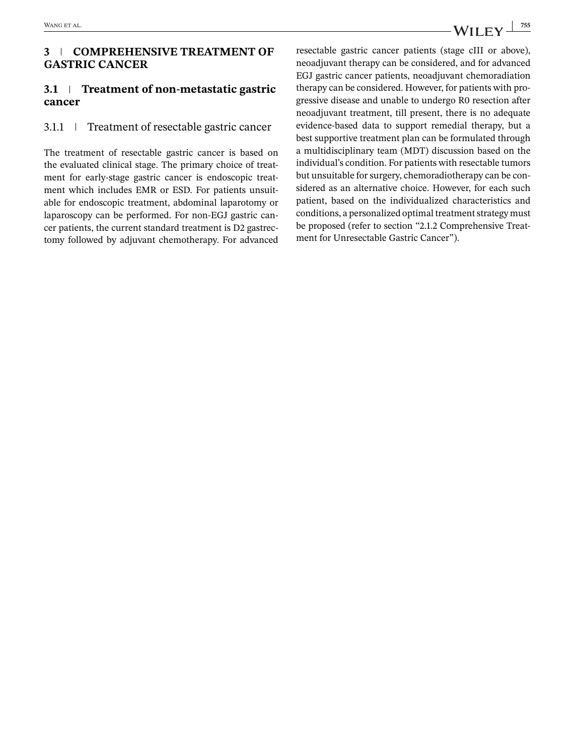# 3 | COMPREHENSIVE TREATMENT OF GASTRIC CANCER

## 3.1 | Treatment of non-metastatic gastric cancer

### 3.1.1 | Treatment of resectable gastric cancer

The treatment of resectable gastric cancer is based on the evaluated clinical stage. The primary choice of treatment for early-stage gastric cancer is endoscopic treatment which includes EMR or ESD. For patients unsuitable for endoscopic treatment, abdominal laparotomy or laparoscopy can be performed. For non-EGJ gastric cancer patients, the current standard treatment is D2 gastrectomy followed by adjuvant chemotherapy. For advanced resectable gastric cancer patients (stage cIII or above), neoadjuvant therapy can be considered, and for advanced EGJ gastric cancer patients, neoadjuvant chemoradiation therapy can be considered. However, for patients with progressive disease and unable to undergo R0 resection after neoadjuvant treatment, till present, there is no adequate evidence-based data to support remedial therapy, but a best supportive treatment plan can be formulated through a multidisciplinary team (MDT) discussion based on the individual's condition. For patients with resectable tumors but unsuitable for surgery, chemoradiotherapy can be considered as an alternative choice. However, for each such patient, based on the individualized characteristics and conditions, a personalized optimal treatment strategy must be proposed (refer to section "2.1.2 Comprehensive Treatment for Unresectable Gastric Cancer").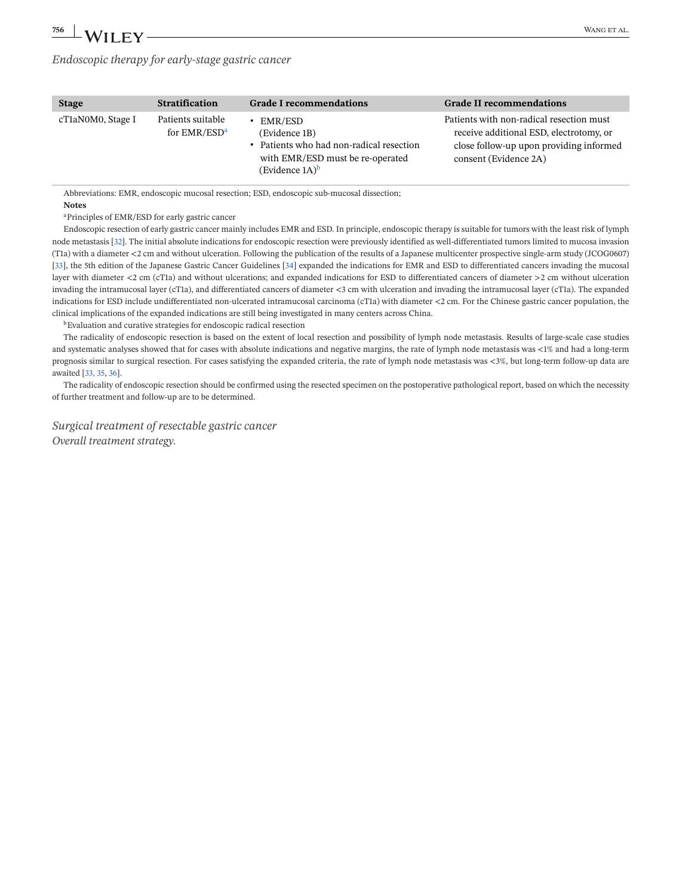*Endoscopic therapy for early-stage gastric cancer*

| Stage | Stratification | Grade I recommendations | Grade II recommendations |
| --- | --- | --- | --- |
| cT1aN0M0, Stage I | Patients suitable for EMR/ESD[a] | • EMR/ESD (Evidence 1B)<br>• Patients who had non-radical resection with EMR/ESD must be re-operated (Evidence 1A)[b] | Patients with non-radical resection must receive additional ESD, electrotomy, or close follow-up upon providing informed consent (Evidence 2A) |

Abbreviations: EMR, endoscopic mucosal resection; ESD, endoscopic sub-mucosal dissection;

**Notes**

[a]Principles of EMR/ESD for early gastric cancer

Endoscopic resection of early gastric cancer mainly includes EMR and ESD. In principle, endoscopic therapy is suitable for tumors with the least risk of lymph node metastasis [32]. The initial absolute indications for endoscopic resection were previously identified as well-differentiated tumors limited to mucosa invasion (T1a) with a diameter <2 cm and without ulceration. Following the publication of the results of a Japanese multicenter prospective single-arm study (JCOG0607) [33], the 5th edition of the Japanese Gastric Cancer Guidelines [34] expanded the indications for EMR and ESD to differentiated cancers invading the mucosal layer with diameter <2 cm (cT1a) and without ulcerations; and expanded indications for ESD to differentiated cancers of diameter >2 cm without ulceration invading the intramucosal layer (cT1a), and differentiated cancers of diameter <3 cm with ulceration and invading the intramucosal layer (cT1a). The expanded indications for ESD include undifferentiated non-ulcerated intramucosal carcinoma (cT1a) with diameter <2 cm. For the Chinese gastric cancer population, the clinical implications of the expanded indications are still being investigated in many centers across China.

[b]Evaluation and curative strategies for endoscopic radical resection

The radicality of endoscopic resection is based on the extent of local resection and possibility of lymph node metastasis. Results of large-scale case studies and systematic analyses showed that for cases with absolute indications and negative margins, the rate of lymph node metastasis was <1% and had a long-term prognosis similar to surgical resection. For cases satisfying the expanded criteria, the rate of lymph node metastasis was <3%, but long-term follow-up data are awaited [33, 35, 36].

The radicality of endoscopic resection should be confirmed using the resected specimen on the postoperative pathological report, based on which the necessity of further treatment and follow-up are to be determined.

*Surgical treatment of resectable gastric cancer*

*Overall treatment strategy.*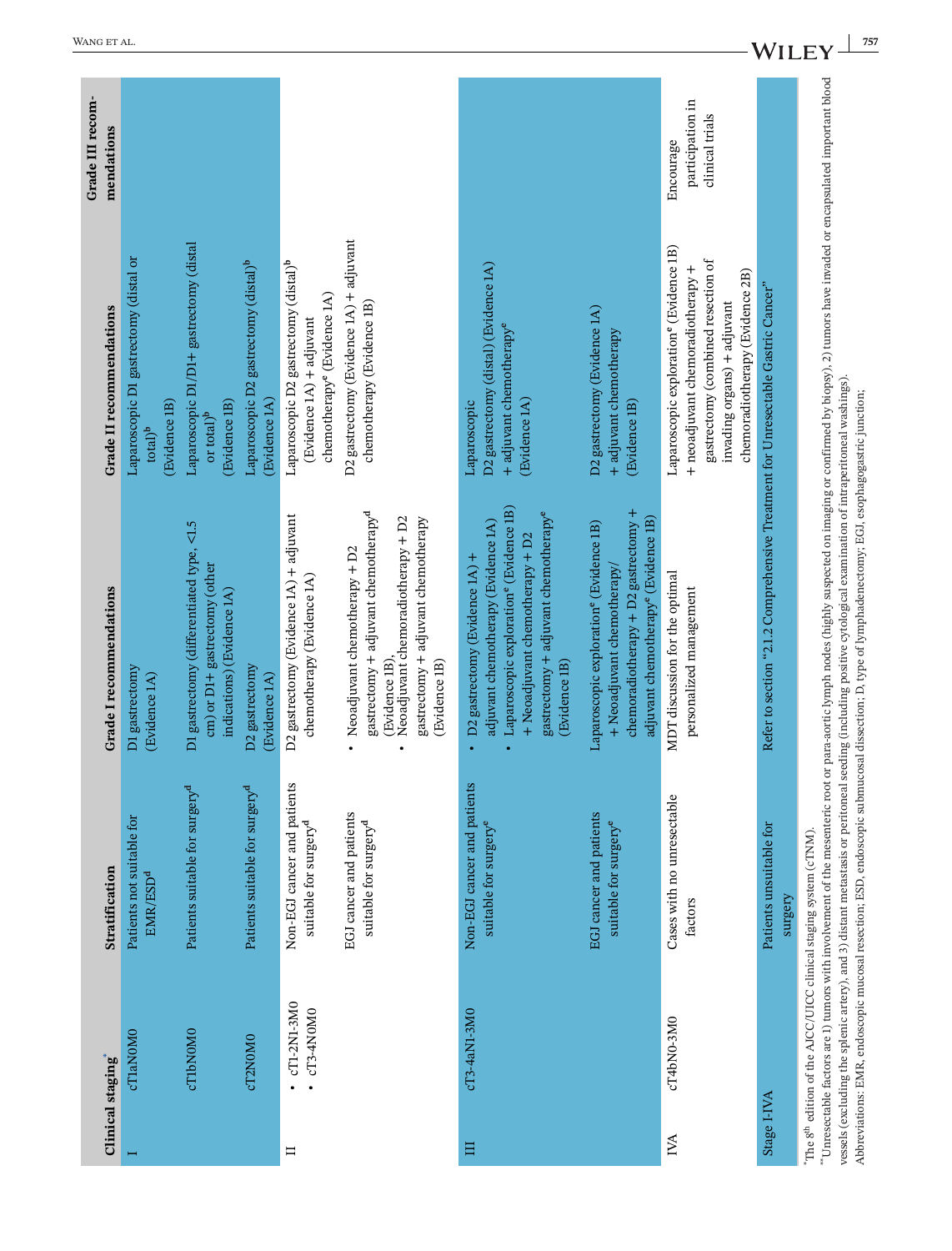| Clinical staging* | | Stratification | Grade I recommendations | Grade II recommendations | Grade III recommendations |
|---|---|---|---|---|---|
| I | cT1aN0M0 | Patients not suitable for EMR/ESD[d] | D1 gastrectomy (Evidence 1A) | Laparoscopic D1 gastrectomy (distal or total)[b] (Evidence 1B) | |
| | cT1bN0M0 | Patients suitable for surgery[d] | D1 gastrectomy (differentiated type, <1.5 cm) or D1+ gastrectomy (other indications) (Evidence 1A) | Laparoscopic D1/D1+ gastrectomy (distal or total)[b] (Evidence 1B) | |
| | cT2N0M0 | Patients suitable for surgery[d] | D2 gastrectomy (Evidence 1A) | Laparoscopic D2 gastrectomy (distal)[b] (Evidence 1A) | |
| II | • cT1-2N1-3M0<br>• cT3-4N0M0 | Non-EGJ cancer and patients suitable for surgery[d] | D2 gastrectomy (Evidence 1A) + adjuvant chemotherapy (Evidence 1A) | Laparoscopic D2 gastrectomy (distal)[b] (Evidence 1A) + adjuvant chemotherapy[e] (Evidence 1A) | |
| | | EGJ cancer and patients suitable for surgery[d] | • Neoadjuvant chemotherapy + D2 gastrectomy + adjuvant chemotherapy[d] (Evidence 1B),<br>• Neoadjuvant chemoradiotherapy + D2 gastrectomy + adjuvant chemotherapy (Evidence 1B) | D2 gastrectomy (Evidence 1A) + adjuvant chemotherapy (Evidence 1B) | |
| III | cT3-4aN1-3M0 | Non-EGJ cancer and patients suitable for surgery[e] | • D2 gastrectomy (Evidence 1A) + adjuvant chemotherapy (Evidence 1A)<br>• Laparoscopic exploration[e] (Evidence 1B) + Neoadjuvant chemotherapy + D2 gastrectomy + adjuvant chemotherapy[e] (Evidence 1B) | Laparoscopic D2 gastrectomy (distal) (Evidence 1A) + adjuvant chemotherapy[e] (Evidence 1A) | |
| | | EGJ cancer and patients suitable for surgery[e] | Laparoscopic exploration[e] (Evidence 1B) + Neoadjuvant chemotherapy/ chemoradiotherapy + D2 gastrectomy + adjuvant chemotherapy[e] (Evidence 1B) | D2 gastrectomy (Evidence 1A) + adjuvant chemotherapy (Evidence 1B) | |
| IVA | cT4bN0-3M0 | Cases with no unresectable factors | MDT discussion for the optimal personalized management | Laparoscopic exploration[e] (Evidence 1B) + neoadjuvant chemoradiotherapy + gastrectomy (combined resection of invading organs) + adjuvant chemoradiotherapy (Evidence 2B) | Encourage participation in clinical trials |
| Stage I-IVA | | Patients unsuitable for surgery | Refer to section "2.1.2 Comprehensive Treatment for Unresectable Gastric Cancer" | | |

*The 8th edition of the AJCC/UICC clinical staging system (cTNM).

**Unresectable factors are 1) tumors with involvement of the mesenteric root or para-aortic lymph nodes (highly suspected on imaging or confirmed by biopsy), 2) tumors have invaded or encapsulated important blood vessels (excluding the splenic artery), and 3) distant metastasis or peritoneal seeding (including positive cytological examination of intraperitoneal washings).

Abbreviations: EMR, endoscopic mucosal resection; ESD, endoscopic submucosal dissection; D, type of lymphadenectomy; EGJ, esophagogastric junction;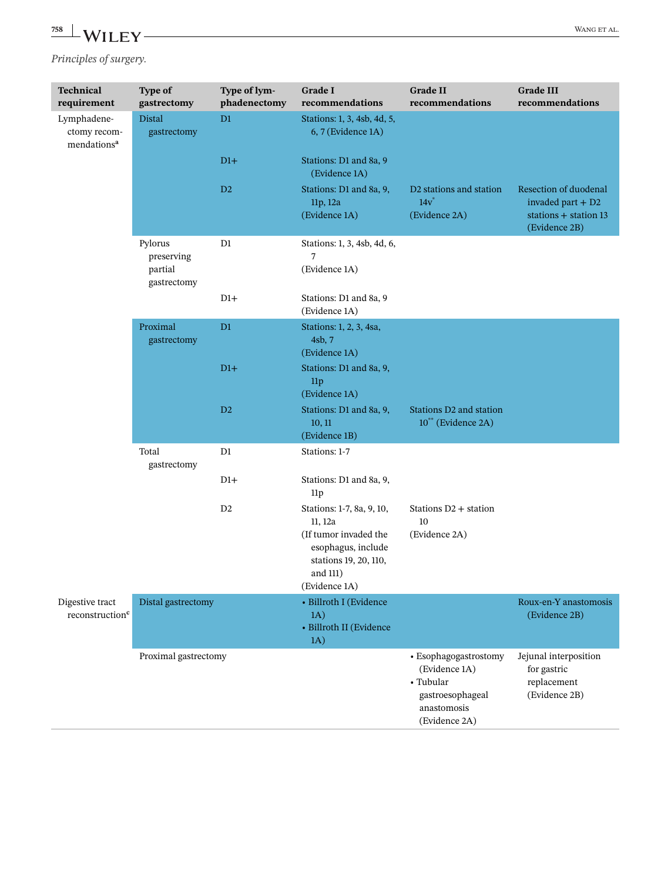*Principles of surgery.*

| Technical requirement | Type of gastrectomy | Type of lymphadenectomy | Grade I recommendations | Grade II recommendations | Grade III recommendations |
|---|---|---|---|---|---|
| Lymphadenectomy recommendations[a] | Distal gastrectomy | D1 | Stations: 1, 3, 4sb, 4d, 5, 6, 7 (Evidence 1A) | | |
| | | D1+ | Stations: D1 and 8a, 9 (Evidence 1A) | | |
| | | D2 | Stations: D1 and 8a, 9, 11p, 12a (Evidence 1A) | D2 stations and station 14v[*] (Evidence 2A) | Resection of duodenal invaded part + D2 stations + station 13 (Evidence 2B) |
| | Pylorus preserving partial gastrectomy | D1 | Stations: 1, 3, 4sb, 4d, 6, 7 (Evidence 1A) | | |
| | | D1+ | Stations: D1 and 8a, 9 (Evidence 1A) | | |
| | Proximal gastrectomy | D1 | Stations: 1, 2, 3, 4sa, 4sb, 7 (Evidence 1A) | | |
| | | D1+ | Stations: D1 and 8a, 9, 11p (Evidence 1A) | | |
| | | D2 | Stations: D1 and 8a, 9, 10, 11 (Evidence 1B) | Stations D2 and station 10[**] (Evidence 2A) | |
| | Total gastrectomy | D1 | Stations: 1-7 | | |
| | | D1+ | Stations: D1 and 8a, 9, 11p | | |
| | | D2 | Stations: 1-7, 8a, 9, 10, 11, 12a (If tumor invaded the esophagus, include stations 19, 20, 110, and 111) (Evidence 1A) | Stations D2 + station 10 (Evidence 2A) | |
| Digestive tract reconstruction[c] | Distal gastrectomy | | • Billroth I (Evidence 1A) • Billroth II (Evidence 1A) | | Roux-en-Y anastomosis (Evidence 2B) |
| | Proximal gastrectomy | | | • Esophagogastrostomy (Evidence 1A) • Tubular gastroesophageal anastomosis (Evidence 2A) | Jejunal interposition for gastric replacement (Evidence 2B) |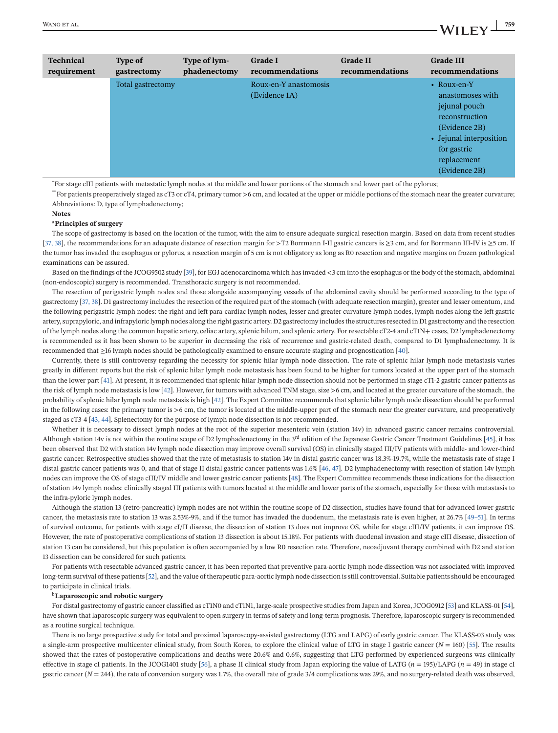| Technical requirement | Type of gastrectomy | Type of lymphadenectomy | Grade I recommendations | Grade II recommendations | Grade III recommendations |
|---|---|---|---|---|---|
| | Total gastrectomy | | Roux-en-Y anastomosis (Evidence 1A) | | • Roux-en-Y anastomoses with jejunal pouch reconstruction (Evidence 2B)<br>• Jejunal interposition for gastric replacement (Evidence 2B) |

*For stage cIII patients with metastatic lymph nodes at the middle and lower portions of the stomach and lower part of the pylorus;

**For patients preoperatively staged as cT3 or cT4, primary tumor >6 cm, and located at the upper or middle portions of the stomach near the greater curvature;

Abbreviations: D, type of lymphadenectomy;

**Notes**

[a]**Principles of surgery**

The scope of gastrectomy is based on the location of the tumor, with the aim to ensure adequate surgical resection margin. Based on data from recent studies [37, 38], the recommendations for an adequate distance of resection margin for >T2 Borrmann I-II gastric cancers is ≥3 cm, and for Borrmann III-IV is ≥5 cm. If the tumor has invaded the esophagus or pylorus, a resection margin of 5 cm is not obligatory as long as R0 resection and negative margins on frozen pathological examinations can be assured.

Based on the findings of the JCOG9502 study [39], for EGJ adenocarcinoma which has invaded <3 cm into the esophagus or the body of the stomach, abdominal (non-endoscopic) surgery is recommended. Transthoracic surgery is not recommended.

The resection of perigastric lymph nodes and those alongside accompanying vessels of the abdominal cavity should be performed according to the type of gastrectomy [37, 38]. D1 gastrectomy includes the resection of the required part of the stomach (with adequate resection margin), greater and lesser omentum, and the following perigastric lymph nodes: the right and left para-cardiac lymph nodes, lesser and greater curvature lymph nodes, lymph nodes along the left gastric artery, suprapyloric, and infrapyloric lymph nodes along the right gastric artery. D2 gastrectomy includes the structures resected in D1 gastrectomy and the resection of the lymph nodes along the common hepatic artery, celiac artery, splenic hilum, and splenic artery. For resectable cT2-4 and cT1N+ cases, D2 lymphadenectomy is recommended as it has been shown to be superior in decreasing the risk of recurrence and gastric-related death, compared to D1 lymphadenectomy. It is recommended that ≥16 lymph nodes should be pathologically examined to ensure accurate staging and prognostication [40].

Currently, there is still controversy regarding the necessity for splenic hilar lymph node dissection. The rate of splenic hilar lymph node metastasis varies greatly in different reports but the risk of splenic hilar lymph node metastasis has been found to be higher for tumors located at the upper part of the stomach than the lower part [41]. At present, it is recommended that splenic hilar lymph node dissection should not be performed in stage cT1-2 gastric cancer patients as the risk of lymph node metastasis is low [42]. However, for tumors with advanced TNM stage, size >6 cm, and located at the greater curvature of the stomach, the probability of splenic hilar lymph node metastasis is high [42]. The Expert Committee recommends that splenic hilar lymph node dissection should be performed in the following cases: the primary tumor is >6 cm, the tumor is located at the middle-upper part of the stomach near the greater curvature, and preoperatively staged as cT3-4 [43, 44]. Splenectomy for the purpose of lymph node dissection is not recommended.

Whether it is necessary to dissect lymph nodes at the root of the superior mesenteric vein (station 14v) in advanced gastric cancer remains controversial. Although station 14v is not within the routine scope of D2 lymphadenectomy in the 3rd edition of the Japanese Gastric Cancer Treatment Guidelines [45], it has been observed that D2 with station 14v lymph node dissection may improve overall survival (OS) in clinically staged III/IV patients with middle- and lower-third gastric cancer. Retrospective studies showed that the rate of metastasis to station 14v in distal gastric cancer was 18.3%-19.7%, while the metastasis rate of stage I distal gastric cancer patients was 0, and that of stage II distal gastric cancer patients was 1.6% [46, 47]. D2 lymphadenectomy with resection of station 14v lymph nodes can improve the OS of stage cIII/IV middle and lower gastric cancer patients [48]. The Expert Committee recommends these indications for the dissection of station 14v lymph nodes: clinically staged III patients with tumors located at the middle and lower parts of the stomach, especially for those with metastasis to the infra-pyloric lymph nodes.

Although the station 13 (retro-pancreatic) lymph nodes are not within the routine scope of D2 dissection, studies have found that for advanced lower gastric cancer, the metastasis rate to station 13 was 2.53%-9%, and if the tumor has invaded the duodenum, the metastasis rate is even higher, at 26.7% [49–51]. In terms of survival outcome, for patients with stage cI/II disease, the dissection of station 13 does not improve OS, while for stage cIII/IV patients, it can improve OS. However, the rate of postoperative complications of station 13 dissection is about 15.18%. For patients with duodenal invasion and stage cIII disease, dissection of station 13 can be considered, but this population is often accompanied by a low R0 resection rate. Therefore, neoadjuvant therapy combined with D2 and station 13 dissection can be considered for such patients.

For patients with resectable advanced gastric cancer, it has been reported that preventive para-aortic lymph node dissection was not associated with improved long-term survival of these patients [52], and the value of therapeutic para-aortic lymph node dissection is still controversial. Suitable patients should be encouraged to participate in clinical trials.

[b]**Laparoscopic and robotic surgery**

For distal gastrectomy of gastric cancer classified as cT1N0 and cT1N1, large-scale prospective studies from Japan and Korea, JCOG0912 [53] and KLASS-01 [54], have shown that laparoscopic surgery was equivalent to open surgery in terms of safety and long-term prognosis. Therefore, laparoscopic surgery is recommended as a routine surgical technique.

There is no large prospective study for total and proximal laparoscopy-assisted gastrectomy (LTG and LAPG) of early gastric cancer. The KLASS-03 study was a single-arm prospective multicenter clinical study, from South Korea, to explore the clinical value of LTG in stage I gastric cancer ($N$ = 160) [55]. The results showed that the rates of postoperative complications and deaths were 20.6% and 0.6%, suggesting that LTG performed by experienced surgeons was clinically effective in stage cI patients. In the JCOG1401 study [56], a phase II clinical study from Japan exploring the value of LATG ($n$ = 195)/LAPG ($n$ = 49) in stage cI gastric cancer ($N$ = 244), the rate of conversion surgery was 1.7%, the overall rate of grade 3/4 complications was 29%, and no surgery-related death was observed,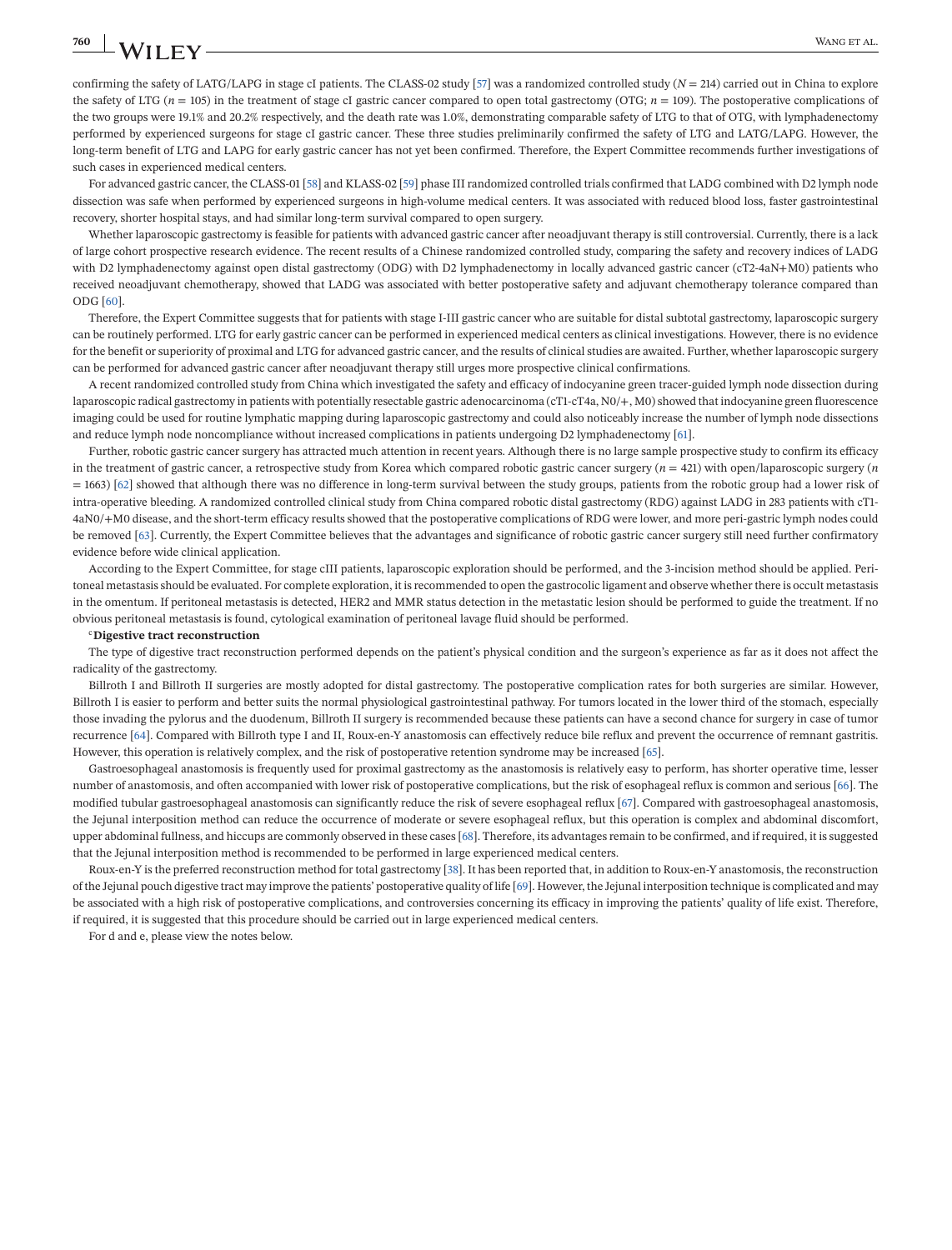confirming the safety of LATG/LAPG in stage cI patients. The CLASS-02 study [57] was a randomized controlled study ($N = 214$) carried out in China to explore the safety of LTG ($n = 105$) in the treatment of stage cI gastric cancer compared to open total gastrectomy (OTG; $n = 109$). The postoperative complications of the two groups were 19.1% and 20.2% respectively, and the death rate was 1.0%, demonstrating comparable safety of LTG to that of OTG, with lymphadenectomy performed by experienced surgeons for stage cI gastric cancer. These three studies preliminarily confirmed the safety of LTG and LATG/LAPG. However, the long-term benefit of LTG and LAPG for early gastric cancer has not yet been confirmed. Therefore, the Expert Committee recommends further investigations of such cases in experienced medical centers.

For advanced gastric cancer, the CLASS-01 [58] and KLASS-02 [59] phase III randomized controlled trials confirmed that LADG combined with D2 lymph node dissection was safe when performed by experienced surgeons in high-volume medical centers. It was associated with reduced blood loss, faster gastrointestinal recovery, shorter hospital stays, and had similar long-term survival compared to open surgery.

Whether laparoscopic gastrectomy is feasible for patients with advanced gastric cancer after neoadjuvant therapy is still controversial. Currently, there is a lack of large cohort prospective research evidence. The recent results of a Chinese randomized controlled study, comparing the safety and recovery indices of LADG with D2 lymphadenectomy against open distal gastrectomy (ODG) with D2 lymphadenectomy in locally advanced gastric cancer (cT2-4aN+M0) patients who received neoadjuvant chemotherapy, showed that LADG was associated with better postoperative safety and adjuvant chemotherapy tolerance compared than ODG [60].

Therefore, the Expert Committee suggests that for patients with stage I-III gastric cancer who are suitable for distal subtotal gastrectomy, laparoscopic surgery can be routinely performed. LTG for early gastric cancer can be performed in experienced medical centers as clinical investigations. However, there is no evidence for the benefit or superiority of proximal and LTG for advanced gastric cancer, and the results of clinical studies are awaited. Further, whether laparoscopic surgery can be performed for advanced gastric cancer after neoadjuvant therapy still urges more prospective clinical confirmations.

A recent randomized controlled study from China which investigated the safety and efficacy of indocyanine green tracer-guided lymph node dissection during laparoscopic radical gastrectomy in patients with potentially resectable gastric adenocarcinoma (cT1-cT4a, N0/+, M0) showed that indocyanine green fluorescence imaging could be used for routine lymphatic mapping during laparoscopic gastrectomy and could also noticeably increase the number of lymph node dissections and reduce lymph node noncompliance without increased complications in patients undergoing D2 lymphadenectomy [61].

Further, robotic gastric cancer surgery has attracted much attention in recent years. Although there is no large sample prospective study to confirm its efficacy in the treatment of gastric cancer, a retrospective study from Korea which compared robotic gastric cancer surgery ($n = 421$) with open/laparoscopic surgery ($n = 1663$) [62] showed that although there was no difference in long-term survival between the study groups, patients from the robotic group had a lower risk of intra-operative bleeding. A randomized controlled clinical study from China compared robotic distal gastrectomy (RDG) against LADG in 283 patients with cT1-4aN0/+M0 disease, and the short-term efficacy results showed that the postoperative complications of RDG were lower, and more peri-gastric lymph nodes could be removed [63]. Currently, the Expert Committee believes that the advantages and significance of robotic gastric cancer surgery still need further confirmatory evidence before wide clinical application.

According to the Expert Committee, for stage cIII patients, laparoscopic exploration should be performed, and the 3-incision method should be applied. Peritoneal metastasis should be evaluated. For complete exploration, it is recommended to open the gastrocolic ligament and observe whether there is occult metastasis in the omentum. If peritoneal metastasis is detected, HER2 and MMR status detection in the metastatic lesion should be performed to guide the treatment. If no obvious peritoneal metastasis is found, cytological examination of peritoneal lavage fluid should be performed.

[c]**Digestive tract reconstruction**

The type of digestive tract reconstruction performed depends on the patient's physical condition and the surgeon's experience as far as it does not affect the radicality of the gastrectomy.

Billroth I and Billroth II surgeries are mostly adopted for distal gastrectomy. The postoperative complication rates for both surgeries are similar. However, Billroth I is easier to perform and better suits the normal physiological gastrointestinal pathway. For tumors located in the lower third of the stomach, especially those invading the pylorus and the duodenum, Billroth II surgery is recommended because these patients can have a second chance for surgery in case of tumor recurrence [64]. Compared with Billroth type I and II, Roux-en-Y anastomosis can effectively reduce bile reflux and prevent the occurrence of remnant gastritis. However, this operation is relatively complex, and the risk of postoperative retention syndrome may be increased [65].

Gastroesophageal anastomosis is frequently used for proximal gastrectomy as the anastomosis is relatively easy to perform, has shorter operative time, lesser number of anastomosis, and often accompanied with lower risk of postoperative complications, but the risk of esophageal reflux is common and serious [66]. The modified tubular gastroesophageal anastomosis can significantly reduce the risk of severe esophageal reflux [67]. Compared with gastroesophageal anastomosis, the Jejunal interposition method can reduce the occurrence of moderate or severe esophageal reflux, but this operation is complex and abdominal discomfort, upper abdominal fullness, and hiccups are commonly observed in these cases [68]. Therefore, its advantages remain to be confirmed, and if required, it is suggested that the Jejunal interposition method is recommended to be performed in large experienced medical centers.

Roux-en-Y is the preferred reconstruction method for total gastrectomy [38]. It has been reported that, in addition to Roux-en-Y anastomosis, the reconstruction of the Jejunal pouch digestive tract may improve the patients' postoperative quality of life [69]. However, the Jejunal interposition technique is complicated and may be associated with a high risk of postoperative complications, and controversies concerning its efficacy in improving the patients' quality of life exist. Therefore, if required, it is suggested that this procedure should be carried out in large experienced medical centers.

For d and e, please view the notes below.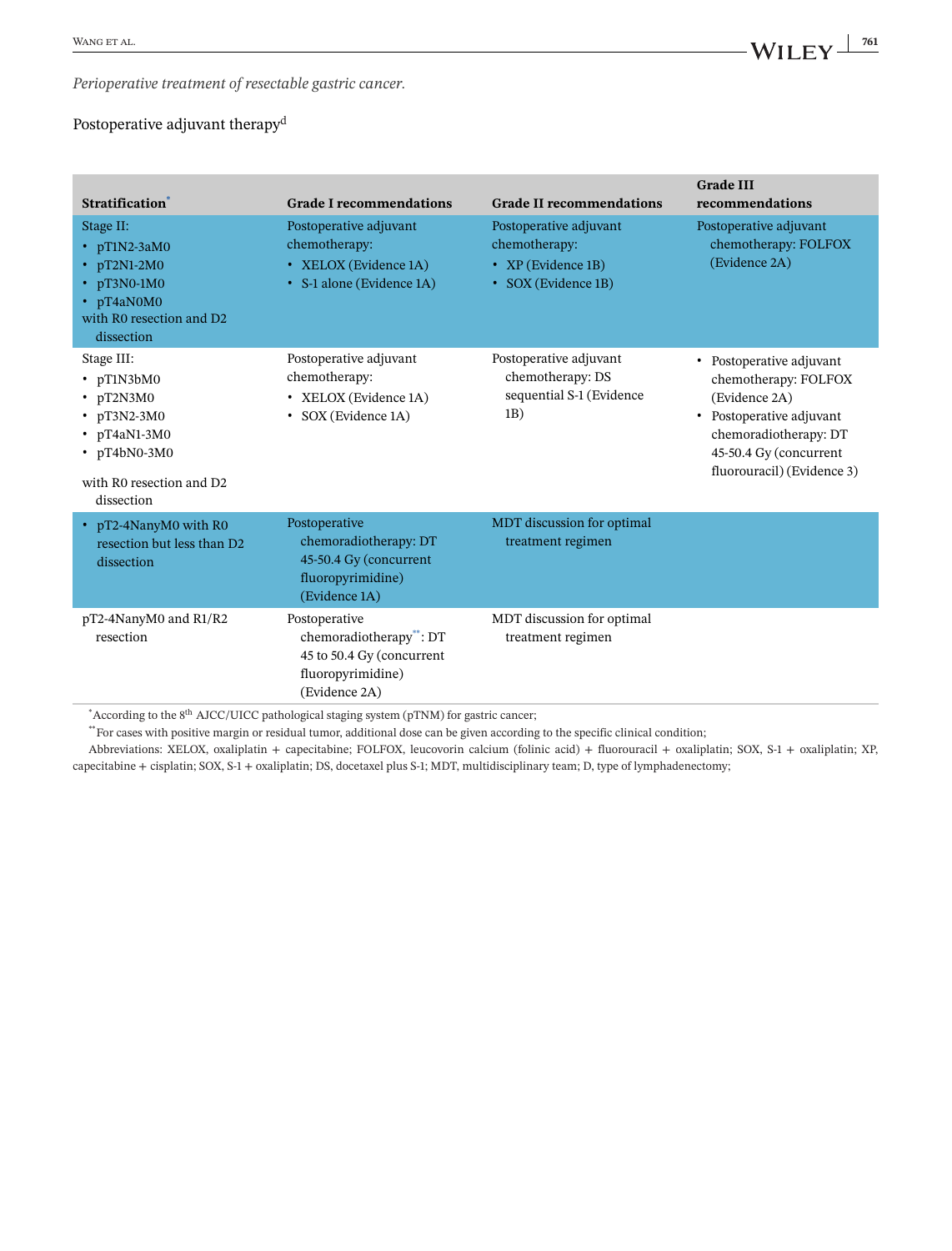*Perioperative treatment of resectable gastric cancer.*

Postoperative adjuvant therapy[d]

| Stratification[*] | Grade I recommendations | Grade II recommendations | Grade III recommendations |
|---|---|---|---|
| Stage II: <br>• pT1N2-3aM0 <br>• pT2N1-2M0 <br>• pT3N0-1M0 <br>• pT4aN0M0 <br>with R0 resection and D2 dissection | Postoperative adjuvant chemotherapy: <br>• XELOX (Evidence 1A) <br>• S-1 alone (Evidence 1A) | Postoperative adjuvant chemotherapy: <br>• XP (Evidence 1B) <br>• SOX (Evidence 1B) | Postoperative adjuvant chemotherapy: FOLFOX (Evidence 2A) |
| Stage III: <br>• pT1N3bM0 <br>• pT2N3M0 <br>• pT3N2-3M0 <br>• pT4aN1-3M0 <br>• pT4bN0-3M0 <br>with R0 resection and D2 dissection | Postoperative adjuvant chemotherapy: <br>• XELOX (Evidence 1A) <br>• SOX (Evidence 1A) | Postoperative adjuvant chemotherapy: DS sequential S-1 (Evidence 1B) | • Postoperative adjuvant chemotherapy: FOLFOX (Evidence 2A) <br>• Postoperative adjuvant chemoradiotherapy: DT 45-50.4 Gy (concurrent fluorouracil) (Evidence 3) |
| • pT2-4NanyM0 with R0 resection but less than D2 dissection | Postoperative chemoradiotherapy: DT 45-50.4 Gy (concurrent fluoropyrimidine) (Evidence 1A) | MDT discussion for optimal treatment regimen | |
| pT2-4NanyM0 and R1/R2 resection | Postoperative chemoradiotherapy[**]: DT 45 to 50.4 Gy (concurrent fluoropyrimidine) (Evidence 2A) | MDT discussion for optimal treatment regimen | |

[*]According to the 8th AJCC/UICC pathological staging system (pTNM) for gastric cancer;

[**]For cases with positive margin or residual tumor, additional dose can be given according to the specific clinical condition;

Abbreviations: XELOX, oxaliplatin + capecitabine; FOLFOX, leucovorin calcium (folinic acid) + fluorouracil + oxaliplatin; SOX, S-1 + oxaliplatin; XP, capecitabine + cisplatin; SOX, S-1 + oxaliplatin; DS, docetaxel plus S-1; MDT, multidisciplinary team; D, type of lymphadenectomy;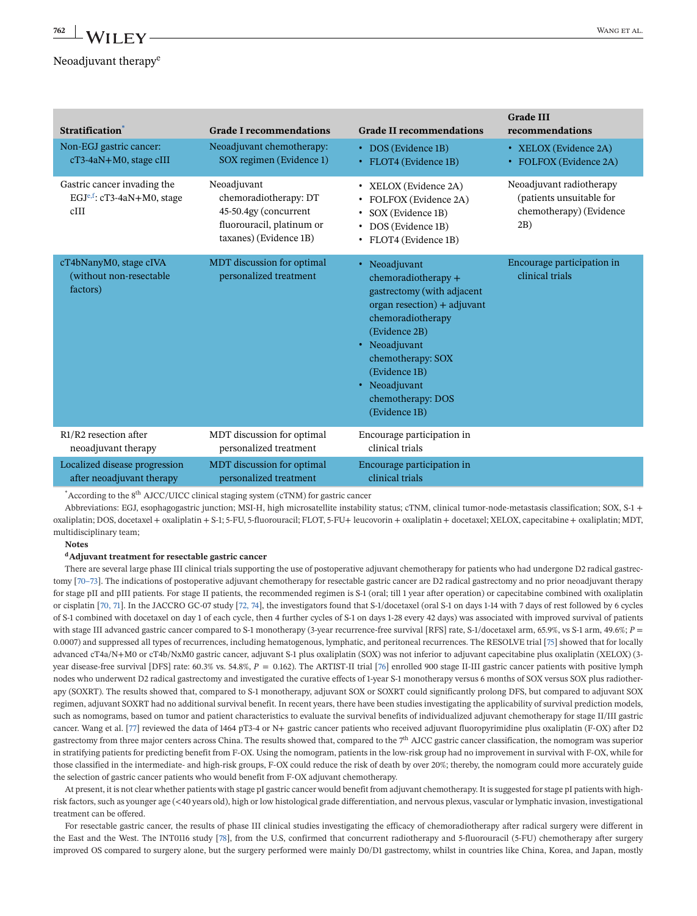Neoadjuvant therapy[e]

| Stratification[*] | Grade I recommendations | Grade II recommendations | Grade III recommendations |
|---|---|---|---|
| Non-EGJ gastric cancer: cT3-4aN+M0, stage cIII | Neoadjuvant chemotherapy: SOX regimen (Evidence 1) | • DOS (Evidence 1B)<br>• FLOT4 (Evidence 1B) | • XELOX (Evidence 2A)<br>• FOLFOX (Evidence 2A) |
| Gastric cancer invading the EGJ[e,f]: cT3-4aN+M0, stage cIII | Neoadjuvant chemoradiotherapy: DT 45-50.4gy (concurrent fluorouracil, platinum or taxanes) (Evidence 1B) | • XELOX (Evidence 2A)<br>• FOLFOX (Evidence 2A)<br>• SOX (Evidence 1B)<br>• DOS (Evidence 1B)<br>• FLOT4 (Evidence 1B) | Neoadjuvant radiotherapy (patients unsuitable for chemotherapy) (Evidence 2B) |
| cT4bNanyM0, stage cIVA (without non-resectable factors) | MDT discussion for optimal personalized treatment | • Neoadjuvant chemoradiotherapy + gastrectomy (with adjacent organ resection) + adjuvant chemoradiotherapy (Evidence 2B)<br>• Neoadjuvant chemotherapy: SOX (Evidence 1B)<br>• Neoadjuvant chemotherapy: DOS (Evidence 1B) | Encourage participation in clinical trials |
| R1/R2 resection after neoadjuvant therapy | MDT discussion for optimal personalized treatment | Encourage participation in clinical trials | |
| Localized disease progression after neoadjuvant therapy | MDT discussion for optimal personalized treatment | Encourage participation in clinical trials | |

[*]According to the 8[th] AJCC/UICC clinical staging system (cTNM) for gastric cancer

Abbreviations: EGJ, esophagogastric junction; MSI-H, high microsatellite instability status; cTNM, clinical tumor-node-metastasis classification; SOX, S-1 + oxaliplatin; DOS, docetaxel + oxaliplatin + S-1; 5-FU, 5-fluorouracil; FLOT, 5-FU+ leucovorin + oxaliplatin + docetaxel; XELOX, capecitabine + oxaliplatin; MDT, multidisciplinary team;

**Notes**

**[d]Adjuvant treatment for resectable gastric cancer**

There are several large phase III clinical trials supporting the use of postoperative adjuvant chemotherapy for patients who had undergone D2 radical gastrectomy [70–73]. The indications of postoperative adjuvant chemotherapy for resectable gastric cancer are D2 radical gastrectomy and no prior neoadjuvant therapy for stage pII and pIII patients. For stage II patients, the recommended regimen is S-1 (oral; till 1 year after operation) or capecitabine combined with oxaliplatin or cisplatin [70, 71]. In the JACCRO GC-07 study [72, 74], the investigators found that S-1/docetaxel (oral S-1 on days 1-14 with 7 days of rest followed by 6 cycles of S-1 combined with docetaxel on day 1 of each cycle, then 4 further cycles of S-1 on days 1-28 every 42 days) was associated with improved survival of patients with stage III advanced gastric cancer compared to S-1 monotherapy (3-year recurrence-free survival [RFS] rate, S-1/docetaxel arm, 65.9%, vs S-1 arm, 49.6%; $P = 0.0007$) and suppressed all types of recurrences, including hematogenous, lymphatic, and peritoneal recurrences. The RESOLVE trial [75] showed that for locally advanced cT4a/N+M0 or cT4b/NxM0 gastric cancer, adjuvant S-1 plus oxaliplatin (SOX) was not inferior to adjuvant capecitabine plus oxaliplatin (XELOX) (3-year disease-free survival [DFS] rate: 60.3% vs. 54.8%, $P = 0.162$). The ARTIST-II trial [76] enrolled 900 stage II-III gastric cancer patients with positive lymph nodes who underwent D2 radical gastrectomy and investigated the curative effects of 1-year S-1 monotherapy versus 6 months of SOX versus SOX plus radiotherapy (SOXRT). The results showed that, compared to S-1 monotherapy, adjuvant SOX or SOXRT could significantly prolong DFS, but compared to adjuvant SOX regimen, adjuvant SOXRT had no additional survival benefit. In recent years, there have been studies investigating the applicability of survival prediction models, such as nomograms, based on tumor and patient characteristics to evaluate the survival benefits of individualized adjuvant chemotherapy for stage II/III gastric cancer. Wang et al. [77] reviewed the data of 1464 pT3-4 or N+ gastric cancer patients who received adjuvant fluoropyrimidine plus oxaliplatin (F-OX) after D2 gastrectomy from three major centers across China. The results showed that, compared to the 7[th] AJCC gastric cancer classification, the nomogram was superior in stratifying patients for predicting benefit from F-OX. Using the nomogram, patients in the low-risk group had no improvement in survival with F-OX, while for those classified in the intermediate- and high-risk groups, F-OX could reduce the risk of death by over 20%; thereby, the nomogram could more accurately guide the selection of gastric cancer patients who would benefit from F-OX adjuvant chemotherapy.

At present, it is not clear whether patients with stage pI gastric cancer would benefit from adjuvant chemotherapy. It is suggested for stage pI patients with high-risk factors, such as younger age (<40 years old), high or low histological grade differentiation, and nervous plexus, vascular or lymphatic invasion, investigational treatment can be offered.

For resectable gastric cancer, the results of phase III clinical studies investigating the efficacy of chemoradiotherapy after radical surgery were different in the East and the West. The INT0116 study [78], from the U.S, confirmed that concurrent radiotherapy and 5-fluorouracil (5-FU) chemotherapy after surgery improved OS compared to surgery alone, but the surgery performed were mainly D0/D1 gastrectomy, whilst in countries like China, Korea, and Japan, mostly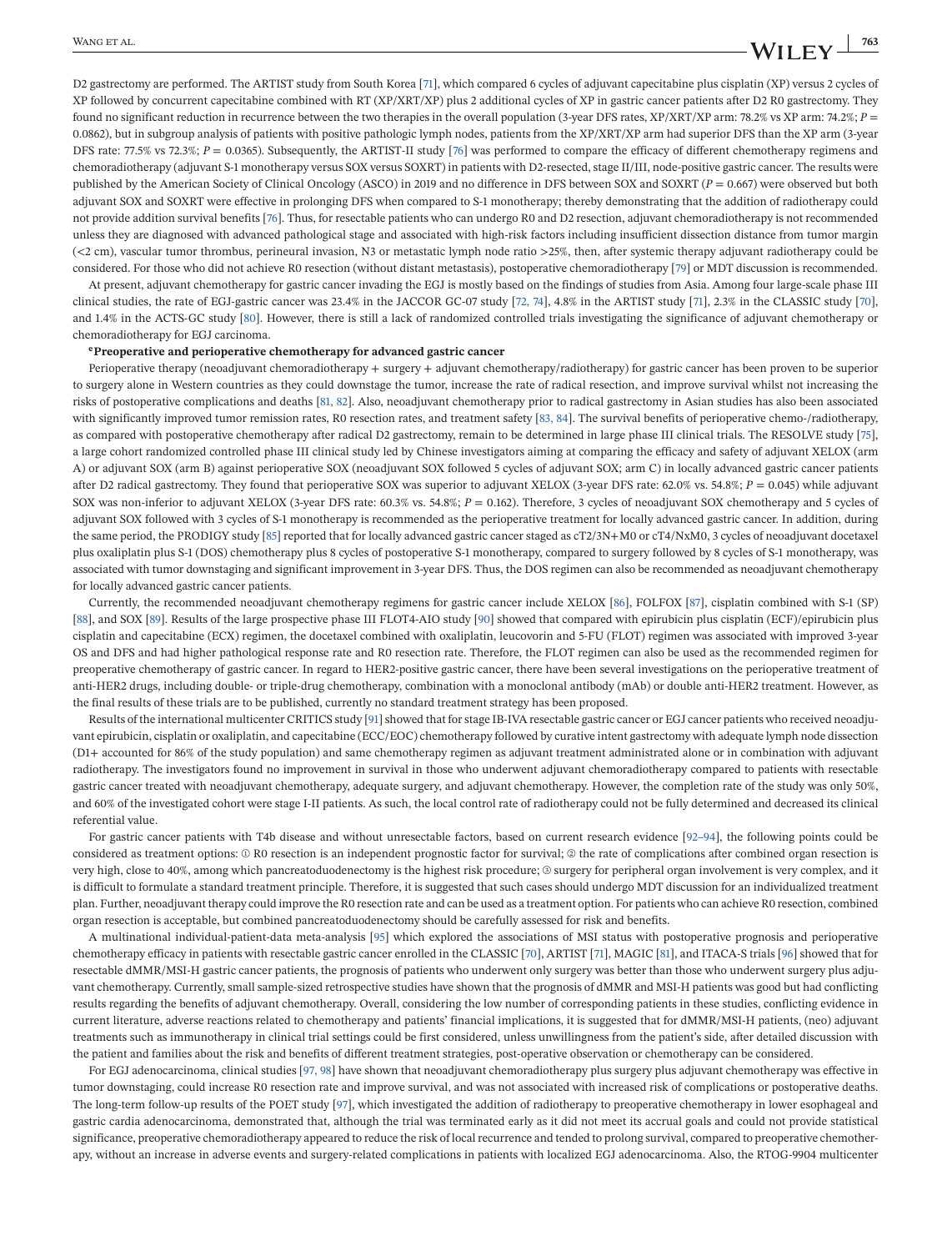D2 gastrectomy are performed. The ARTIST study from South Korea [71], which compared 6 cycles of adjuvant capecitabine plus cisplatin (XP) versus 2 cycles of XP followed by concurrent capecitabine combined with RT (XP/XRT/XP) plus 2 additional cycles of XP in gastric cancer patients after D2 R0 gastrectomy. They found no significant reduction in recurrence between the two therapies in the overall population (3-year DFS rates, XP/XRT/XP arm: 78.2% vs XP arm: 74.2%; $P = 0.0862$), but in subgroup analysis of patients with positive pathologic lymph nodes, patients from the XP/XRT/XP arm had superior DFS than the XP arm (3-year DFS rate: 77.5% vs 72.3%; $P = 0.0365$). Subsequently, the ARTIST-II study [76] was performed to compare the efficacy of different chemotherapy regimens and chemoradiotherapy (adjuvant S-1 monotherapy versus SOX versus SOXRT) in patients with D2-resected, stage II/III, node-positive gastric cancer. The results were published by the American Society of Clinical Oncology (ASCO) in 2019 and no difference in DFS between SOX and SOXRT ($P = 0.667$) were observed but both adjuvant SOX and SOXRT were effective in prolonging DFS when compared to S-1 monotherapy; thereby demonstrating that the addition of radiotherapy could not provide addition survival benefits [76]. Thus, for resectable patients who can undergo R0 and D2 resection, adjuvant chemoradiotherapy is not recommended unless they are diagnosed with advanced pathological stage and associated with high-risk factors including insufficient dissection distance from tumor margin (<2 cm), vascular tumor thrombus, perineural invasion, N3 or metastatic lymph node ratio >25%, then, after systemic therapy adjuvant radiotherapy could be considered. For those who did not achieve R0 resection (without distant metastasis), postoperative chemoradiotherapy [79] or MDT discussion is recommended.

At present, adjuvant chemotherapy for gastric cancer invading the EGJ is mostly based on the findings of studies from Asia. Among four large-scale phase III clinical studies, the rate of EGJ-gastric cancer was 23.4% in the JACCOR GC-07 study [72, 74], 4.8% in the ARTIST study [71], 2.3% in the CLASSIC study [70], and 1.4% in the ACTS-GC study [80]. However, there is still a lack of randomized controlled trials investigating the significance of adjuvant chemotherapy or chemoradiotherapy for EGJ carcinoma.

**ePreoperative and perioperative chemotherapy for advanced gastric cancer**

Perioperative therapy (neoadjuvant chemoradiotherapy + surgery + adjuvant chemotherapy/radiotherapy) for gastric cancer has been proven to be superior to surgery alone in Western countries as they could downstage the tumor, increase the rate of radical resection, and improve survival whilst not increasing the risks of postoperative complications and deaths [81, 82]. Also, neoadjuvant chemotherapy prior to radical gastrectomy in Asian studies has also been associated with significantly improved tumor remission rates, R0 resection rates, and treatment safety [83, 84]. The survival benefits of perioperative chemo-/radiotherapy, as compared with postoperative chemotherapy after radical D2 gastrectomy, remain to be determined in large phase III clinical trials. The RESOLVE study [75], a large cohort randomized controlled phase III clinical study led by Chinese investigators aiming at comparing the efficacy and safety of adjuvant XELOX (arm A) or adjuvant SOX (arm B) against perioperative SOX (neoadjuvant SOX followed 5 cycles of adjuvant SOX; arm C) in locally advanced gastric cancer patients after D2 radical gastrectomy. They found that perioperative SOX was superior to adjuvant XELOX (3-year DFS rate: 62.0% vs. 54.8%; $P = 0.045$) while adjuvant SOX was non-inferior to adjuvant XELOX (3-year DFS rate: 60.3% vs. 54.8%; $P = 0.162$). Therefore, 3 cycles of neoadjuvant SOX chemotherapy and 5 cycles of adjuvant SOX followed with 3 cycles of S-1 monotherapy is recommended as the perioperative treatment for locally advanced gastric cancer. In addition, during the same period, the PRODIGY study [85] reported that for locally advanced gastric cancer staged as cT2/3N+M0 or cT4/NxM0, 3 cycles of neoadjuvant docetaxel plus oxaliplatin plus S-1 (DOS) chemotherapy plus 8 cycles of postoperative S-1 monotherapy, compared to surgery followed by 8 cycles of S-1 monotherapy, was associated with tumor downstaging and significant improvement in 3-year DFS. Thus, the DOS regimen can also be recommended as neoadjuvant chemotherapy for locally advanced gastric cancer patients.

Currently, the recommended neoadjuvant chemotherapy regimens for gastric cancer include XELOX [86], FOLFOX [87], cisplatin combined with S-1 (SP) [88], and SOX [89]. Results of the large prospective phase III FLOT4-AIO study [90] showed that compared with epirubicin plus cisplatin (ECF)/epirubicin plus cisplatin and capecitabine (ECX) regimen, the docetaxel combined with oxaliplatin, leucovorin and 5-FU (FLOT) regimen was associated with improved 3-year OS and DFS and had higher pathological response rate and R0 resection rate. Therefore, the FLOT regimen can also be used as the recommended regimen for preoperative chemotherapy of gastric cancer. In regard to HER2-positive gastric cancer, there have been several investigations on the perioperative treatment of anti-HER2 drugs, including double- or triple-drug chemotherapy, combination with a monoclonal antibody (mAb) or double anti-HER2 treatment. However, as the final results of these trials are to be published, currently no standard treatment strategy has been proposed.

Results of the international multicenter CRITICS study [91] showed that for stage IB-IVA resectable gastric cancer or EGJ cancer patients who received neoadjuvant epirubicin, cisplatin or oxaliplatin, and capecitabine (ECC/EOC) chemotherapy followed by curative intent gastrectomy with adequate lymph node dissection (D1+ accounted for 86% of the study population) and same chemotherapy regimen as adjuvant treatment administrated alone or in combination with adjuvant radiotherapy. The investigators found no improvement in survival in those who underwent adjuvant chemoradiotherapy compared to patients with resectable gastric cancer treated with neoadjuvant chemotherapy, adequate surgery, and adjuvant chemotherapy. However, the completion rate of the study was only 50%, and 60% of the investigated cohort were stage I-II patients. As such, the local control rate of radiotherapy could not be fully determined and decreased its clinical referential value.

For gastric cancer patients with T4b disease and without unresectable factors, based on current research evidence [92–94], the following points could be considered as treatment options: ① R0 resection is an independent prognostic factor for survival; ② the rate of complications after combined organ resection is very high, close to 40%, among which pancreatoduodenectomy is the highest risk procedure; ③ surgery for peripheral organ involvement is very complex, and it is difficult to formulate a standard treatment principle. Therefore, it is suggested that such cases should undergo MDT discussion for an individualized treatment plan. Further, neoadjuvant therapy could improve the R0 resection rate and can be used as a treatment option. For patients who can achieve R0 resection, combined organ resection is acceptable, but combined pancreatoduodenectomy should be carefully assessed for risk and benefits.

A multinational individual-patient-data meta-analysis [95] which explored the associations of MSI status with postoperative prognosis and perioperative chemotherapy efficacy in patients with resectable gastric cancer enrolled in the CLASSIC [70], ARTIST [71], MAGIC [81], and ITACA-S trials [96] showed that for resectable dMMR/MSI-H gastric cancer patients, the prognosis of patients who underwent only surgery was better than those who underwent surgery plus adjuvant chemotherapy. Currently, small sample-sized retrospective studies have shown that the prognosis of dMMR and MSI-H patients was good but had conflicting results regarding the benefits of adjuvant chemotherapy. Overall, considering the low number of corresponding patients in these studies, conflicting evidence in current literature, adverse reactions related to chemotherapy and patients' financial implications, it is suggested that for dMMR/MSI-H patients, (neo) adjuvant treatments such as immunotherapy in clinical trial settings could be first considered, unless unwillingness from the patient's side, after detailed discussion with the patient and families about the risk and benefits of different treatment strategies, post-operative observation or chemotherapy can be considered.

For EGJ adenocarcinoma, clinical studies [97, 98] have shown that neoadjuvant chemoradiotherapy plus surgery plus adjuvant chemotherapy was effective in tumor downstaging, could increase R0 resection rate and improve survival, and was not associated with increased risk of complications or postoperative deaths. The long-term follow-up results of the POET study [97], which investigated the addition of radiotherapy to preoperative chemotherapy in lower esophageal and gastric cardia adenocarcinoma, demonstrated that, although the trial was terminated early as it did not meet its accrual goals and could not provide statistical significance, preoperative chemoradiotherapy appeared to reduce the risk of local recurrence and tended to prolong survival, compared to preoperative chemotherapy, without an increase in adverse events and surgery-related complications in patients with localized EGJ adenocarcinoma. Also, the RTOG-9904 multicenter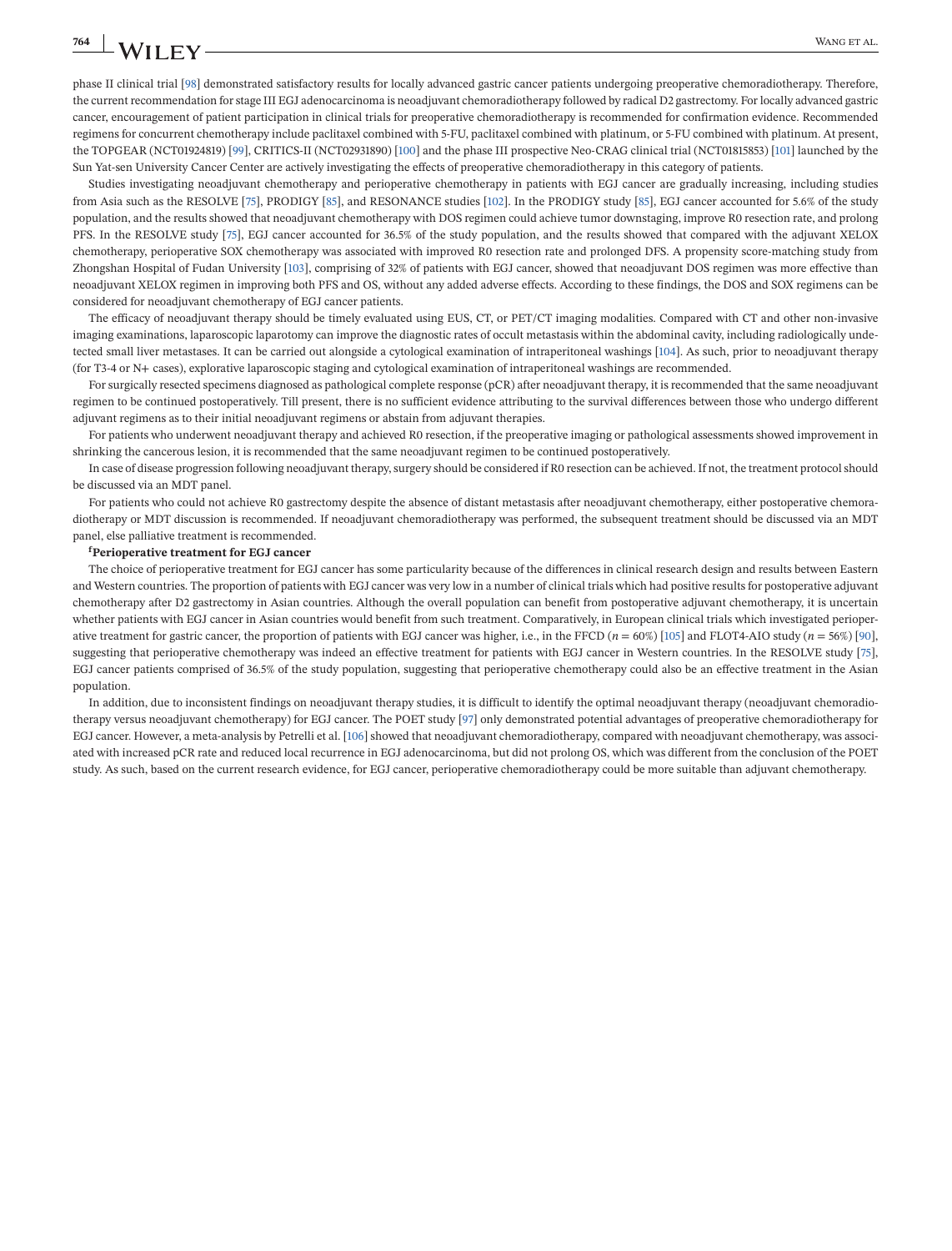phase II clinical trial [98] demonstrated satisfactory results for locally advanced gastric cancer patients undergoing preoperative chemoradiotherapy. Therefore, the current recommendation for stage III EGJ adenocarcinoma is neoadjuvant chemoradiotherapy followed by radical D2 gastrectomy. For locally advanced gastric cancer, encouragement of patient participation in clinical trials for preoperative chemoradiotherapy is recommended for confirmation evidence. Recommended regimens for concurrent chemotherapy include paclitaxel combined with 5-FU, paclitaxel combined with platinum, or 5-FU combined with platinum. At present, the TOPGEAR (NCT01924819) [99], CRITICS-II (NCT02931890) [100] and the phase III prospective Neo-CRAG clinical trial (NCT01815853) [101] launched by the Sun Yat-sen University Cancer Center are actively investigating the effects of preoperative chemoradiotherapy in this category of patients.

Studies investigating neoadjuvant chemotherapy and perioperative chemotherapy in patients with EGJ cancer are gradually increasing, including studies from Asia such as the RESOLVE [75], PRODIGY [85], and RESONANCE studies [102]. In the PRODIGY study [85], EGJ cancer accounted for 5.6% of the study population, and the results showed that neoadjuvant chemotherapy with DOS regimen could achieve tumor downstaging, improve R0 resection rate, and prolong PFS. In the RESOLVE study [75], EGJ cancer accounted for 36.5% of the study population, and the results showed that compared with the adjuvant XELOX chemotherapy, perioperative SOX chemotherapy was associated with improved R0 resection rate and prolonged DFS. A propensity score-matching study from Zhongshan Hospital of Fudan University [103], comprising of 32% of patients with EGJ cancer, showed that neoadjuvant DOS regimen was more effective than neoadjuvant XELOX regimen in improving both PFS and OS, without any added adverse effects. According to these findings, the DOS and SOX regimens can be considered for neoadjuvant chemotherapy of EGJ cancer patients.

The efficacy of neoadjuvant therapy should be timely evaluated using EUS, CT, or PET/CT imaging modalities. Compared with CT and other non-invasive imaging examinations, laparoscopic laparotomy can improve the diagnostic rates of occult metastasis within the abdominal cavity, including radiologically undetected small liver metastases. It can be carried out alongside a cytological examination of intraperitoneal washings [104]. As such, prior to neoadjuvant therapy (for T3-4 or N+ cases), explorative laparoscopic staging and cytological examination of intraperitoneal washings are recommended.

For surgically resected specimens diagnosed as pathological complete response (pCR) after neoadjuvant therapy, it is recommended that the same neoadjuvant regimen to be continued postoperatively. Till present, there is no sufficient evidence attributing to the survival differences between those who undergo different adjuvant regimens as to their initial neoadjuvant regimens or abstain from adjuvant therapies.

For patients who underwent neoadjuvant therapy and achieved R0 resection, if the preoperative imaging or pathological assessments showed improvement in shrinking the cancerous lesion, it is recommended that the same neoadjuvant regimen to be continued postoperatively.

In case of disease progression following neoadjuvant therapy, surgery should be considered if R0 resection can be achieved. If not, the treatment protocol should be discussed via an MDT panel.

For patients who could not achieve R0 gastrectomy despite the absence of distant metastasis after neoadjuvant chemotherapy, either postoperative chemoradiotherapy or MDT discussion is recommended. If neoadjuvant chemoradiotherapy was performed, the subsequent treatment should be discussed via an MDT panel, else palliative treatment is recommended.

**[f]Perioperative treatment for EGJ cancer**

The choice of perioperative treatment for EGJ cancer has some particularity because of the differences in clinical research design and results between Eastern and Western countries. The proportion of patients with EGJ cancer was very low in a number of clinical trials which had positive results for postoperative adjuvant chemotherapy after D2 gastrectomy in Asian countries. Although the overall population can benefit from postoperative adjuvant chemotherapy, it is uncertain whether patients with EGJ cancer in Asian countries would benefit from such treatment. Comparatively, in European clinical trials which investigated perioperative treatment for gastric cancer, the proportion of patients with EGJ cancer was higher, i.e., in the FFCD ($n$ = 60%) [105] and FLOT4-AIO study ($n$ = 56%) [90], suggesting that perioperative chemotherapy was indeed an effective treatment for patients with EGJ cancer in Western countries. In the RESOLVE study [75], EGJ cancer patients comprised of 36.5% of the study population, suggesting that perioperative chemotherapy could also be an effective treatment in the Asian population.

In addition, due to inconsistent findings on neoadjuvant therapy studies, it is difficult to identify the optimal neoadjuvant therapy (neoadjuvant chemoradiotherapy versus neoadjuvant chemotherapy) for EGJ cancer. The POET study [97] only demonstrated potential advantages of preoperative chemoradiotherapy for EGJ cancer. However, a meta-analysis by Petrelli et al. [106] showed that neoadjuvant chemoradiotherapy, compared with neoadjuvant chemotherapy, was associated with increased pCR rate and reduced local recurrence in EGJ adenocarcinoma, but did not prolong OS, which was different from the conclusion of the POET study. As such, based on the current research evidence, for EGJ cancer, perioperative chemoradiotherapy could be more suitable than adjuvant chemotherapy.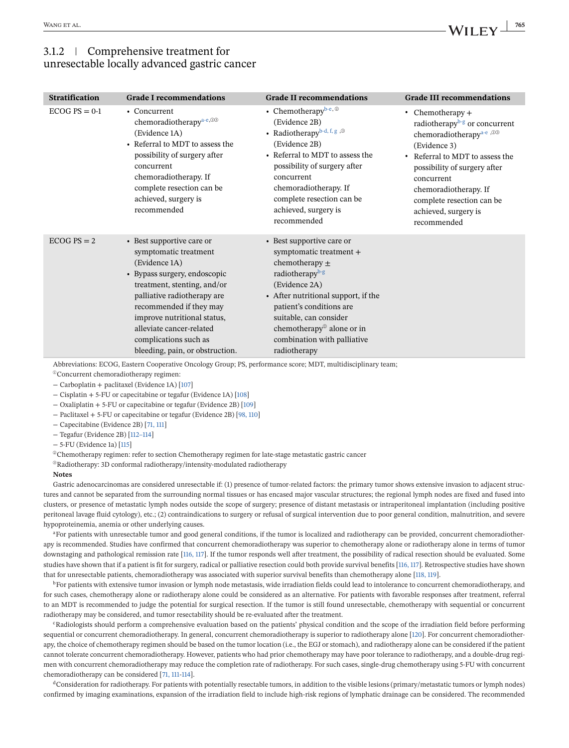### 3.1.2 | Comprehensive treatment for unresectable locally advanced gastric cancer

| Stratification | Grade I recommendations | Grade II recommendations | Grade III recommendations |
|---|---|---|---|
| ECOG PS = 0-1 | • Concurrent chemoradiotherapy[a-e,①③] (Evidence 1A)<br>• Referral to MDT to assess the possibility of surgery after concurrent chemoradiotherapy. If complete resection can be achieved, surgery is recommended | • Chemotherapy[b-e,②] (Evidence 2B)<br>• Radiotherapy[b-d, f, g ,③] (Evidence 2B)<br>• Referral to MDT to assess the possibility of surgery after concurrent chemoradiotherapy. If complete resection can be achieved, surgery is recommended | • Chemotherapy + radiotherapy[b-g] or concurrent chemoradiotherapy[a-e ,①③] (Evidence 3)<br>• Referral to MDT to assess the possibility of surgery after concurrent chemoradiotherapy. If complete resection can be achieved, surgery is recommended |
| ECOG PS = 2 | • Best supportive care or symptomatic treatment (Evidence 1A)<br>• Bypass surgery, endoscopic treatment, stenting, and/or palliative radiotherapy are recommended if they may improve nutritional status, alleviate cancer-related complications such as bleeding, pain, or obstruction. | • Best supportive care or symptomatic treatment + chemotherapy ± radiotherapy[b-g] (Evidence 2A)<br>• After nutritional support, if the patient's conditions are suitable, can consider chemotherapy[②] alone or in combination with palliative radiotherapy | |

Abbreviations: ECOG, Eastern Cooperative Oncology Group; PS, performance score; MDT, multidisciplinary team;

①Concurrent chemoradiotherapy regimen:

– Carboplatin + paclitaxel (Evidence 1A) [107]

– Cisplatin + 5-FU or capecitabine or tegafur (Evidence 1A) [108]

– Oxaliplatin + 5-FU or capecitabine or tegafur (Evidence 2B) [109]

– Paclitaxel + 5-FU or capecitabine or tegafur (Evidence 2B) [98, 110]

– Capecitabine (Evidence 2B) [71, 111]

– Tegafur (Evidence 2B) [112–114]

– 5-FU (Evidence 1a) [115]

②Chemotherapy regimen: refer to section Chemotherapy regimen for late-stage metastatic gastric cancer

③Radiotherapy: 3D conformal radiotherapy/intensity-modulated radiotherapy

**Notes**

Gastric adenocarcinomas are considered unresectable if: (1) presence of tumor-related factors: the primary tumor shows extensive invasion to adjacent structures and cannot be separated from the surrounding normal tissues or has encased major vascular structures; the regional lymph nodes are fixed and fused into clusters, or presence of metastatic lymph nodes outside the scope of surgery; presence of distant metastasis or intraperitoneal implantation (including positive peritoneal lavage fluid cytology), etc.; (2) contraindications to surgery or refusal of surgical intervention due to poor general condition, malnutrition, and severe hypoproteinemia, anemia or other underlying causes.

[a]For patients with unresectable tumor and good general conditions, if the tumor is localized and radiotherapy can be provided, concurrent chemoradiotherapy is recommended. Studies have confirmed that concurrent chemoradiotherapy was superior to chemotherapy alone or radiotherapy alone in terms of tumor downstaging and pathological remission rate [116, 117]. If the tumor responds well after treatment, the possibility of radical resection should be evaluated. Some studies have shown that if a patient is fit for surgery, radical or palliative resection could both provide survival benefits [116, 117]. Retrospective studies have shown that for unresectable patients, chemoradiotherapy was associated with superior survival benefits than chemotherapy alone [118, 119].

[b]For patients with extensive tumor invasion or lymph node metastasis, wide irradiation fields could lead to intolerance to concurrent chemoradiotherapy, and for such cases, chemotherapy alone or radiotherapy alone could be considered as an alternative. For patients with favorable responses after treatment, referral to an MDT is recommended to judge the potential for surgical resection. If the tumor is still found unresectable, chemotherapy with sequential or concurrent radiotherapy may be considered, and tumor resectability should be re-evaluated after the treatment.

[c]Radiologists should perform a comprehensive evaluation based on the patients' physical condition and the scope of the irradiation field before performing sequential or concurrent chemoradiotherapy. In general, concurrent chemoradiotherapy is superior to radiotherapy alone [120]. For concurrent chemoradiotherapy, the choice of chemotherapy regimen should be based on the tumor location (i.e., the EGJ or stomach), and radiotherapy alone can be considered if the patient cannot tolerate concurrent chemoradiotherapy. However, patients who had prior chemotherapy may have poor tolerance to radiotherapy, and a double-drug regimen with concurrent chemoradiotherapy may reduce the completion rate of radiotherapy. For such cases, single-drug chemotherapy using 5-FU with concurrent chemoradiotherapy can be considered [71, 111-114].

[d]Consideration for radiotherapy. For patients with potentially resectable tumors, in addition to the visible lesions (primary/metastatic tumors or lymph nodes) confirmed by imaging examinations, expansion of the irradiation field to include high-risk regions of lymphatic drainage can be considered. The recommended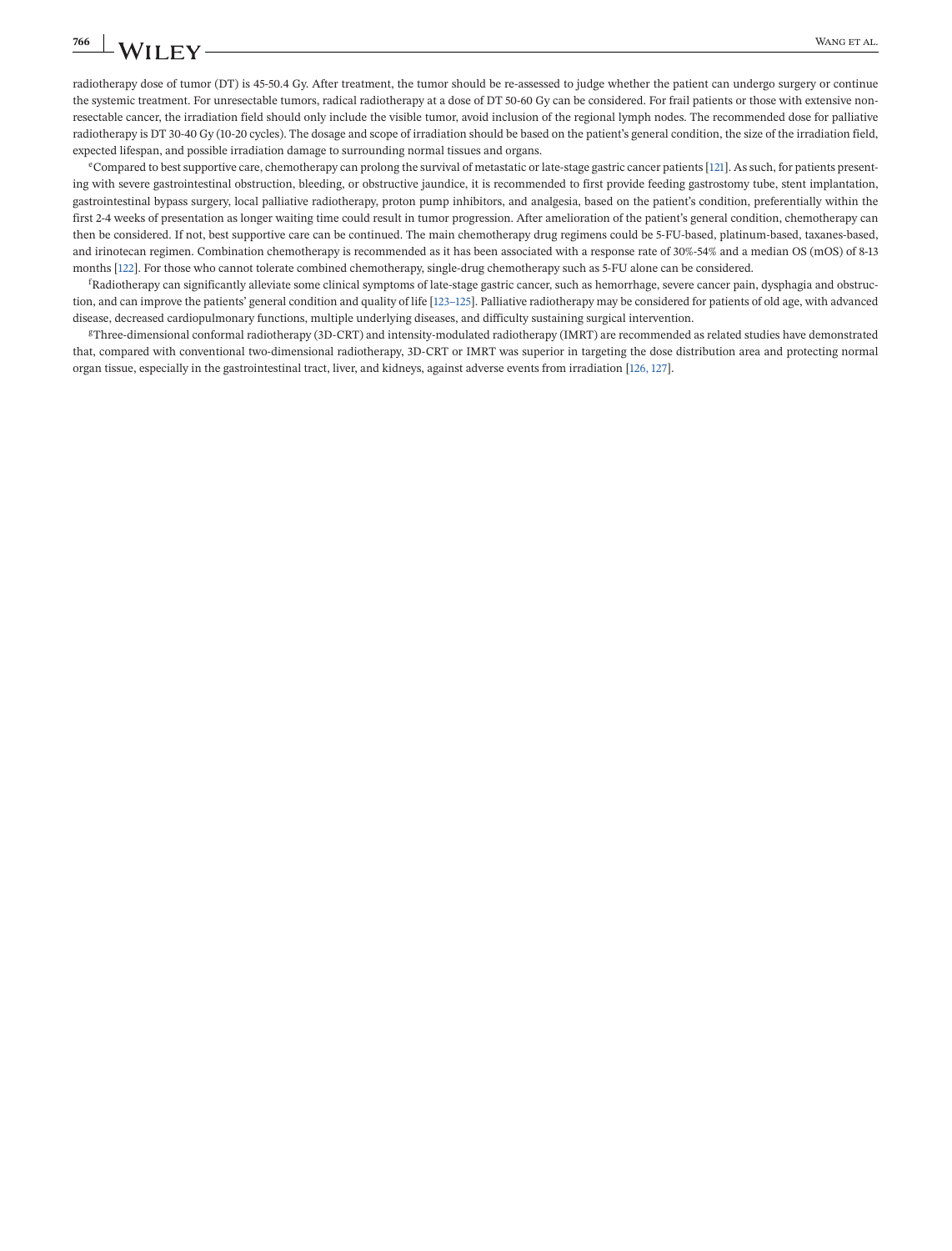radiotherapy dose of tumor (DT) is 45-50.4 Gy. After treatment, the tumor should be re-assessed to judge whether the patient can undergo surgery or continue the systemic treatment. For unresectable tumors, radical radiotherapy at a dose of DT 50-60 Gy can be considered. For frail patients or those with extensive non-resectable cancer, the irradiation field should only include the visible tumor, avoid inclusion of the regional lymph nodes. The recommended dose for palliative radiotherapy is DT 30-40 Gy (10-20 cycles). The dosage and scope of irradiation should be based on the patient's general condition, the size of the irradiation field, expected lifespan, and possible irradiation damage to surrounding normal tissues and organs.

[e]Compared to best supportive care, chemotherapy can prolong the survival of metastatic or late-stage gastric cancer patients [121]. As such, for patients presenting with severe gastrointestinal obstruction, bleeding, or obstructive jaundice, it is recommended to first provide feeding gastrostomy tube, stent implantation, gastrointestinal bypass surgery, local palliative radiotherapy, proton pump inhibitors, and analgesia, based on the patient's condition, preferentially within the first 2-4 weeks of presentation as longer waiting time could result in tumor progression. After amelioration of the patient's general condition, chemotherapy can then be considered. If not, best supportive care can be continued. The main chemotherapy drug regimens could be 5-FU-based, platinum-based, taxanes-based, and irinotecan regimen. Combination chemotherapy is recommended as it has been associated with a response rate of 30%-54% and a median OS (mOS) of 8-13 months [122]. For those who cannot tolerate combined chemotherapy, single-drug chemotherapy such as 5-FU alone can be considered.

[f]Radiotherapy can significantly alleviate some clinical symptoms of late-stage gastric cancer, such as hemorrhage, severe cancer pain, dysphagia and obstruction, and can improve the patients' general condition and quality of life [123–125]. Palliative radiotherapy may be considered for patients of old age, with advanced disease, decreased cardiopulmonary functions, multiple underlying diseases, and difficulty sustaining surgical intervention.

[g]Three-dimensional conformal radiotherapy (3D-CRT) and intensity-modulated radiotherapy (IMRT) are recommended as related studies have demonstrated that, compared with conventional two-dimensional radiotherapy, 3D-CRT or IMRT was superior in targeting the dose distribution area and protecting normal organ tissue, especially in the gastrointestinal tract, liver, and kidneys, against adverse events from irradiation [126, 127].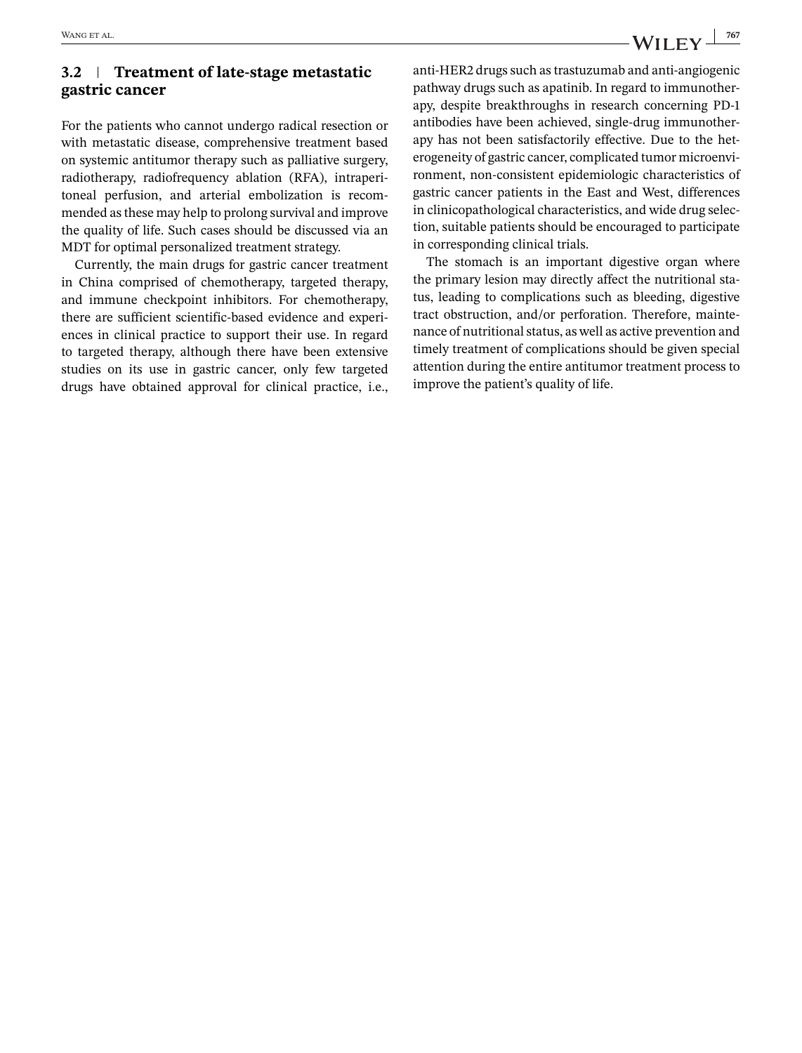### 3.2 | Treatment of late-stage metastatic gastric cancer

For the patients who cannot undergo radical resection or with metastatic disease, comprehensive treatment based on systemic antitumor therapy such as palliative surgery, radiotherapy, radiofrequency ablation (RFA), intraperitoneal perfusion, and arterial embolization is recommended as these may help to prolong survival and improve the quality of life. Such cases should be discussed via an MDT for optimal personalized treatment strategy.

Currently, the main drugs for gastric cancer treatment in China comprised of chemotherapy, targeted therapy, and immune checkpoint inhibitors. For chemotherapy, there are sufficient scientific-based evidence and experiences in clinical practice to support their use. In regard to targeted therapy, although there have been extensive studies on its use in gastric cancer, only few targeted drugs have obtained approval for clinical practice, i.e., anti-HER2 drugs such as trastuzumab and anti-angiogenic pathway drugs such as apatinib. In regard to immunotherapy, despite breakthroughs in research concerning PD-1 antibodies have been achieved, single-drug immunotherapy has not been satisfactorily effective. Due to the heterogeneity of gastric cancer, complicated tumor microenvironment, non-consistent epidemiologic characteristics of gastric cancer patients in the East and West, differences in clinicopathological characteristics, and wide drug selection, suitable patients should be encouraged to participate in corresponding clinical trials.

The stomach is an important digestive organ where the primary lesion may directly affect the nutritional status, leading to complications such as bleeding, digestive tract obstruction, and/or perforation. Therefore, maintenance of nutritional status, as well as active prevention and timely treatment of complications should be given special attention during the entire antitumor treatment process to improve the patient's quality of life.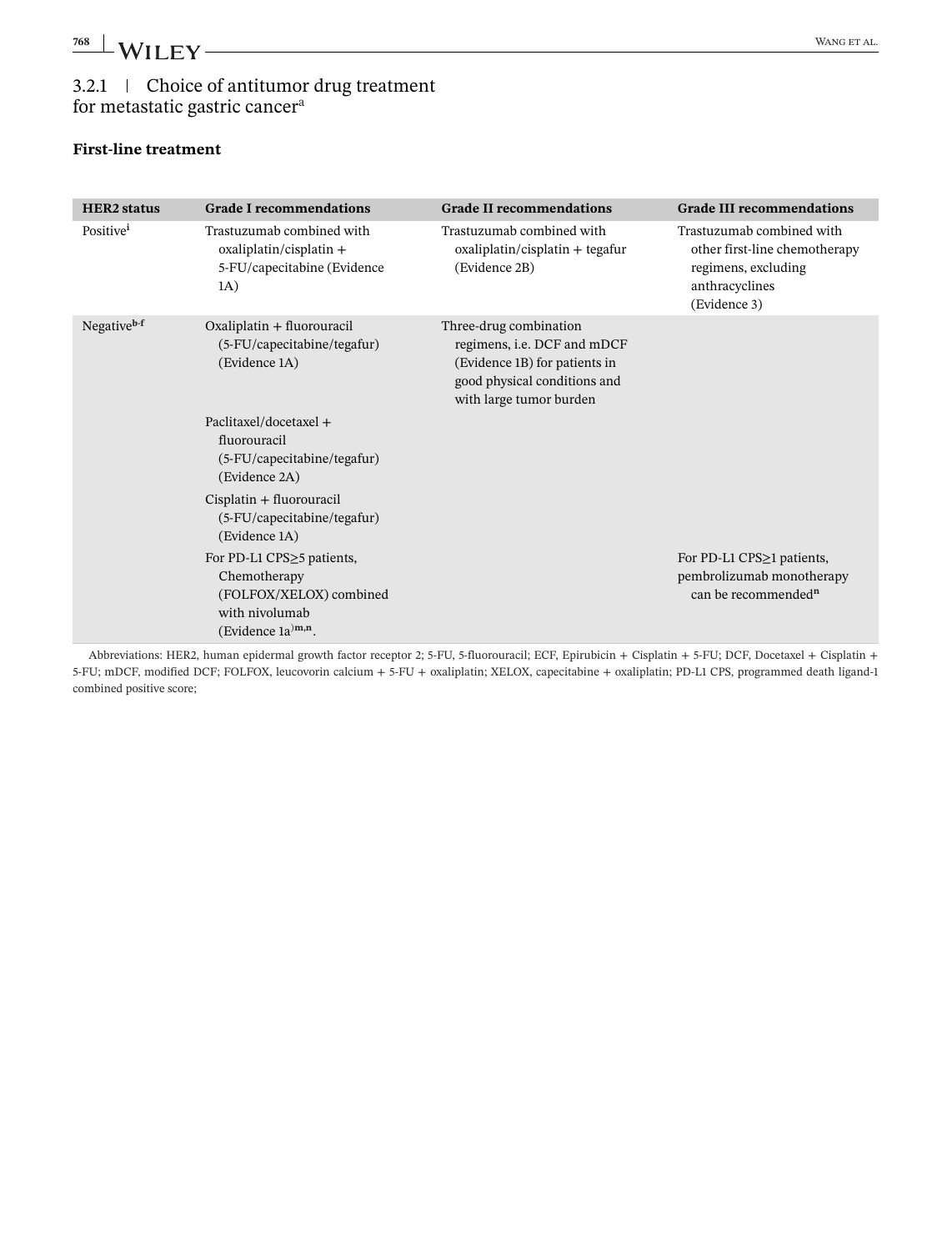### 3.2.1 | Choice of antitumor drug treatment for metastatic gastric cancer[a]

**First-line treatment**

| HER2 status | Grade I recommendations | Grade II recommendations | Grade III recommendations |
|---|---|---|---|
| Positive[i] | Trastuzumab combined with oxaliplatin/cisplatin + 5-FU/capecitabine (Evidence 1A) | Trastuzumab combined with oxaliplatin/cisplatin + tegafur (Evidence 2B) | Trastuzumab combined with other first-line chemotherapy regimens, excluding anthracyclines (Evidence 3) |
| Negative[b-f] | Oxaliplatin + fluorouracil (5-FU/capecitabine/tegafur) (Evidence 1A) | Three-drug combination regimens, i.e. DCF and mDCF (Evidence 1B) for patients in good physical conditions and with large tumor burden | |
| | Paclitaxel/docetaxel + fluorouracil (5-FU/capecitabine/tegafur) (Evidence 2A) | | |
| | Cisplatin + fluorouracil (5-FU/capecitabine/tegafur) (Evidence 1A) | | |
| | For PD-L1 CPS≥5 patients, Chemotherapy (FOLFOX/XELOX) combined with nivolumab (Evidence 1a)[m,n]. | | For PD-L1 CPS≥1 patients, pembrolizumab monotherapy can be recommended[n] |

Abbreviations: HER2, human epidermal growth factor receptor 2; 5-FU, 5-fluorouracil; ECF, Epirubicin + Cisplatin + 5-FU; DCF, Docetaxel + Cisplatin + 5-FU; mDCF, modified DCF; FOLFOX, leucovorin calcium + 5-FU + oxaliplatin; XELOX, capecitabine + oxaliplatin; PD-L1 CPS, programmed death ligand-1 combined positive score;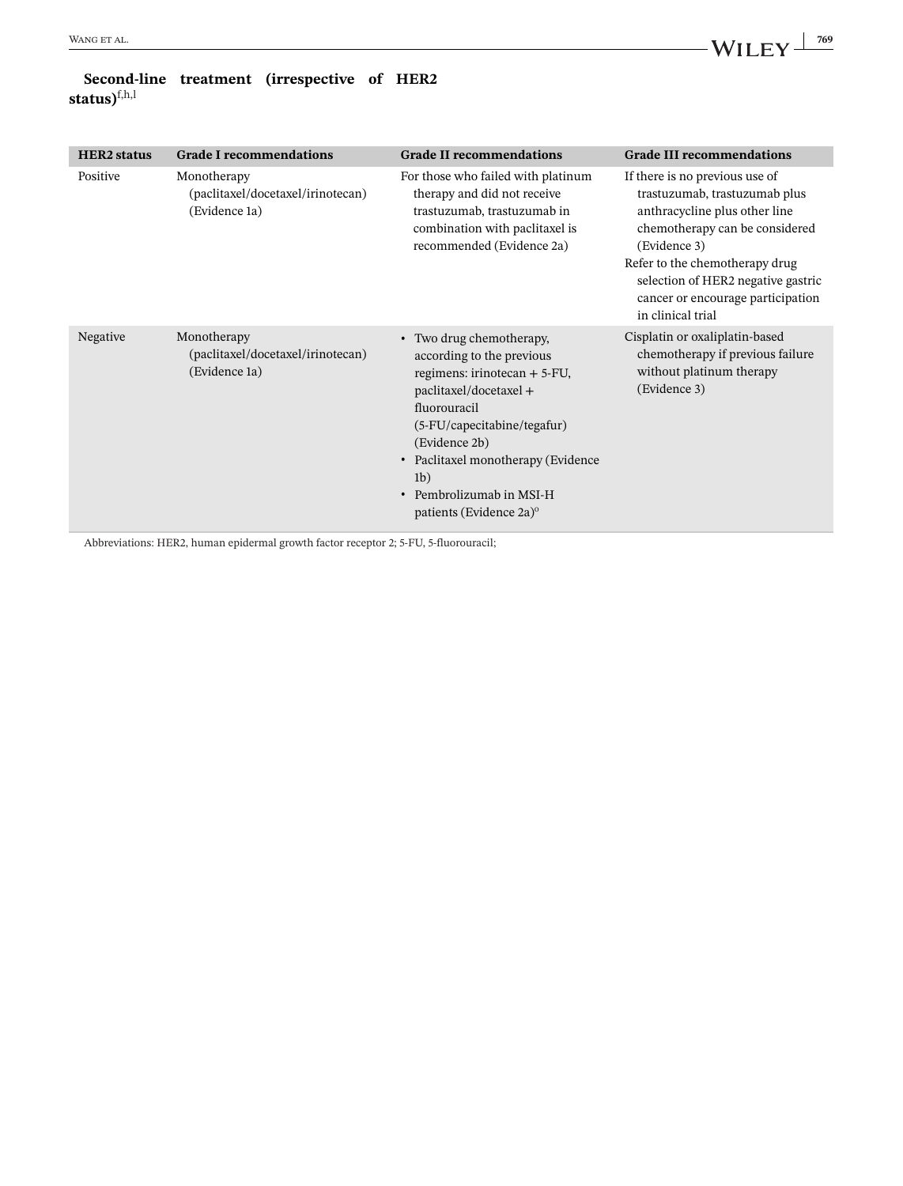**Second-line treatment (irrespective of HER2 status)**[f,h,l]

| HER2 status | Grade I recommendations | Grade II recommendations | Grade III recommendations |
|---|---|---|---|
| Positive | Monotherapy (paclitaxel/docetaxel/irinotecan) (Evidence 1a) | For those who failed with platinum therapy and did not receive trastuzumab, trastuzumab in combination with paclitaxel is recommended (Evidence 2a) | If there is no previous use of trastuzumab, trastuzumab plus anthracycline plus other line chemotherapy can be considered (Evidence 3)<br>Refer to the chemotherapy drug selection of HER2 negative gastric cancer or encourage participation in clinical trial |
| Negative | Monotherapy (paclitaxel/docetaxel/irinotecan) (Evidence 1a) | • Two drug chemotherapy, according to the previous regimens: irinotecan + 5-FU, paclitaxel/docetaxel + fluorouracil (5-FU/capecitabine/tegafur) (Evidence 2b)<br>• Paclitaxel monotherapy (Evidence 1b)<br>• Pembrolizumab in MSI-H patients (Evidence 2a)[o] | Cisplatin or oxaliplatin-based chemotherapy if previous failure without platinum therapy (Evidence 3) |

Abbreviations: HER2, human epidermal growth factor receptor 2; 5-FU, 5-fluorouracil;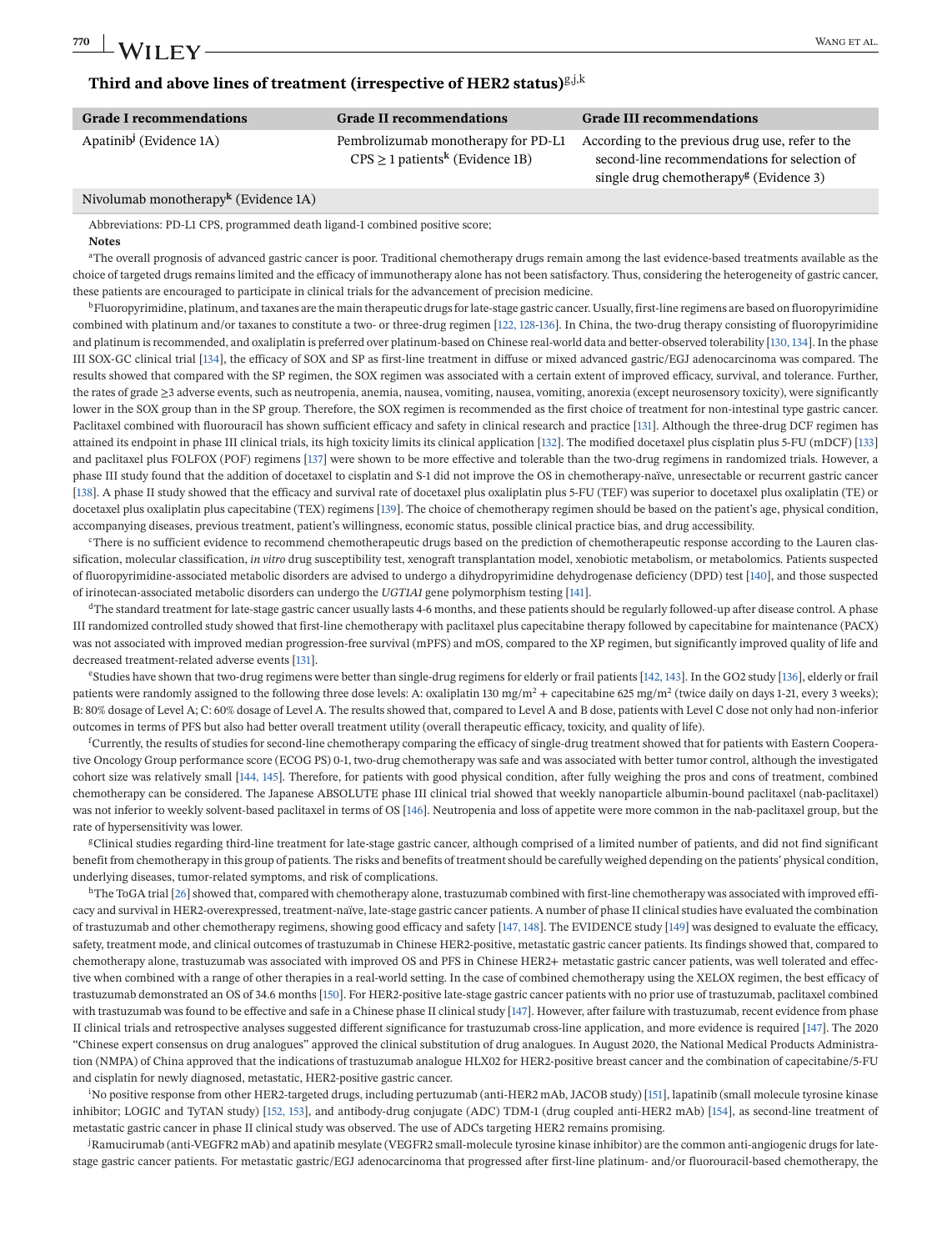### Third and above lines of treatment (irrespective of HER2 status)[g,j,k]

| Grade I recommendations | Grade II recommendations | Grade III recommendations |
|---|---|---|
| Apatinib[j] (Evidence 1A) | Pembrolizumab monotherapy for PD-L1 CPS ≥ 1 patients[k] (Evidence 1B) | According to the previous drug use, refer to the second-line recommendations for selection of single drug chemotherapy[g] (Evidence 3) |
| Nivolumab monotherapy[k] (Evidence 1A) | | |

Abbreviations: PD-L1 CPS, programmed death ligand-1 combined positive score;

**Notes**

[a]The overall prognosis of advanced gastric cancer is poor. Traditional chemotherapy drugs remain among the last evidence-based treatments available as the choice of targeted drugs remains limited and the efficacy of immunotherapy alone has not been satisfactory. Thus, considering the heterogeneity of gastric cancer, these patients are encouraged to participate in clinical trials for the advancement of precision medicine.

[b]Fluoropyrimidine, platinum, and taxanes are the main therapeutic drugs for late-stage gastric cancer. Usually, first-line regimens are based on fluoropyrimidine combined with platinum and/or taxanes to constitute a two- or three-drug regimen [122, 128-136]. In China, the two-drug therapy consisting of fluoropyrimidine and platinum is recommended, and oxaliplatin is preferred over platinum-based on Chinese real-world data and better-observed tolerability [130, 134]. In the phase III SOX-GC clinical trial [134], the efficacy of SOX and SP as first-line treatment in diffuse or mixed advanced gastric/EGJ adenocarcinoma was compared. The results showed that compared with the SP regimen, the SOX regimen was associated with a certain extent of improved efficacy, survival, and tolerance. Further, the rates of grade ≥3 adverse events, such as neutropenia, anemia, nausea, vomiting, nausea, vomiting, anorexia (except neurosensory toxicity), were significantly lower in the SOX group than in the SP group. Therefore, the SOX regimen is recommended as the first choice of treatment for non-intestinal type gastric cancer. Paclitaxel combined with fluorouracil has shown sufficient efficacy and safety in clinical research and practice [131]. Although the three-drug DCF regimen has attained its endpoint in phase III clinical trials, its high toxicity limits its clinical application [132]. The modified docetaxel plus cisplatin plus 5-FU (mDCF) [133] and paclitaxel plus FOLFOX (POF) regimens [137] were shown to be more effective and tolerable than the two-drug regimens in randomized trials. However, a phase III study found that the addition of docetaxel to cisplatin and S-1 did not improve the OS in chemotherapy-naïve, unresectable or recurrent gastric cancer [138]. A phase II study showed that the efficacy and survival rate of docetaxel plus oxaliplatin plus 5-FU (TEF) was superior to docetaxel plus oxaliplatin (TE) or docetaxel plus oxaliplatin plus capecitabine (TEX) regimens [139]. The choice of chemotherapy regimen should be based on the patient's age, physical condition, accompanying diseases, previous treatment, patient's willingness, economic status, possible clinical practice bias, and drug accessibility.

[c]There is no sufficient evidence to recommend chemotherapeutic drugs based on the prediction of chemotherapeutic response according to the Lauren classification, molecular classification, *in vitro* drug susceptibility test, xenograft transplantation model, xenobiotic metabolism, or metabolomics. Patients suspected of fluoropyrimidine-associated metabolic disorders are advised to undergo a dihydropyrimidine dehydrogenase deficiency (DPD) test [140], and those suspected of irinotecan-associated metabolic disorders can undergo the *UGT1A1* gene polymorphism testing [141].

[d]The standard treatment for late-stage gastric cancer usually lasts 4-6 months, and these patients should be regularly followed-up after disease control. A phase III randomized controlled study showed that first-line chemotherapy with paclitaxel plus capecitabine therapy followed by capecitabine for maintenance (PACX) was not associated with improved median progression-free survival (mPFS) and mOS, compared to the XP regimen, but significantly improved quality of life and decreased treatment-related adverse events [131].

[e]Studies have shown that two-drug regimens were better than single-drug regimens for elderly or frail patients [142, 143]. In the GO2 study [136], elderly or frail patients were randomly assigned to the following three dose levels: A: oxaliplatin 130 mg/m$^2$ + capecitabine 625 mg/m$^2$ (twice daily on days 1-21, every 3 weeks); B: 80% dosage of Level A; C: 60% dosage of Level A. The results showed that, compared to Level A and B dose, patients with Level C dose not only had non-inferior outcomes in terms of PFS but also had better overall treatment utility (overall therapeutic efficacy, toxicity, and quality of life).

[f]Currently, the results of studies for second-line chemotherapy comparing the efficacy of single-drug treatment showed that for patients with Eastern Cooperative Oncology Group performance score (ECOG PS) 0-1, two-drug chemotherapy was safe and was associated with better tumor control, although the investigated cohort size was relatively small [144, 145]. Therefore, for patients with good physical condition, after fully weighing the pros and cons of treatment, combined chemotherapy can be considered. The Japanese ABSOLUTE phase III clinical trial showed that weekly nanoparticle albumin-bound paclitaxel (nab-paclitaxel) was not inferior to weekly solvent-based paclitaxel in terms of OS [146]. Neutropenia and loss of appetite were more common in the nab-paclitaxel group, but the rate of hypersensitivity was lower.

[g]Clinical studies regarding third-line treatment for late-stage gastric cancer, although comprised of a limited number of patients, and did not find significant benefit from chemotherapy in this group of patients. The risks and benefits of treatment should be carefully weighed depending on the patients' physical condition, underlying diseases, tumor-related symptoms, and risk of complications.

[h]The ToGA trial [26] showed that, compared with chemotherapy alone, trastuzumab combined with first-line chemotherapy was associated with improved efficacy and survival in HER2-overexpressed, treatment-naïve, late-stage gastric cancer patients. A number of phase II clinical studies have evaluated the combination of trastuzumab and other chemotherapy regimens, showing good efficacy and safety [147, 148]. The EVIDENCE study [149] was designed to evaluate the efficacy, safety, treatment mode, and clinical outcomes of trastuzumab in Chinese HER2-positive, metastatic gastric cancer patients. Its findings showed that, compared to chemotherapy alone, trastuzumab was associated with improved OS and PFS in Chinese HER2+ metastatic gastric cancer patients, was well tolerated and effective when combined with a range of other therapies in a real-world setting. In the case of combined chemotherapy using the XELOX regimen, the best efficacy of trastuzumab demonstrated an OS of 34.6 months [150]. For HER2-positive late-stage gastric cancer patients with no prior use of trastuzumab, paclitaxel combined with trastuzumab was found to be effective and safe in a Chinese phase II clinical study [147]. However, after failure with trastuzumab, recent evidence from phase II clinical trials and retrospective analyses suggested different significance for trastuzumab cross-line application, and more evidence is required [147]. The 2020 "Chinese expert consensus on drug analogues" approved the clinical substitution of drug analogues. In August 2020, the National Medical Products Administration (NMPA) of China approved that the indications of trastuzumab analogue HLX02 for HER2-positive breast cancer and the combination of capecitabine/5-FU and cisplatin for newly diagnosed, metastatic, HER2-positive gastric cancer.

[i]No positive response from other HER2-targeted drugs, including pertuzumab (anti-HER2 mAb, JACOB study) [151], lapatinib (small molecule tyrosine kinase inhibitor; LOGIC and TyTAN study) [152, 153], and antibody-drug conjugate (ADC) TDM-1 (drug coupled anti-HER2 mAb) [154], as second-line treatment of metastatic gastric cancer in phase II clinical study was observed. The use of ADCs targeting HER2 remains promising.

[j]Ramucirumab (anti-VEGFR2 mAb) and apatinib mesylate (VEGFR2 small-molecule tyrosine kinase inhibitor) are the common anti-angiogenic drugs for late-stage gastric cancer patients. For metastatic gastric/EGJ adenocarcinoma that progressed after first-line platinum- and/or fluorouracil-based chemotherapy, the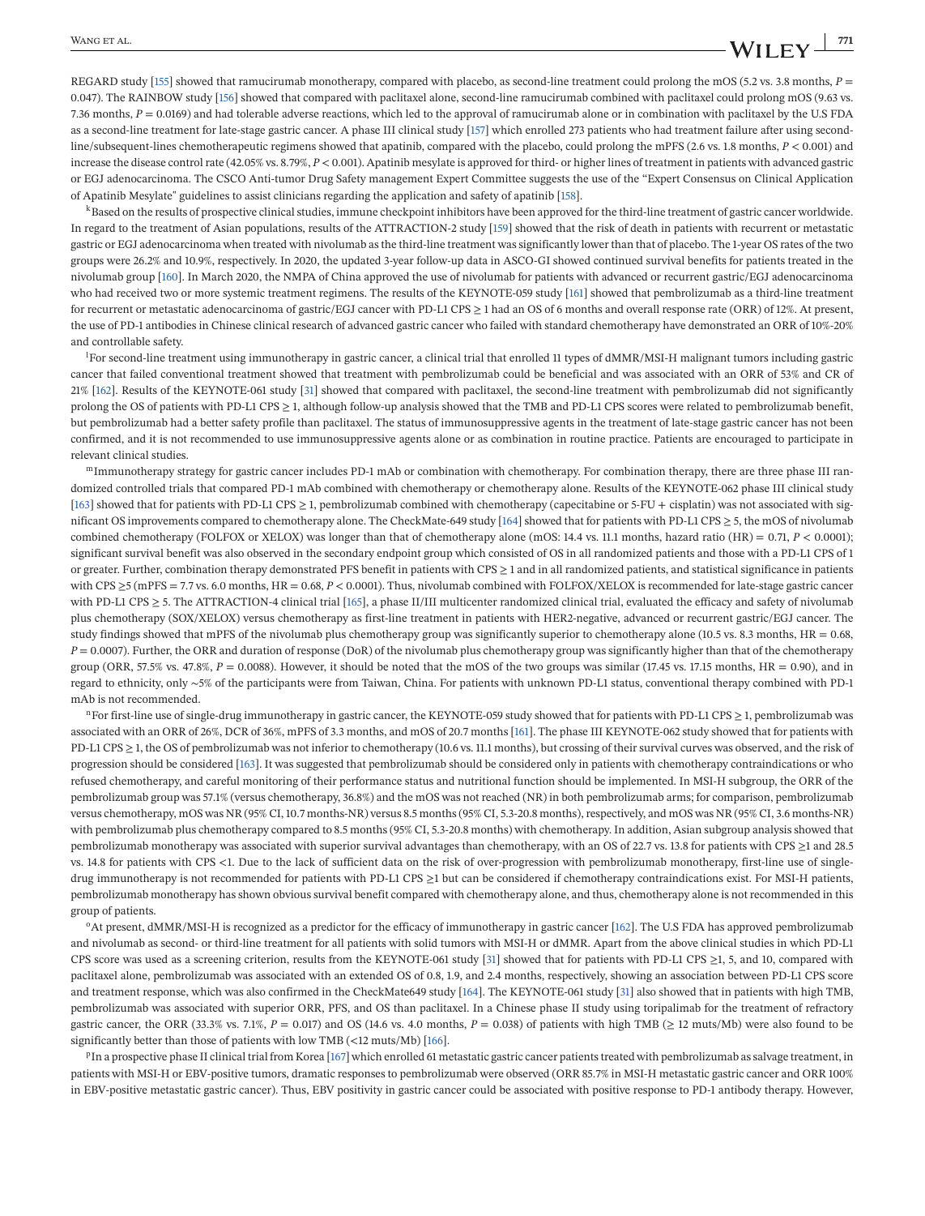REGARD study [155] showed that ramucirumab monotherapy, compared with placebo, as second-line treatment could prolong the mOS (5.2 vs. 3.8 months, $P = 0.047$). The RAINBOW study [156] showed that compared with paclitaxel alone, second-line ramucirumab combined with paclitaxel could prolong mOS (9.63 vs. 7.36 months, $P = 0.0169$) and had tolerable adverse reactions, which led to the approval of ramucirumab alone or in combination with paclitaxel by the U.S FDA as a second-line treatment for late-stage gastric cancer. A phase III clinical study [157] which enrolled 273 patients who had treatment failure after using second-line/subsequent-lines chemotherapeutic regimens showed that apatinib, compared with the placebo, could prolong the mPFS (2.6 vs. 1.8 months, $P < 0.001$) and increase the disease control rate (42.05% vs. 8.79%, $P < 0.001$). Apatinib mesylate is approved for third- or higher lines of treatment in patients with advanced gastric or EGJ adenocarcinoma. The CSCO Anti-tumor Drug Safety management Expert Committee suggests the use of the "Expert Consensus on Clinical Application of Apatinib Mesylate" guidelines to assist clinicians regarding the application and safety of apatinib [158].

[k]Based on the results of prospective clinical studies, immune checkpoint inhibitors have been approved for the third-line treatment of gastric cancer worldwide. In regard to the treatment of Asian populations, results of the ATTRACTION-2 study [159] showed that the risk of death in patients with recurrent or metastatic gastric or EGJ adenocarcinoma when treated with nivolumab as the third-line treatment was significantly lower than that of placebo. The 1-year OS rates of the two groups were 26.2% and 10.9%, respectively. In 2020, the updated 3-year follow-up data in ASCO-GI showed continued survival benefits for patients treated in the nivolumab group [160]. In March 2020, the NMPA of China approved the use of nivolumab for patients with advanced or recurrent gastric/EGJ adenocarcinoma who had received two or more systemic treatment regimens. The results of the KEYNOTE-059 study [161] showed that pembrolizumab as a third-line treatment for recurrent or metastatic adenocarcinoma of gastric/EGJ cancer with PD-L1 CPS ≥ 1 had an OS of 6 months and overall response rate (ORR) of 12%. At present, the use of PD-1 antibodies in Chinese clinical research of advanced gastric cancer who failed with standard chemotherapy have demonstrated an ORR of 10%-20% and controllable safety.

[l]For second-line treatment using immunotherapy in gastric cancer, a clinical trial that enrolled 11 types of dMMR/MSI-H malignant tumors including gastric cancer that failed conventional treatment showed that treatment with pembrolizumab could be beneficial and was associated with an ORR of 53% and CR of 21% [162]. Results of the KEYNOTE-061 study [31] showed that compared with paclitaxel, the second-line treatment with pembrolizumab did not significantly prolong the OS of patients with PD-L1 CPS ≥ 1, although follow-up analysis showed that the TMB and PD-L1 CPS scores were related to pembrolizumab benefit, but pembrolizumab had a better safety profile than paclitaxel. The status of immunosuppressive agents in the treatment of late-stage gastric cancer has not been confirmed, and it is not recommended to use immunosuppressive agents alone or as combination in routine practice. Patients are encouraged to participate in relevant clinical studies.

[m]Immunotherapy strategy for gastric cancer includes PD-1 mAb or combination with chemotherapy. For combination therapy, there are three phase III randomized controlled trials that compared PD-1 mAb combined with chemotherapy or chemotherapy alone. Results of the KEYNOTE-062 phase III clinical study [163] showed that for patients with PD-L1 CPS ≥ 1, pembrolizumab combined with chemotherapy (capecitabine or 5-FU + cisplatin) was not associated with significant OS improvements compared to chemotherapy alone. The CheckMate-649 study [164] showed that for patients with PD-L1 CPS ≥ 5, the mOS of nivolumab combined chemotherapy (FOLFOX or XELOX) was longer than that of chemotherapy alone (mOS: 14.4 vs. 11.1 months, hazard ratio (HR) = 0.71, $P < 0.0001$); significant survival benefit was also observed in the secondary endpoint group which consisted of OS in all randomized patients and those with a PD-L1 CPS of 1 or greater. Further, combination therapy demonstrated PFS benefit in patients with CPS ≥ 1 and in all randomized patients, and statistical significance in patients with CPS ≥5 (mPFS = 7.7 vs. 6.0 months, HR = 0.68, $P < 0.0001$). Thus, nivolumab combined with FOLFOX/XELOX is recommended for late-stage gastric cancer with PD-L1 CPS ≥ 5. The ATTRACTION-4 clinical trial [165], a phase II/III multicenter randomized clinical trial, evaluated the efficacy and safety of nivolumab plus chemotherapy (SOX/XELOX) versus chemotherapy as first-line treatment in patients with HER2-negative, advanced or recurrent gastric/EGJ cancer. The study findings showed that mPFS of the nivolumab plus chemotherapy group was significantly superior to chemotherapy alone (10.5 vs. 8.3 months, HR = 0.68, $P = 0.0007$). Further, the ORR and duration of response (DoR) of the nivolumab plus chemotherapy group was significantly higher than that of the chemotherapy group (ORR, 57.5% vs. 47.8%, $P = 0.0088$). However, it should be noted that the mOS of the two groups was similar (17.45 vs. 17.15 months, HR = 0.90), and in regard to ethnicity, only ~5% of the participants were from Taiwan, China. For patients with unknown PD-L1 status, conventional therapy combined with PD-1 mAb is not recommended.

[n]For first-line use of single-drug immunotherapy in gastric cancer, the KEYNOTE-059 study showed that for patients with PD-L1 CPS ≥ 1, pembrolizumab was associated with an ORR of 26%, DCR of 36%, mPFS of 3.3 months, and mOS of 20.7 months [161]. The phase III KEYNOTE-062 study showed that for patients with PD-L1 CPS ≥ 1, the OS of pembrolizumab was not inferior to chemotherapy (10.6 vs. 11.1 months), but crossing of their survival curves was observed, and the risk of progression should be considered [163]. It was suggested that pembrolizumab should be considered only in patients with chemotherapy contraindications or who refused chemotherapy, and careful monitoring of their performance status and nutritional function should be implemented. In MSI-H subgroup, the ORR of the pembrolizumab group was 57.1% (versus chemotherapy, 36.8%) and the mOS was not reached (NR) in both pembrolizumab arms; for comparison, pembrolizumab versus chemotherapy, mOS was NR (95% CI, 10.7 months-NR) versus 8.5 months (95% CI, 5.3-20.8 months), respectively, and mOS was NR (95% CI, 3.6 months-NR) with pembrolizumab plus chemotherapy compared to 8.5 months (95% CI, 5.3-20.8 months) with chemotherapy. In addition, Asian subgroup analysis showed that pembrolizumab monotherapy was associated with superior survival advantages than chemotherapy, with an OS of 22.7 vs. 13.8 for patients with CPS ≥1 and 28.5 vs. 14.8 for patients with CPS <1. Due to the lack of sufficient data on the risk of over-progression with pembrolizumab monotherapy, first-line use of single-drug immunotherapy is not recommended for patients with PD-L1 CPS ≥1 but can be considered if chemotherapy contraindications exist. For MSI-H patients, pembrolizumab monotherapy has shown obvious survival benefit compared with chemotherapy alone, and thus, chemotherapy alone is not recommended in this group of patients.

[o]At present, dMMR/MSI-H is recognized as a predictor for the efficacy of immunotherapy in gastric cancer [162]. The U.S FDA has approved pembrolizumab and nivolumab as second- or third-line treatment for all patients with solid tumors with MSI-H or dMMR. Apart from the above clinical studies in which PD-L1 CPS score was used as a screening criterion, results from the KEYNOTE-061 study [31] showed that for patients with PD-L1 CPS ≥1, 5, and 10, compared with paclitaxel alone, pembrolizumab was associated with an extended OS of 0.8, 1.9, and 2.4 months, respectively, showing an association between PD-L1 CPS score and treatment response, which was also confirmed in the CheckMate649 study [164]. The KEYNOTE-061 study [31] also showed that in patients with high TMB, pembrolizumab was associated with superior ORR, PFS, and OS than paclitaxel. In a Chinese phase II study using toripalimab for the treatment of refractory gastric cancer, the ORR (33.3% vs. 7.1%, $P = 0.017$) and OS (14.6 vs. 4.0 months, $P = 0.038$) of patients with high TMB (≥ 12 muts/Mb) were also found to be significantly better than those of patients with low TMB (<12 muts/Mb) [166].

[p]In a prospective phase II clinical trial from Korea [167] which enrolled 61 metastatic gastric cancer patients treated with pembrolizumab as salvage treatment, in patients with MSI-H or EBV-positive tumors, dramatic responses to pembrolizumab were observed (ORR 85.7% in MSI-H metastatic gastric cancer and ORR 100% in EBV-positive metastatic gastric cancer). Thus, EBV positivity in gastric cancer could be associated with positive response to PD-1 antibody therapy. However,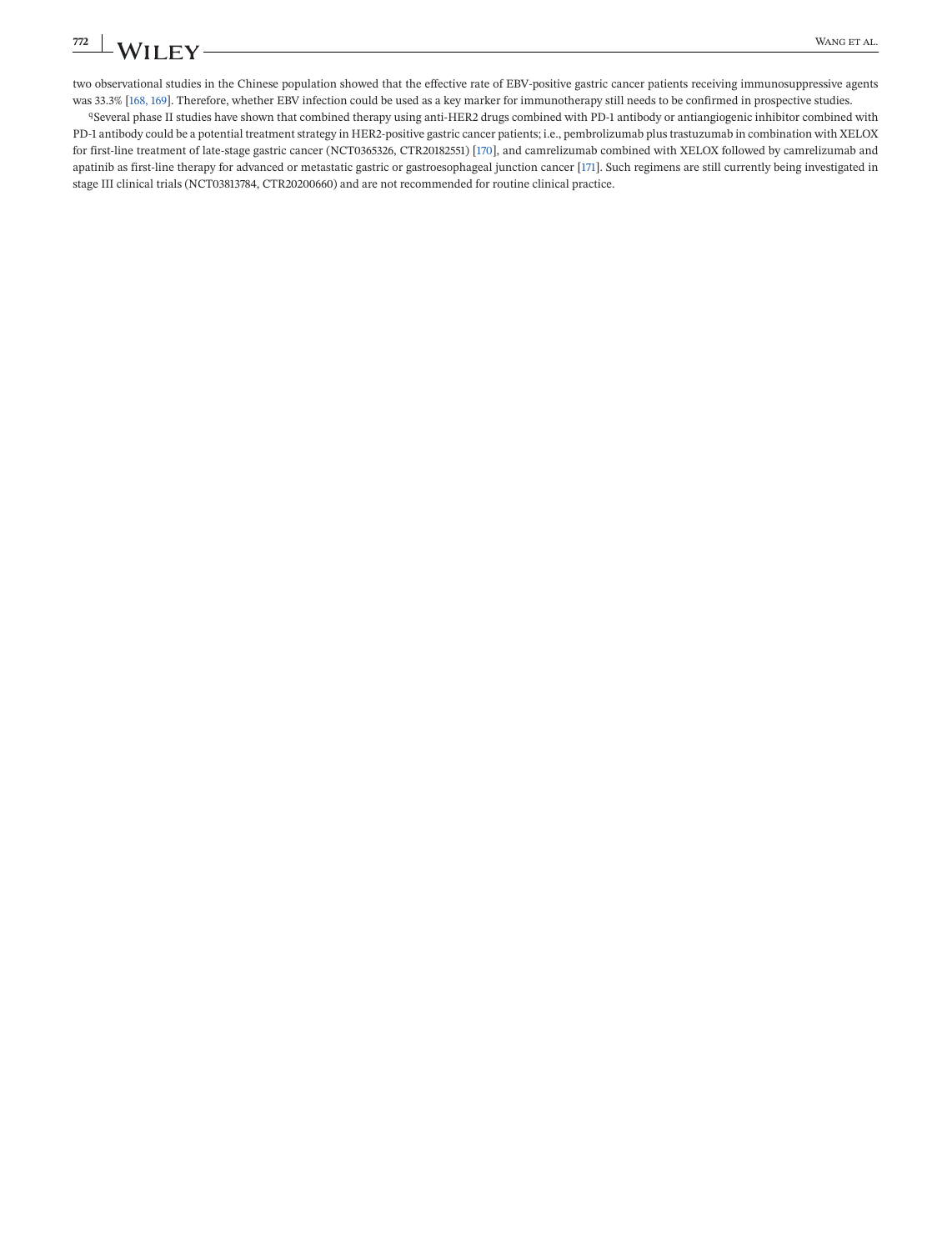two observational studies in the Chinese population showed that the effective rate of EBV-positive gastric cancer patients receiving immunosuppressive agents was 33.3% [168, 169]. Therefore, whether EBV infection could be used as a key marker for immunotherapy still needs to be confirmed in prospective studies.

[q]Several phase II studies have shown that combined therapy using anti-HER2 drugs combined with PD-1 antibody or antiangiogenic inhibitor combined with PD-1 antibody could be a potential treatment strategy in HER2-positive gastric cancer patients; i.e., pembrolizumab plus trastuzumab in combination with XELOX for first-line treatment of late-stage gastric cancer (NCT0365326, CTR20182551) [170], and camrelizumab combined with XELOX followed by camrelizumab and apatinib as first-line therapy for advanced or metastatic gastric or gastroesophageal junction cancer [171]. Such regimens are still currently being investigated in stage III clinical trials (NCT03813784, CTR20200660) and are not recommended for routine clinical practice.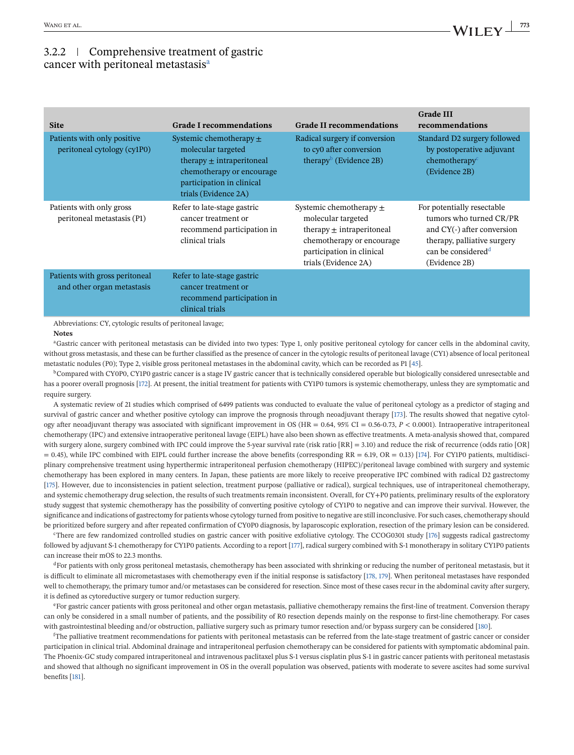### 3.2.2 | Comprehensive treatment of gastric cancer with peritoneal metastasis[a]

| Site | Grade I recommendations | Grade II recommendations | Grade III recommendations |
|---|---|---|---|
| Patients with only positive peritoneal cytology (cy1P0) | Systemic chemotherapy ± molecular targeted therapy ± intraperitoneal chemotherapy or encourage participation in clinical trials (Evidence 2A) | Radical surgery if conversion to cy0 after conversion therapy[b] (Evidence 2B) | Standard D2 surgery followed by postoperative adjuvant chemotherapy[c] (Evidence 2B) |
| Patients with only gross peritoneal metastasis (P1) | Refer to late-stage gastric cancer treatment or recommend participation in clinical trials | Systemic chemotherapy ± molecular targeted therapy ± intraperitoneal chemotherapy or encourage participation in clinical trials (Evidence 2A) | For potentially resectable tumors who turned CR/PR and CY(-) after conversion therapy, palliative surgery can be considered[d] (Evidence 2B) |
| Patients with gross peritoneal and other organ metastasis | Refer to late-stage gastric cancer treatment or recommend participation in clinical trials | | |

Abbreviations: CY, cytologic results of peritoneal lavage;

**Notes**

[a]Gastric cancer with peritoneal metastasis can be divided into two types: Type 1, only positive peritoneal cytology for cancer cells in the abdominal cavity, without gross metastasis, and these can be further classified as the presence of cancer in the cytologic results of peritoneal lavage (CY1) absence of local peritoneal metastatic nodules (P0); Type 2, visible gross peritoneal metastases in the abdominal cavity, which can be recorded as P1 [45].

[b]Compared with CY0P0, CY1P0 gastric cancer is a stage IV gastric cancer that is technically considered operable but biologically considered unresectable and has a poorer overall prognosis [172]. At present, the initial treatment for patients with CY1P0 tumors is systemic chemotherapy, unless they are symptomatic and require surgery.

A systematic review of 21 studies which comprised of 6499 patients was conducted to evaluate the value of peritoneal cytology as a predictor of staging and survival of gastric cancer and whether positive cytology can improve the prognosis through neoadjuvant therapy [173]. The results showed that negative cytology after neoadjuvant therapy was associated with significant improvement in OS (HR = 0.64, 95% CI = 0.56-0.73, $P < 0.0001$). Intraoperative intraperitoneal chemotherapy (IPC) and extensive intraoperative peritoneal lavage (EIPL) have also been shown as effective treatments. A meta-analysis showed that, compared with surgery alone, surgery combined with IPC could improve the 5-year survival rate (risk ratio [RR] = 3.10) and reduce the risk of recurrence (odds ratio [OR] = 0.45), while IPC combined with EIPL could further increase the above benefits (corresponding RR = 6.19, OR = 0.13) [174]. For CY1P0 patients, multidisciplinary comprehensive treatment using hyperthermic intraperitoneal perfusion chemotherapy (HIPEC)/peritoneal lavage combined with surgery and systemic chemotherapy has been explored in many centers. In Japan, these patients are more likely to receive preoperative IPC combined with radical D2 gastrectomy [175]. However, due to inconsistencies in patient selection, treatment purpose (palliative or radical), surgical techniques, use of intraperitoneal chemotherapy, and systemic chemotherapy drug selection, the results of such treatments remain inconsistent. Overall, for CY+P0 patients, preliminary results of the exploratory study suggest that systemic chemotherapy has the possibility of converting positive cytology of CY1P0 to negative and can improve their survival. However, the significance and indications of gastrectomy for patients whose cytology turned from positive to negative are still inconclusive. For such cases, chemotherapy should be prioritized before surgery and after repeated confirmation of CY0P0 diagnosis, by laparoscopic exploration, resection of the primary lesion can be considered.

[c]There are few randomized controlled studies on gastric cancer with positive exfoliative cytology. The CCOG0301 study [176] suggests radical gastrectomy followed by adjuvant S-1 chemotherapy for CY1P0 patients. According to a report [177], radical surgery combined with S-1 monotherapy in solitary CY1P0 patients can increase their mOS to 22.3 months.

[d]For patients with only gross peritoneal metastasis, chemotherapy has been associated with shrinking or reducing the number of peritoneal metastasis, but it is difficult to eliminate all micrometastases with chemotherapy even if the initial response is satisfactory [178, 179]. When peritoneal metastases have responded well to chemotherapy, the primary tumor and/or metastases can be considered for resection. Since most of these cases recur in the abdominal cavity after surgery, it is defined as cytoreductive surgery or tumor reduction surgery.

[e]For gastric cancer patients with gross peritoneal and other organ metastasis, palliative chemotherapy remains the first-line of treatment. Conversion therapy can only be considered in a small number of patients, and the possibility of R0 resection depends mainly on the response to first-line chemotherapy. For cases with gastrointestinal bleeding and/or obstruction, palliative surgery such as primary tumor resection and/or bypass surgery can be considered [180].

[f]The palliative treatment recommendations for patients with peritoneal metastasis can be referred from the late-stage treatment of gastric cancer or consider participation in clinical trial. Abdominal drainage and intraperitoneal perfusion chemotherapy can be considered for patients with symptomatic abdominal pain. The Phoenix-GC study compared intraperitoneal and intravenous paclitaxel plus S-1 versus cisplatin plus S-1 in gastric cancer patients with peritoneal metastasis and showed that although no significant improvement in OS in the overall population was observed, patients with moderate to severe ascites had some survival benefits [181].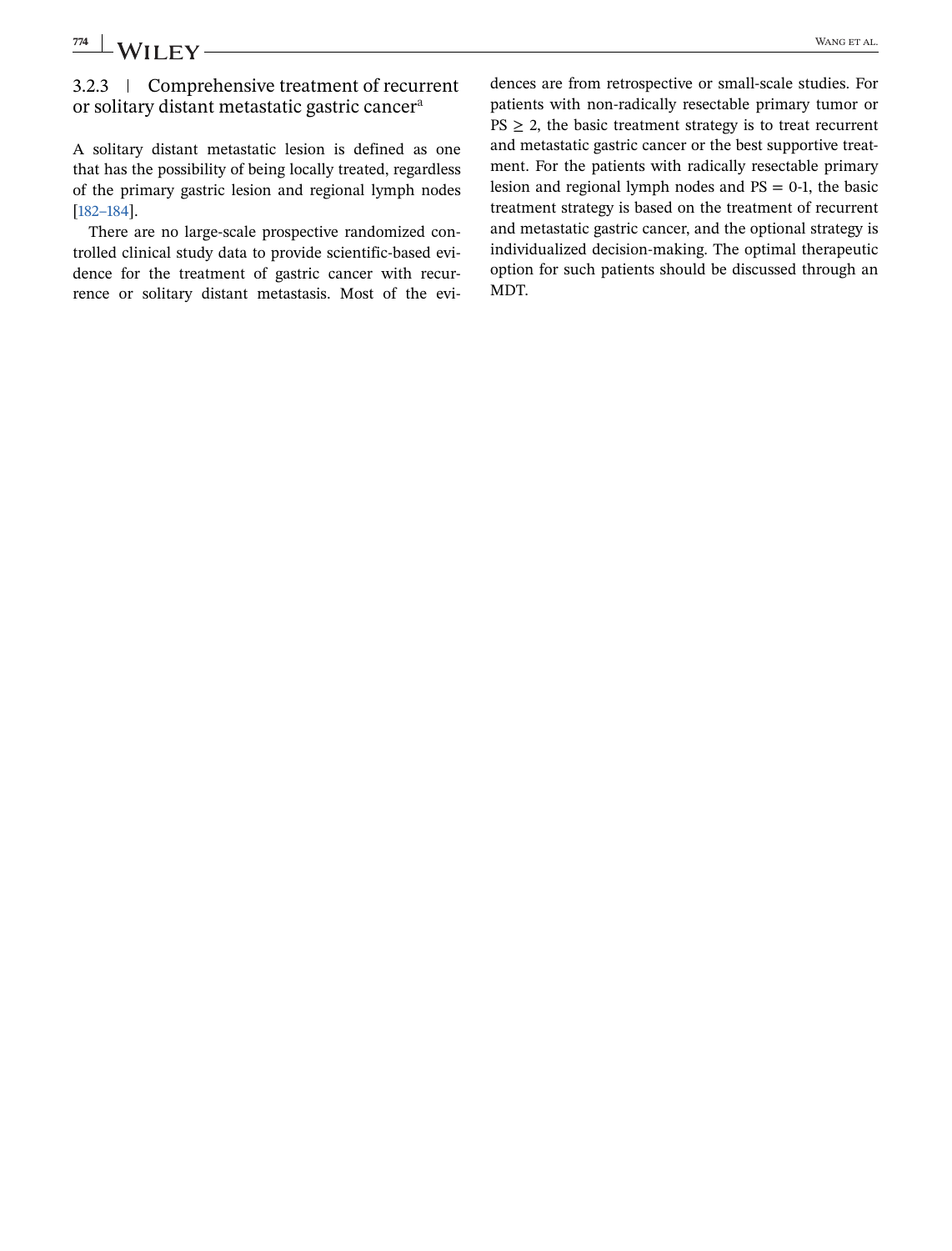### 3.2.3 | Comprehensive treatment of recurrent or solitary distant metastatic gastric cancer[a]

A solitary distant metastatic lesion is defined as one that has the possibility of being locally treated, regardless of the primary gastric lesion and regional lymph nodes [182–184].

There are no large-scale prospective randomized controlled clinical study data to provide scientific-based evidence for the treatment of gastric cancer with recurrence or solitary distant metastasis. Most of the evidences are from retrospective or small-scale studies. For patients with non-radically resectable primary tumor or PS $\geq$ 2, the basic treatment strategy is to treat recurrent and metastatic gastric cancer or the best supportive treatment. For the patients with radically resectable primary lesion and regional lymph nodes and PS = 0-1, the basic treatment strategy is based on the treatment of recurrent and metastatic gastric cancer, and the optional strategy is individualized decision-making. The optimal therapeutic option for such patients should be discussed through an MDT.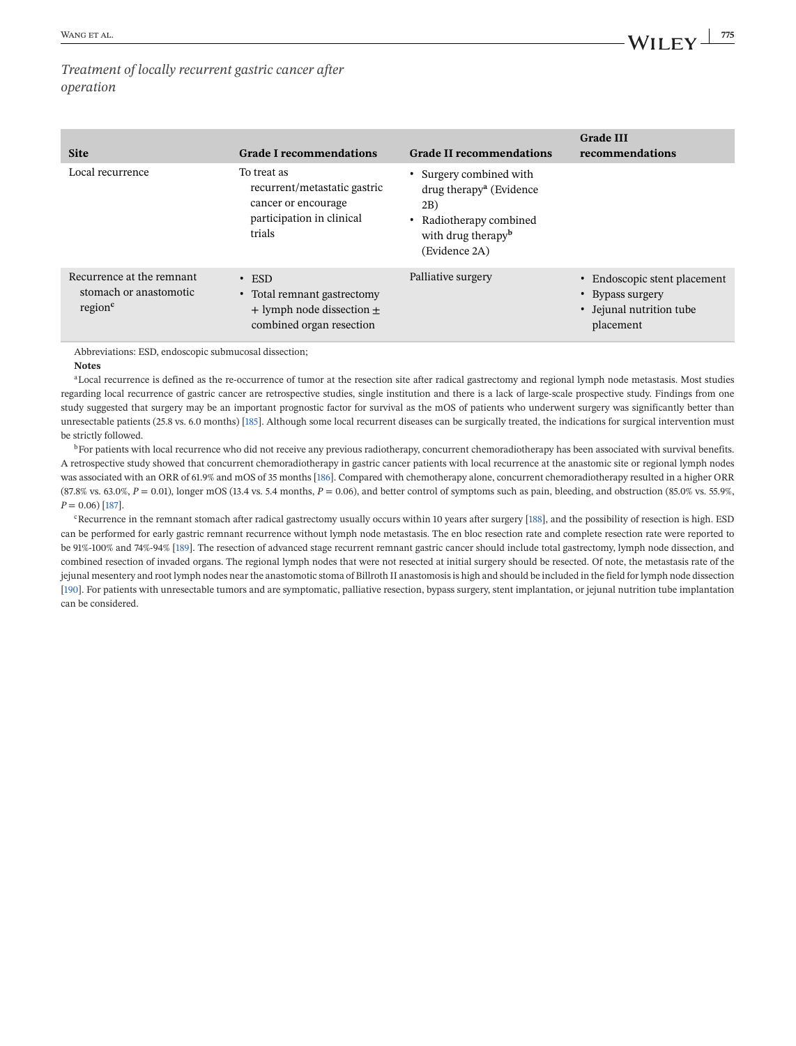*Treatment of locally recurrent gastric cancer after operation*

| Site | Grade I recommendations | Grade II recommendations | Grade III recommendations |
|---|---|---|---|
| Local recurrence | To treat as recurrent/metastatic gastric cancer or encourage participation in clinical trials | • Surgery combined with drug therapy[a] (Evidence 2B)<br>• Radiotherapy combined with drug therapy[b] (Evidence 2A) | |
| Recurrence at the remnant stomach or anastomotic region[c] | • ESD<br>• Total remnant gastrectomy + lymph node dissection ± combined organ resection | Palliative surgery | • Endoscopic stent placement<br>• Bypass surgery<br>• Jejunal nutrition tube placement |

Abbreviations: ESD, endoscopic submucosal dissection;

**Notes**

[a]Local recurrence is defined as the re-occurrence of tumor at the resection site after radical gastrectomy and regional lymph node metastasis. Most studies regarding local recurrence of gastric cancer are retrospective studies, single institution and there is a lack of large-scale prospective study. Findings from one study suggested that surgery may be an important prognostic factor for survival as the mOS of patients who underwent surgery was significantly better than unresectable patients (25.8 vs. 6.0 months) [185]. Although some local recurrent diseases can be surgically treated, the indications for surgical intervention must be strictly followed.

[b]For patients with local recurrence who did not receive any previous radiotherapy, concurrent chemoradiotherapy has been associated with survival benefits. A retrospective study showed that concurrent chemoradiotherapy in gastric cancer patients with local recurrence at the anastomic site or regional lymph nodes was associated with an ORR of 61.9% and mOS of 35 months [186]. Compared with chemotherapy alone, concurrent chemoradiotherapy resulted in a higher ORR (87.8% vs. 63.0%, $P = 0.01$), longer mOS (13.4 vs. 5.4 months, $P = 0.06$), and better control of symptoms such as pain, bleeding, and obstruction (85.0% vs. 55.9%, $P = 0.06$) [187].

[c]Recurrence in the remnant stomach after radical gastrectomy usually occurs within 10 years after surgery [188], and the possibility of resection is high. ESD can be performed for early gastric remnant recurrence without lymph node metastasis. The en bloc resection rate and complete resection rate were reported to be 91%-100% and 74%-94% [189]. The resection of advanced stage recurrent remnant gastric cancer should include total gastrectomy, lymph node dissection, and combined resection of invaded organs. The regional lymph nodes that were not resected at initial surgery should be resected. Of note, the metastasis rate of the jejunal mesentery and root lymph nodes near the anastomotic stoma of Billroth II anastomosis is high and should be included in the field for lymph node dissection [190]. For patients with unresectable tumors and are symptomatic, palliative resection, bypass surgery, stent implantation, or jejunal nutrition tube implantation can be considered.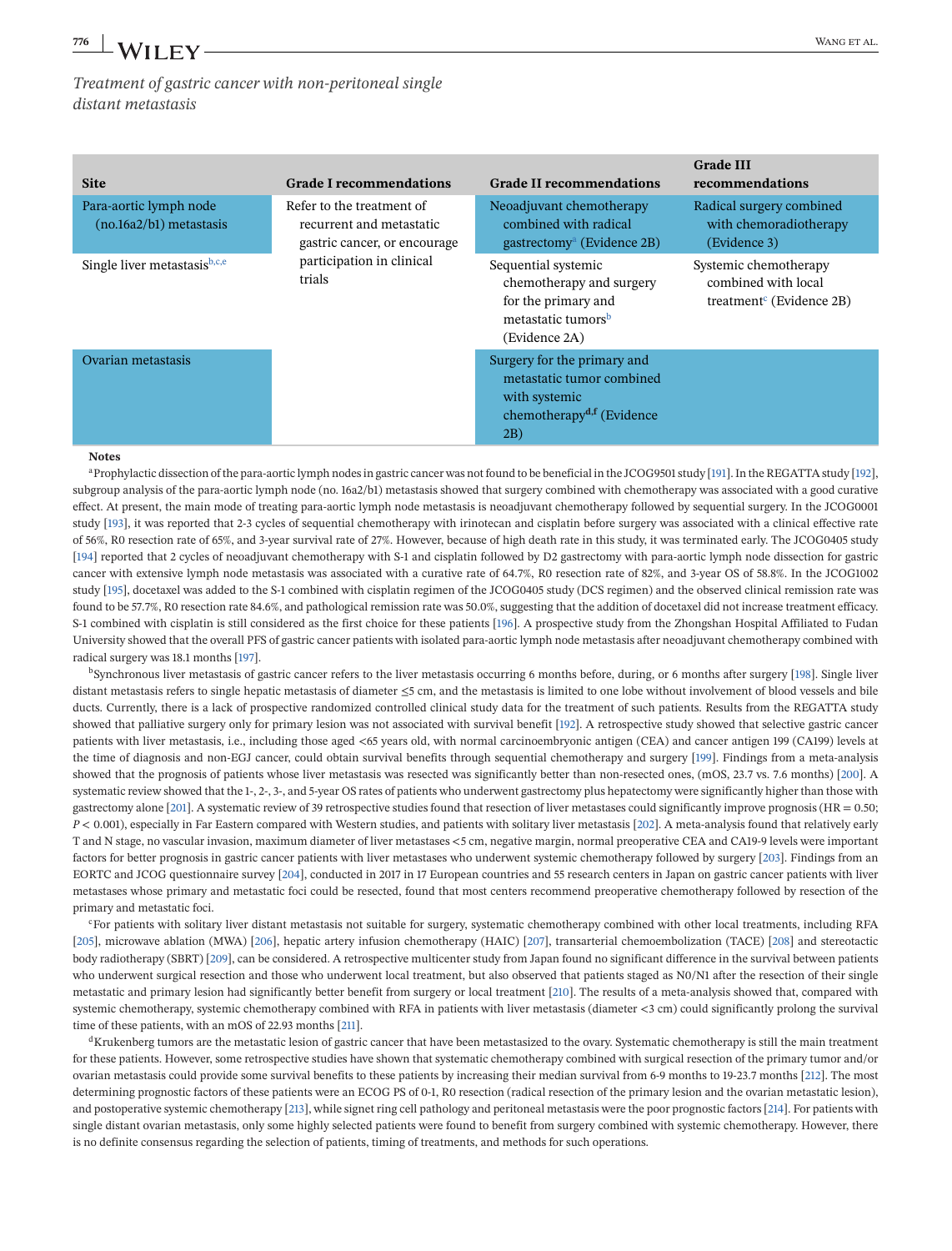*Treatment of gastric cancer with non-peritoneal single distant metastasis*

| Site | Grade I recommendations | Grade II recommendations | Grade III recommendations |
|---|---|---|---|
| Para-aortic lymph node (no.16a2/b1) metastasis | Refer to the treatment of recurrent and metastatic gastric cancer, or encourage participation in clinical trials | Neoadjuvant chemotherapy combined with radical gastrectomy[a] (Evidence 2B) | Radical surgery combined with chemoradiotherapy (Evidence 3) |
| Single liver metastasis[b,c,e] | | Sequential systemic chemotherapy and surgery for the primary and metastatic tumors[b] (Evidence 2A) | Systemic chemotherapy combined with local treatment[c] (Evidence 2B) |
| Ovarian metastasis | | Surgery for the primary and metastatic tumor combined with systemic chemotherapy[d,f] (Evidence 2B) | |

**Notes**

[a]Prophylactic dissection of the para-aortic lymph nodes in gastric cancer was not found to be beneficial in the JCOG9501 study [191]. In the REGATTA study [192], subgroup analysis of the para-aortic lymph node (no. 16a2/b1) metastasis showed that surgery combined with chemotherapy was associated with a good curative effect. At present, the main mode of treating para-aortic lymph node metastasis is neoadjuvant chemotherapy followed by sequential surgery. In the JCOG0001 study [193], it was reported that 2-3 cycles of sequential chemotherapy with irinotecan and cisplatin before surgery was associated with a clinical effective rate of 56%, R0 resection rate of 65%, and 3-year survival rate of 27%. However, because of high death rate in this study, it was terminated early. The JCOG0405 study [194] reported that 2 cycles of neoadjuvant chemotherapy with S-1 and cisplatin followed by D2 gastrectomy with para-aortic lymph node dissection for gastric cancer with extensive lymph node metastasis was associated with a curative rate of 64.7%, R0 resection rate of 82%, and 3-year OS of 58.8%. In the JCOG1002 study [195], docetaxel was added to the S-1 combined with cisplatin regimen of the JCOG0405 study (DCS regimen) and the observed clinical remission rate was found to be 57.7%, R0 resection rate 84.6%, and pathological remission rate was 50.0%, suggesting that the addition of docetaxel did not increase treatment efficacy. S-1 combined with cisplatin is still considered as the first choice for these patients [196]. A prospective study from the Zhongshan Hospital Affiliated to Fudan University showed that the overall PFS of gastric cancer patients with isolated para-aortic lymph node metastasis after neoadjuvant chemotherapy combined with radical surgery was 18.1 months [197].

[b]Synchronous liver metastasis of gastric cancer refers to the liver metastasis occurring 6 months before, during, or 6 months after surgery [198]. Single liver distant metastasis refers to single hepatic metastasis of diameter ≤5 cm, and the metastasis is limited to one lobe without involvement of blood vessels and bile ducts. Currently, there is a lack of prospective randomized controlled clinical study data for the treatment of such patients. Results from the REGATTA study showed that palliative surgery only for primary lesion was not associated with survival benefit [192]. A retrospective study showed that selective gastric cancer patients with liver metastasis, i.e., including those aged <65 years old, with normal carcinoembryonic antigen (CEA) and cancer antigen 199 (CA199) levels at the time of diagnosis and non-EGJ cancer, could obtain survival benefits through sequential chemotherapy and surgery [199]. Findings from a meta-analysis showed that the prognosis of patients whose liver metastasis was resected was significantly better than non-resected ones, (mOS, 23.7 vs. 7.6 months) [200]. A systematic review showed that the 1-, 2-, 3-, and 5-year OS rates of patients who underwent gastrectomy plus hepatectomy were significantly higher than those with gastrectomy alone [201]. A systematic review of 39 retrospective studies found that resection of liver metastases could significantly improve prognosis (HR = 0.50; $P < 0.001$), especially in Far Eastern compared with Western studies, and patients with solitary liver metastasis [202]. A meta-analysis found that relatively early T and N stage, no vascular invasion, maximum diameter of liver metastases <5 cm, negative margin, normal preoperative CEA and CA19-9 levels were important factors for better prognosis in gastric cancer patients with liver metastases who underwent systemic chemotherapy followed by surgery [203]. Findings from an EORTC and JCOG questionnaire survey [204], conducted in 2017 in 17 European countries and 55 research centers in Japan on gastric cancer patients with liver metastases whose primary and metastatic foci could be resected, found that most centers recommend preoperative chemotherapy followed by resection of the primary and metastatic foci.

[c]For patients with solitary liver distant metastasis not suitable for surgery, systematic chemotherapy combined with other local treatments, including RFA [205], microwave ablation (MWA) [206], hepatic artery infusion chemotherapy (HAIC) [207], transarterial chemoembolization (TACE) [208] and stereotactic body radiotherapy (SBRT) [209], can be considered. A retrospective multicenter study from Japan found no significant difference in the survival between patients who underwent surgical resection and those who underwent local treatment, but also observed that patients staged as N0/N1 after the resection of their single metastatic and primary lesion had significantly better benefit from surgery or local treatment [210]. The results of a meta-analysis showed that, compared with systemic chemotherapy, systemic chemotherapy combined with RFA in patients with liver metastasis (diameter <3 cm) could significantly prolong the survival time of these patients, with an mOS of 22.93 months [211].

[d]Krukenberg tumors are the metastatic lesion of gastric cancer that have been metastasized to the ovary. Systematic chemotherapy is still the main treatment for these patients. However, some retrospective studies have shown that systematic chemotherapy combined with surgical resection of the primary tumor and/or ovarian metastasis could provide some survival benefits to these patients by increasing their median survival from 6-9 months to 19-23.7 months [212]. The most determining prognostic factors of these patients were an ECOG PS of 0-1, R0 resection (radical resection of the primary lesion and the ovarian metastatic lesion), and postoperative systemic chemotherapy [213], while signet ring cell pathology and peritoneal metastasis were the poor prognostic factors [214]. For patients with single distant ovarian metastasis, only some highly selected patients were found to benefit from surgery combined with systemic chemotherapy. However, there is no definite consensus regarding the selection of patients, timing of treatments, and methods for such operations.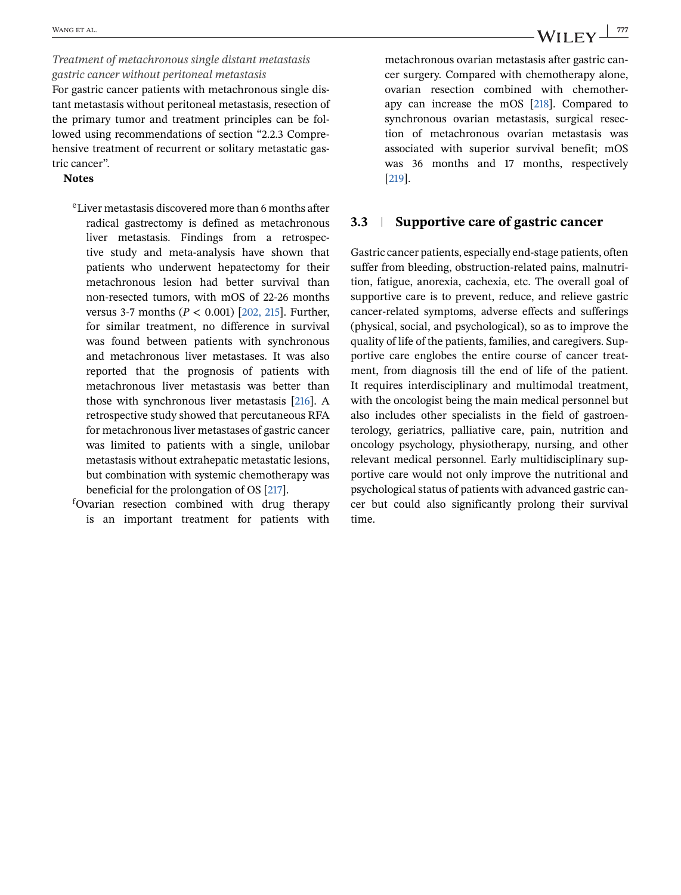*Treatment of metachronous single distant metastasis gastric cancer without peritoneal metastasis*

For gastric cancer patients with metachronous single distant metastasis without peritoneal metastasis, resection of the primary tumor and treatment principles can be followed using recommendations of section "2.2.3 Comprehensive treatment of recurrent or solitary metastatic gastric cancer".

**Notes**

[e]Liver metastasis discovered more than 6 months after radical gastrectomy is defined as metachronous liver metastasis. Findings from a retrospective study and meta-analysis have shown that patients who underwent hepatectomy for their metachronous lesion had better survival than non-resected tumors, with mOS of 22-26 months versus 3-7 months ($P < 0.001$) [202, 215]. Further, for similar treatment, no difference in survival was found between patients with synchronous and metachronous liver metastases. It was also reported that the prognosis of patients with metachronous liver metastasis was better than those with synchronous liver metastasis [216]. A retrospective study showed that percutaneous RFA for metachronous liver metastases of gastric cancer was limited to patients with a single, unilobar metastasis without extrahepatic metastatic lesions, but combination with systemic chemotherapy was beneficial for the prolongation of OS [217].

[f]Ovarian resection combined with drug therapy is an important treatment for patients with metachronous ovarian metastasis after gastric cancer surgery. Compared with chemotherapy alone, ovarian resection combined with chemotherapy can increase the mOS [218]. Compared to synchronous ovarian metastasis, surgical resection of metachronous ovarian metastasis was associated with superior survival benefit; mOS was 36 months and 17 months, respectively [219].

## 3.3 | Supportive care of gastric cancer

Gastric cancer patients, especially end-stage patients, often suffer from bleeding, obstruction-related pains, malnutrition, fatigue, anorexia, cachexia, etc. The overall goal of supportive care is to prevent, reduce, and relieve gastric cancer-related symptoms, adverse effects and sufferings (physical, social, and psychological), so as to improve the quality of life of the patients, families, and caregivers. Supportive care englobes the entire course of cancer treatment, from diagnosis till the end of life of the patient. It requires interdisciplinary and multimodal treatment, with the oncologist being the main medical personnel but also includes other specialists in the field of gastroenterology, geriatrics, palliative care, pain, nutrition and oncology psychology, physiotherapy, nursing, and other relevant medical personnel. Early multidisciplinary supportive care would not only improve the nutritional and psychological status of patients with advanced gastric cancer but could also significantly prolong their survival time.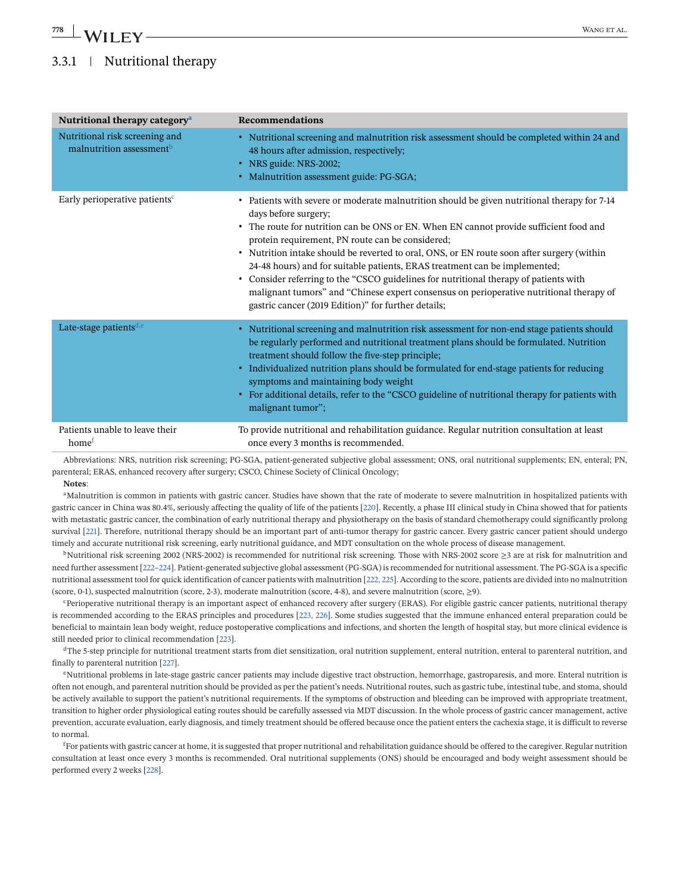### 3.3.1 | Nutritional therapy

| Nutritional therapy category[a] | Recommendations |
|---|---|
| Nutritional risk screening and malnutrition assessment[b] | • Nutritional screening and malnutrition risk assessment should be completed within 24 and 48 hours after admission, respectively;<br>• NRS guide: NRS-2002;<br>• Malnutrition assessment guide: PG-SGA; |
| Early perioperative patients[c] | • Patients with severe or moderate malnutrition should be given nutritional therapy for 7-14 days before surgery;<br>• The route for nutrition can be ONS or EN. When EN cannot provide sufficient food and protein requirement, PN route can be considered;<br>• Nutrition intake should be reverted to oral, ONS, or EN route soon after surgery (within 24-48 hours) and for suitable patients, ERAS treatment can be implemented;<br>• Consider referring to the "CSCO guidelines for nutritional therapy of patients with malignant tumors" and "Chinese expert consensus on perioperative nutritional therapy of gastric cancer (2019 Edition)" for further details; |
| Late-stage patients[d,e] | • Nutritional screening and malnutrition risk assessment for non-end stage patients should be regularly performed and nutritional treatment plans should be formulated. Nutrition treatment should follow the five-step principle;<br>• Individualized nutrition plans should be formulated for end-stage patients for reducing symptoms and maintaining body weight<br>• For additional details, refer to the "CSCO guideline of nutritional therapy for patients with malignant tumor"; |
| Patients unable to leave their home[f] | To provide nutritional and rehabilitation guidance. Regular nutrition consultation at least once every 3 months is recommended. |

Abbreviations: NRS, nutrition risk screening; PG-SGA, patient-generated subjective global assessment; ONS, oral nutritional supplements; EN, enteral; PN, parenteral; ERAS, enhanced recovery after surgery; CSCO, Chinese Society of Clinical Oncology;

**Notes**:

[a]Malnutrition is common in patients with gastric cancer. Studies have shown that the rate of moderate to severe malnutrition in hospitalized patients with gastric cancer in China was 80.4%, seriously affecting the quality of life of the patients [220]. Recently, a phase III clinical study in China showed that for patients with metastatic gastric cancer, the combination of early nutritional therapy and physiotherapy on the basis of standard chemotherapy could significantly prolong survival [221]. Therefore, nutritional therapy should be an important part of anti-tumor therapy for gastric cancer. Every gastric cancer patient should undergo timely and accurate nutritional risk screening, early nutritional guidance, and MDT consultation on the whole process of disease management.

[b]Nutritional risk screening 2002 (NRS-2002) is recommended for nutritional risk screening. Those with NRS-2002 score ≥3 are at risk for malnutrition and need further assessment [222–224]. Patient-generated subjective global assessment (PG-SGA) is recommended for nutritional assessment. The PG-SGA is a specific nutritional assessment tool for quick identification of cancer patients with malnutrition [222, 225]. According to the score, patients are divided into no malnutrition (score, 0-1), suspected malnutrition (score, 2-3), moderate malnutrition (score, 4-8), and severe malnutrition (score, ≥9).

[c]Perioperative nutritional therapy is an important aspect of enhanced recovery after surgery (ERAS). For eligible gastric cancer patients, nutritional therapy is recommended according to the ERAS principles and procedures [223, 226]. Some studies suggested that the immune enhanced enteral preparation could be beneficial to maintain lean body weight, reduce postoperative complications and infections, and shorten the length of hospital stay, but more clinical evidence is still needed prior to clinical recommendation [223].

[d]The 5-step principle for nutritional treatment starts from diet sensitization, oral nutrition supplement, enteral nutrition, enteral to parenteral nutrition, and finally to parenteral nutrition [227].

[e]Nutritional problems in late-stage gastric cancer patients may include digestive tract obstruction, hemorrhage, gastroparesis, and more. Enteral nutrition is often not enough, and parenteral nutrition should be provided as per the patient's needs. Nutritional routes, such as gastric tube, intestinal tube, and stoma, should be actively available to support the patient's nutritional requirements. If the symptoms of obstruction and bleeding can be improved with appropriate treatment, transition to higher order physiological eating routes should be carefully assessed via MDT discussion. In the whole process of gastric cancer management, active prevention, accurate evaluation, early diagnosis, and timely treatment should be offered because once the patient enters the cachexia stage, it is difficult to reverse to normal.

[f]For patients with gastric cancer at home, it is suggested that proper nutritional and rehabilitation guidance should be offered to the caregiver. Regular nutrition consultation at least once every 3 months is recommended. Oral nutritional supplements (ONS) should be encouraged and body weight assessment should be performed every 2 weeks [228].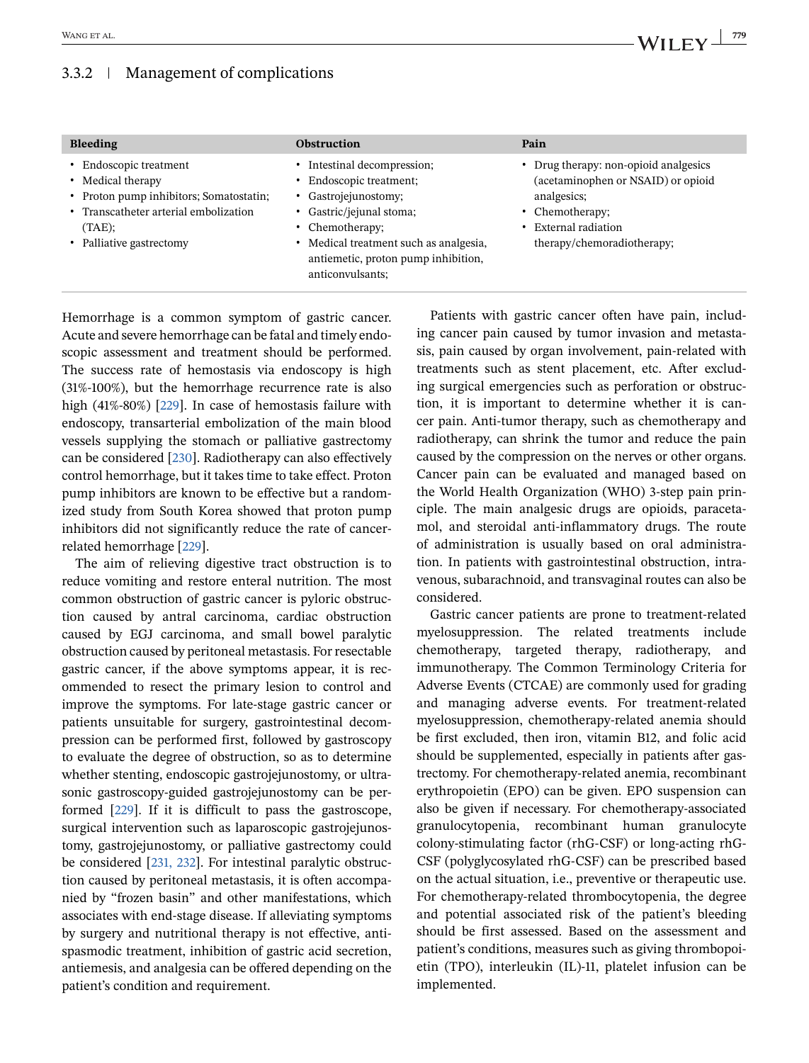### 3.3.2 | Management of complications

| Bleeding | Obstruction | Pain |
|---|---|---|
| • Endoscopic treatment<br>• Medical therapy<br>• Proton pump inhibitors; Somatostatin;<br>• Transcatheter arterial embolization (TAE);<br>• Palliative gastrectomy | • Intestinal decompression;<br>• Endoscopic treatment;<br>• Gastrojejunostomy;<br>• Gastric/jejunal stoma;<br>• Chemotherapy;<br>• Medical treatment such as analgesia, antiemetic, proton pump inhibition, anticonvulsants; | • Drug therapy: non-opioid analgesics (acetaminophen or NSAID) or opioid analgesics;<br>• Chemotherapy;<br>• External radiation therapy/chemoradiotherapy; |

Hemorrhage is a common symptom of gastric cancer. Acute and severe hemorrhage can be fatal and timely endoscopic assessment and treatment should be performed. The success rate of hemostasis via endoscopy is high (31%-100%), but the hemorrhage recurrence rate is also high (41%-80%) [229]. In case of hemostasis failure with endoscopy, transarterial embolization of the main blood vessels supplying the stomach or palliative gastrectomy can be considered [230]. Radiotherapy can also effectively control hemorrhage, but it takes time to take effect. Proton pump inhibitors are known to be effective but a randomized study from South Korea showed that proton pump inhibitors did not significantly reduce the rate of cancer-related hemorrhage [229].

The aim of relieving digestive tract obstruction is to reduce vomiting and restore enteral nutrition. The most common obstruction of gastric cancer is pyloric obstruction caused by antral carcinoma, cardiac obstruction caused by EGJ carcinoma, and small bowel paralytic obstruction caused by peritoneal metastasis. For resectable gastric cancer, if the above symptoms appear, it is recommended to resect the primary lesion to control and improve the symptoms. For late-stage gastric cancer or patients unsuitable for surgery, gastrointestinal decompression can be performed first, followed by gastroscopy to evaluate the degree of obstruction, so as to determine whether stenting, endoscopic gastrojejunostomy, or ultrasonic gastroscopy-guided gastrojejunostomy can be performed [229]. If it is difficult to pass the gastroscope, surgical intervention such as laparoscopic gastrojejunostomy, gastrojejunostomy, or palliative gastrectomy could be considered [231, 232]. For intestinal paralytic obstruction caused by peritoneal metastasis, it is often accompanied by "frozen basin" and other manifestations, which associates with end-stage disease. If alleviating symptoms by surgery and nutritional therapy is not effective, antispasmodic treatment, inhibition of gastric acid secretion, antiemesis, and analgesia can be offered depending on the patient's condition and requirement.

Patients with gastric cancer often have pain, including cancer pain caused by tumor invasion and metastasis, pain caused by organ involvement, pain-related with treatments such as stent placement, etc. After excluding surgical emergencies such as perforation or obstruction, it is important to determine whether it is cancer pain. Anti-tumor therapy, such as chemotherapy and radiotherapy, can shrink the tumor and reduce the pain caused by the compression on the nerves or other organs. Cancer pain can be evaluated and managed based on the World Health Organization (WHO) 3-step pain principle. The main analgesic drugs are opioids, paracetamol, and steroidal anti-inflammatory drugs. The route of administration is usually based on oral administration. In patients with gastrointestinal obstruction, intravenous, subarachnoid, and transvaginal routes can also be considered.

Gastric cancer patients are prone to treatment-related myelosuppression. The related treatments include chemotherapy, targeted therapy, radiotherapy, and immunotherapy. The Common Terminology Criteria for Adverse Events (CTCAE) are commonly used for grading and managing adverse events. For treatment-related myelosuppression, chemotherapy-related anemia should be first excluded, then iron, vitamin B12, and folic acid should be supplemented, especially in patients after gastrectomy. For chemotherapy-related anemia, recombinant erythropoietin (EPO) can be given. EPO suspension can also be given if necessary. For chemotherapy-associated granulocytopenia, recombinant human granulocyte colony-stimulating factor (rhG-CSF) or long-acting rhG-CSF (polyglycosylated rhG-CSF) can be prescribed based on the actual situation, i.e., preventive or therapeutic use. For chemotherapy-related thrombocytopenia, the degree and potential associated risk of the patient's bleeding should be first assessed. Based on the assessment and patient's conditions, measures such as giving thrombopoietin (TPO), interleukin (IL)-11, platelet infusion can be implemented.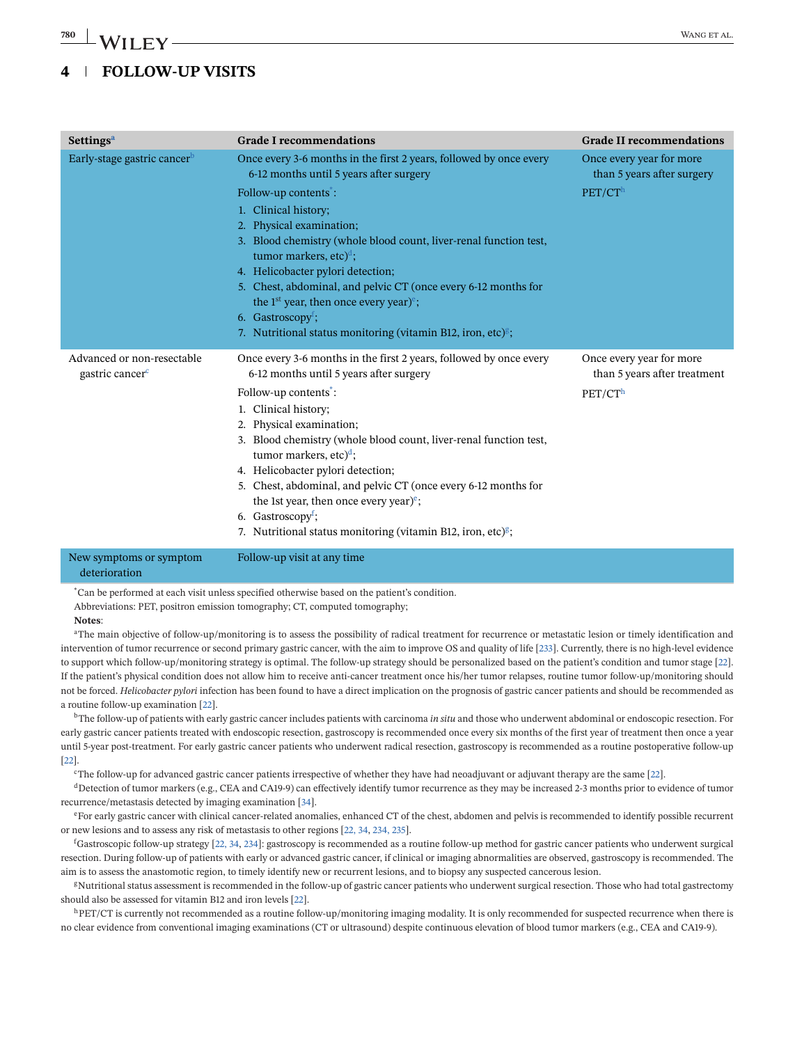## 4 | FOLLOW-UP VISITS

| Settings[a] | Grade I recommendations | Grade II recommendations |
|---|---|---|
| Early-stage gastric cancer[b] | Once every 3-6 months in the first 2 years, followed by once every 6-12 months until 5 years after surgery<br>Follow-up contents[*]:<br>1. Clinical history;<br>2. Physical examination;<br>3. Blood chemistry (whole blood count, liver-renal function test, tumor markers, etc)[d];<br>4. Helicobacter pylori detection;<br>5. Chest, abdominal, and pelvic CT (once every 6-12 months for the 1st year, then once every year)[e];<br>6. Gastroscopy[f];<br>7. Nutritional status monitoring (vitamin B12, iron, etc)[g]; | Once every year for more than 5 years after surgery<br>PET/CT[h] |
| Advanced or non-resectable gastric cancer[c] | Once every 3-6 months in the first 2 years, followed by once every 6-12 months until 5 years after surgery<br>Follow-up contents[*]:<br>1. Clinical history;<br>2. Physical examination;<br>3. Blood chemistry (whole blood count, liver-renal function test, tumor markers, etc)[d];<br>4. Helicobacter pylori detection;<br>5. Chest, abdominal, and pelvic CT (once every 6-12 months for the 1st year, then once every year)[e];<br>6. Gastroscopy[f];<br>7. Nutritional status monitoring (vitamin B12, iron, etc)[g]; | Once every year for more than 5 years after treatment<br>PET/CT[h] |
| New symptoms or symptom deterioration | Follow-up visit at any time | |

[*]Can be performed at each visit unless specified otherwise based on the patient's condition.

Abbreviations: PET, positron emission tomography; CT, computed tomography;

**Notes**:

[a]The main objective of follow-up/monitoring is to assess the possibility of radical treatment for recurrence or metastatic lesion or timely identification and intervention of tumor recurrence or second primary gastric cancer, with the aim to improve OS and quality of life [233]. Currently, there is no high-level evidence to support which follow-up/monitoring strategy is optimal. The follow-up strategy should be personalized based on the patient's condition and tumor stage [22]. If the patient's physical condition does not allow him to receive anti-cancer treatment once his/her tumor relapses, routine tumor follow-up/monitoring should not be forced. *Helicobacter pylori* infection has been found to have a direct implication on the prognosis of gastric cancer patients and should be recommended as a routine follow-up examination [22].

[b]The follow-up of patients with early gastric cancer includes patients with carcinoma *in situ* and those who underwent abdominal or endoscopic resection. For early gastric cancer patients treated with endoscopic resection, gastroscopy is recommended once every six months of the first year of treatment then once a year until 5-year post-treatment. For early gastric cancer patients who underwent radical resection, gastroscopy is recommended as a routine postoperative follow-up [22].

[c]The follow-up for advanced gastric cancer patients irrespective of whether they have had neoadjuvant or adjuvant therapy are the same [22].

[d]Detection of tumor markers (e.g., CEA and CA19-9) can effectively identify tumor recurrence as they may be increased 2-3 months prior to evidence of tumor recurrence/metastasis detected by imaging examination [34].

[e]For early gastric cancer with clinical cancer-related anomalies, enhanced CT of the chest, abdomen and pelvis is recommended to identify possible recurrent or new lesions and to assess any risk of metastasis to other regions [22, 34, 234, 235].

[f]Gastroscopic follow-up strategy [22, 34, 234]: gastroscopy is recommended as a routine follow-up method for gastric cancer patients who underwent surgical resection. During follow-up of patients with early or advanced gastric cancer, if clinical or imaging abnormalities are observed, gastroscopy is recommended. The aim is to assess the anastomotic region, to timely identify new or recurrent lesions, and to biopsy any suspected cancerous lesion.

[g]Nutritional status assessment is recommended in the follow-up of gastric cancer patients who underwent surgical resection. Those who had total gastrectomy should also be assessed for vitamin B12 and iron levels [22].

[h]PET/CT is currently not recommended as a routine follow-up/monitoring imaging modality. It is only recommended for suspected recurrence when there is no clear evidence from conventional imaging examinations (CT or ultrasound) despite continuous elevation of blood tumor markers (e.g., CEA and CA19-9).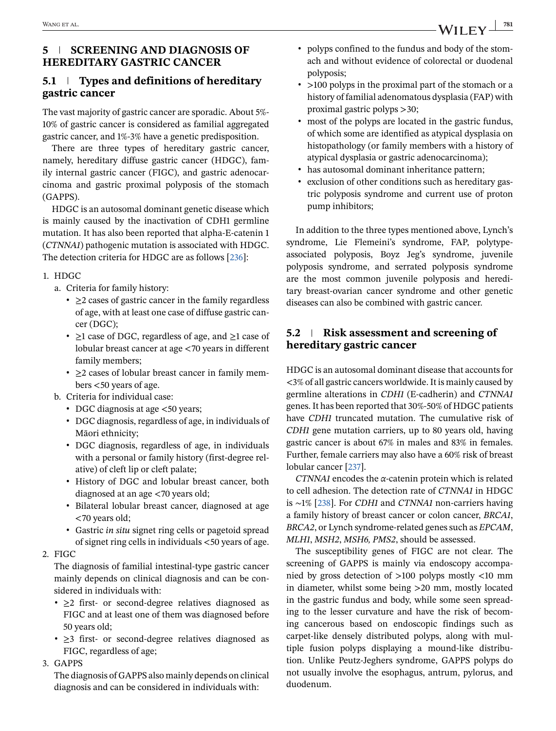## 5 | SCREENING AND DIAGNOSIS OF HEREDITARY GASTRIC CANCER

### 5.1 | Types and definitions of hereditary gastric cancer

The vast majority of gastric cancer are sporadic. About 5%-10% of gastric cancer is considered as familial aggregated gastric cancer, and 1%-3% have a genetic predisposition.

There are three types of hereditary gastric cancer, namely, hereditary diffuse gastric cancer (HDGC), family internal gastric cancer (FIGC), and gastric adenocarcinoma and gastric proximal polyposis of the stomach (GAPPS).

HDGC is an autosomal dominant genetic disease which is mainly caused by the inactivation of CDH1 germline mutation. It has also been reported that alpha-E-catenin 1 (*CTNNA1*) pathogenic mutation is associated with HDGC. The detection criteria for HDGC are as follows [236]:

1. HDGC
   a. Criteria for family history:
      - ≥2 cases of gastric cancer in the family regardless of age, with at least one case of diffuse gastric cancer (DGC);
      - ≥1 case of DGC, regardless of age, and ≥1 case of lobular breast cancer at age <70 years in different family members;
      - ≥2 cases of lobular breast cancer in family members <50 years of age.
   b. Criteria for individual case:
      - DGC diagnosis at age <50 years;
      - DGC diagnosis, regardless of age, in individuals of Māori ethnicity;
      - DGC diagnosis, regardless of age, in individuals with a personal or family history (first-degree relative) of cleft lip or cleft palate;
      - History of DGC and lobular breast cancer, both diagnosed at an age <70 years old;
      - Bilateral lobular breast cancer, diagnosed at age <70 years old;
      - Gastric *in situ* signet ring cells or pagetoid spread of signet ring cells in individuals <50 years of age.
2. FIGC

   The diagnosis of familial intestinal-type gastric cancer mainly depends on clinical diagnosis and can be considered in individuals with:
   - ≥2 first- or second-degree relatives diagnosed as FIGC and at least one of them was diagnosed before 50 years old;
   - ≥3 first- or second-degree relatives diagnosed as FIGC, regardless of age;
3. GAPPS

   The diagnosis of GAPPS also mainly depends on clinical diagnosis and can be considered in individuals with:
   - polyps confined to the fundus and body of the stomach and without evidence of colorectal or duodenal polyposis;
   - >100 polyps in the proximal part of the stomach or a history of familial adenomatous dysplasia (FAP) with proximal gastric polyps >30;
   - most of the polyps are located in the gastric fundus, of which some are identified as atypical dysplasia on histopathology (or family members with a history of atypical dysplasia or gastric adenocarcinoma);
   - has autosomal dominant inheritance pattern;
   - exclusion of other conditions such as hereditary gastric polyposis syndrome and current use of proton pump inhibitors;

In addition to the three types mentioned above, Lynch's syndrome, Lie Flemeini's syndrome, FAP, polytype-associated polyposis, Boyz Jeg's syndrome, juvenile polyposis syndrome, and serrated polyposis syndrome are the most common juvenile polyposis and hereditary breast-ovarian cancer syndrome and other genetic diseases can also be combined with gastric cancer.

### 5.2 | Risk assessment and screening of hereditary gastric cancer

HDGC is an autosomal dominant disease that accounts for <3% of all gastric cancers worldwide. It is mainly caused by germline alterations in *CDH1* (E-cadherin) and *CTNNA1* genes. It has been reported that 30%-50% of HDGC patients have *CDH1* truncated mutation. The cumulative risk of *CDH1* gene mutation carriers, up to 80 years old, having gastric cancer is about 67% in males and 83% in females. Further, female carriers may also have a 60% risk of breast lobular cancer [237].

*CTNNA1* encodes the $\alpha$-catenin protein which is related to cell adhesion. The detection rate of *CTNNA1* in HDGC is ~1% [238]. For *CDH1* and *CTNNA1* non-carriers having a family history of breast cancer or colon cancer, *BRCA1*, *BRCA2*, or Lynch syndrome-related genes such as *EPCAM*, *MLH1*, *MSH2*, *MSH6, PMS2*, should be assessed.

The susceptibility genes of FIGC are not clear. The screening of GAPPS is mainly via endoscopy accompanied by gross detection of >100 polyps mostly <10 mm in diameter, whilst some being >20 mm, mostly located in the gastric fundus and body, while some seen spreading to the lesser curvature and have the risk of becoming cancerous based on endoscopic findings such as carpet-like densely distributed polyps, along with multiple fusion polyps displaying a mound-like distribution. Unlike Peutz-Jeghers syndrome, GAPPS polyps do not usually involve the esophagus, antrum, pylorus, and duodenum.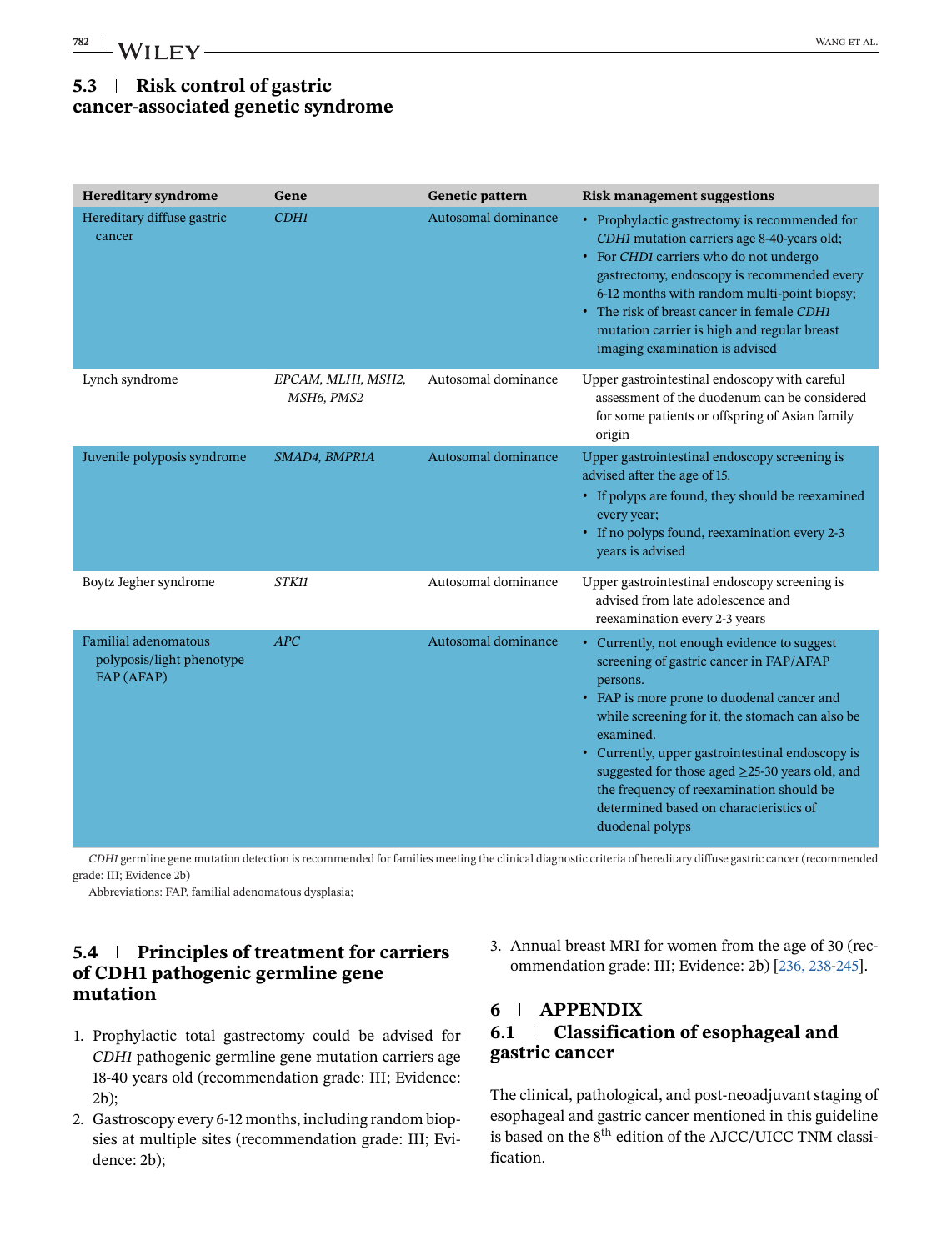### 5.3 | Risk control of gastric cancer-associated genetic syndrome

| Hereditary syndrome | Gene | Genetic pattern | Risk management suggestions |
|---|---|---|---|
| Hereditary diffuse gastric cancer | *CDH1* | Autosomal dominance | • Prophylactic gastrectomy is recommended for *CDH1* mutation carriers age 8-40-years old; • For *CHD1* carriers who do not undergo gastrectomy, endoscopy is recommended every 6-12 months with random multi-point biopsy; • The risk of breast cancer in female *CDH1* mutation carrier is high and regular breast imaging examination is advised |
| Lynch syndrome | *EPCAM, MLH1, MSH2, MSH6, PMS2* | Autosomal dominance | Upper gastrointestinal endoscopy with careful assessment of the duodenum can be considered for some patients or offspring of Asian family origin |
| Juvenile polyposis syndrome | *SMAD4, BMPR1A* | Autosomal dominance | Upper gastrointestinal endoscopy screening is advised after the age of 15. • If polyps are found, they should be reexamined every year; • If no polyps found, reexamination every 2-3 years is advised |
| Boytz Jegher syndrome | *STK11* | Autosomal dominance | Upper gastrointestinal endoscopy screening is advised from late adolescence and reexamination every 2-3 years |
| Familial adenomatous polyposis/light phenotype FAP (AFAP) | *APC* | Autosomal dominance | • Currently, not enough evidence to suggest screening of gastric cancer in FAP/AFAP persons. • FAP is more prone to duodenal cancer and while screening for it, the stomach can also be examined. • Currently, upper gastrointestinal endoscopy is suggested for those aged ≥25-30 years old, and the frequency of reexamination should be determined based on characteristics of duodenal polyps |

*CDH1* germline gene mutation detection is recommended for families meeting the clinical diagnostic criteria of hereditary diffuse gastric cancer (recommended grade: III; Evidence 2b)

Abbreviations: FAP, familial adenomatous dysplasia;

### 5.4 | Principles of treatment for carriers of CDH1 pathogenic germline gene mutation

1. Prophylactic total gastrectomy could be advised for *CDH1* pathogenic germline gene mutation carriers age 18-40 years old (recommendation grade: III; Evidence: 2b);
2. Gastroscopy every 6-12 months, including random biopsies at multiple sites (recommendation grade: III; Evidence: 2b);
3. Annual breast MRI for women from the age of 30 (recommendation grade: III; Evidence: 2b) [236, 238-245].

## 6 | APPENDIX

### 6.1 | Classification of esophageal and gastric cancer

The clinical, pathological, and post-neoadjuvant staging of esophageal and gastric cancer mentioned in this guideline is based on the 8$^{th}$ edition of the AJCC/UICC TNM classification.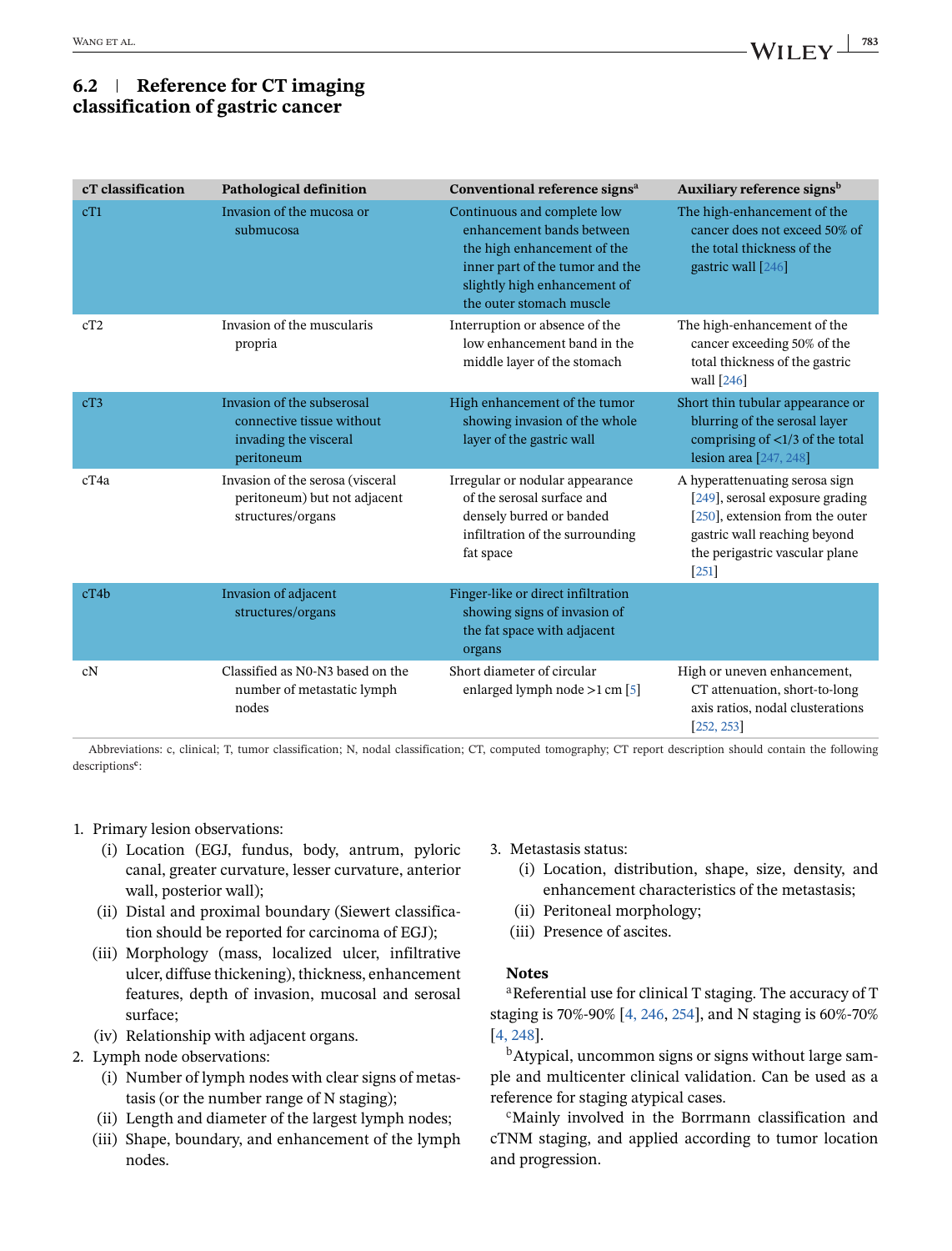## 6.2 | Reference for CT imaging classification of gastric cancer

| cT classification | Pathological definition | Conventional reference signs[a] | Auxiliary reference signs[b] |
|---|---|---|---|
| cT1 | Invasion of the mucosa or submucosa | Continuous and complete low enhancement bands between the high enhancement of the inner part of the tumor and the slightly high enhancement of the outer stomach muscle | The high-enhancement of the cancer does not exceed 50% of the total thickness of the gastric wall [246] |
| cT2 | Invasion of the muscularis propria | Interruption or absence of the low enhancement band in the middle layer of the stomach | The high-enhancement of the cancer exceeding 50% of the total thickness of the gastric wall [246] |
| cT3 | Invasion of the subserosal connective tissue without invading the visceral peritoneum | High enhancement of the tumor showing invasion of the whole layer of the gastric wall | Short thin tubular appearance or blurring of the serosal layer comprising of <1/3 of the total lesion area [247, 248] |
| cT4a | Invasion of the serosa (visceral peritoneum) but not adjacent structures/organs | Irregular or nodular appearance of the serosal surface and densely burred or banded infiltration of the surrounding fat space | A hyperattenuating serosa sign [249], serosal exposure grading [250], extension from the outer gastric wall reaching beyond the perigastric vascular plane [251] |
| cT4b | Invasion of adjacent structures/organs | Finger-like or direct infiltration showing signs of invasion of the fat space with adjacent organs | |
| cN | Classified as N0-N3 based on the number of metastatic lymph nodes | Short diameter of circular enlarged lymph node >1 cm [5] | High or uneven enhancement, CT attenuation, short-to-long axis ratios, nodal clusterations [252, 253] |

Abbreviations: c, clinical; T, tumor classification; N, nodal classification; CT, computed tomography; CT report description should contain the following descriptions[c]:

1. Primary lesion observations:
   - (i) Location (EGJ, fundus, body, antrum, pyloric canal, greater curvature, lesser curvature, anterior wall, posterior wall);
   - (ii) Distal and proximal boundary (Siewert classification should be reported for carcinoma of EGJ);
   - (iii) Morphology (mass, localized ulcer, infiltrative ulcer, diffuse thickening), thickness, enhancement features, depth of invasion, mucosal and serosal surface;
   - (iv) Relationship with adjacent organs.
2. Lymph node observations:
   - (i) Number of lymph nodes with clear signs of metastasis (or the number range of N staging);
   - (ii) Length and diameter of the largest lymph nodes;
   - (iii) Shape, boundary, and enhancement of the lymph nodes.
3. Metastasis status:
   - (i) Location, distribution, shape, size, density, and enhancement characteristics of the metastasis;
   - (ii) Peritoneal morphology;
   - (iii) Presence of ascites.

**Notes**

[a]Referential use for clinical T staging. The accuracy of T staging is 70%-90% [4, 246, 254], and N staging is 60%-70% [4, 248].

[b]Atypical, uncommon signs or signs without large sample and multicenter clinical validation. Can be used as a reference for staging atypical cases.

[c]Mainly involved in the Borrmann classification and cTNM staging, and applied according to tumor location and progression.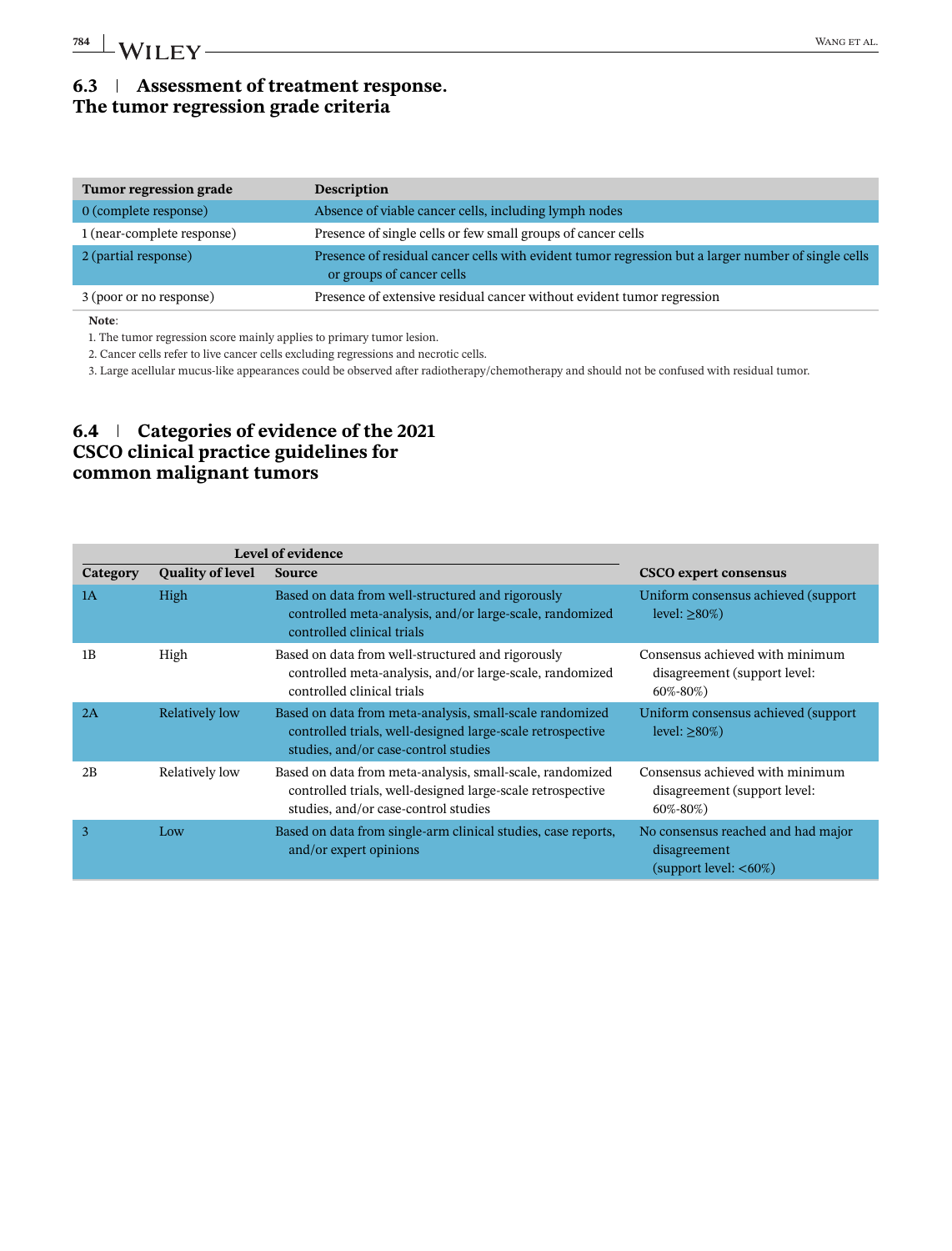## 6.3 | Assessment of treatment response. The tumor regression grade criteria

| Tumor regression grade | Description |
|---|---|
| 0 (complete response) | Absence of viable cancer cells, including lymph nodes |
| 1 (near-complete response) | Presence of single cells or few small groups of cancer cells |
| 2 (partial response) | Presence of residual cancer cells with evident tumor regression but a larger number of single cells or groups of cancer cells |
| 3 (poor or no response) | Presence of extensive residual cancer without evident tumor regression |

**Note**:

1. The tumor regression score mainly applies to primary tumor lesion.
2. Cancer cells refer to live cancer cells excluding regressions and necrotic cells.
3. Large acellular mucus-like appearances could be observed after radiotherapy/chemotherapy and should not be confused with residual tumor.

## 6.4 | Categories of evidence of the 2021 CSCO clinical practice guidelines for common malignant tumors

| | Level of evidence | | |
|---|---|---|---|
| **Category** | **Quality of level** | **Source** | **CSCO expert consensus** |
| 1A | High | Based on data from well-structured and rigorously controlled meta-analysis, and/or large-scale, randomized controlled clinical trials | Uniform consensus achieved (support level: ≥80%) |
| 1B | High | Based on data from well-structured and rigorously controlled meta-analysis, and/or large-scale, randomized controlled clinical trials | Consensus achieved with minimum disagreement (support level: 60%-80%) |
| 2A | Relatively low | Based on data from meta-analysis, small-scale randomized controlled trials, well-designed large-scale retrospective studies, and/or case-control studies | Uniform consensus achieved (support level: ≥80%) |
| 2B | Relatively low | Based on data from meta-analysis, small-scale, randomized controlled trials, well-designed large-scale retrospective studies, and/or case-control studies | Consensus achieved with minimum disagreement (support level: 60%-80%) |
| 3 | Low | Based on data from single-arm clinical studies, case reports, and/or expert opinions | No consensus reached and had major disagreement (support level: <60%) |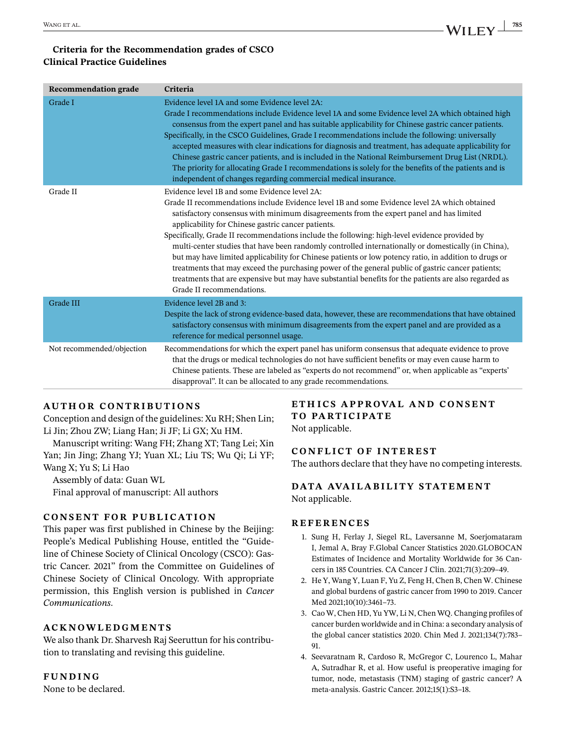**Criteria for the Recommendation grades of CSCO Clinical Practice Guidelines**

| Recommendation grade | Criteria |
|---|---|
| Grade I | Evidence level 1A and some Evidence level 2A: Grade I recommendations include Evidence level 1A and some Evidence level 2A which obtained high consensus from the expert panel and has suitable applicability for Chinese gastric cancer patients. Specifically, in the CSCO Guidelines, Grade I recommendations include the following: universally accepted measures with clear indications for diagnosis and treatment, has adequate applicability for Chinese gastric cancer patients, and is included in the National Reimbursement Drug List (NRDL). The priority for allocating Grade I recommendations is solely for the benefits of the patients and is independent of changes regarding commercial medical insurance. |
| Grade II | Evidence level 1B and some Evidence level 2A: Grade II recommendations include Evidence level 1B and some Evidence level 2A which obtained satisfactory consensus with minimum disagreements from the expert panel and has limited applicability for Chinese gastric cancer patients. Specifically, Grade II recommendations include the following: high-level evidence provided by multi-center studies that have been randomly controlled internationally or domestically (in China), but may have limited applicability for Chinese patients or low potency ratio, in addition to drugs or treatments that may exceed the purchasing power of the general public of gastric cancer patients; treatments that are expensive but may have substantial benefits for the patients are also regarded as Grade II recommendations. |
| Grade III | Evidence level 2B and 3: Despite the lack of strong evidence-based data, however, these are recommendations that have obtained satisfactory consensus with minimum disagreements from the expert panel and are provided as a reference for medical personnel usage. |
| Not recommended/objection | Recommendations for which the expert panel has uniform consensus that adequate evidence to prove that the drugs or medical technologies do not have sufficient benefits or may even cause harm to Chinese patients. These are labeled as "experts do not recommend" or, when applicable as "experts' disapproval". It can be allocated to any grade recommendations. |

## AUTHOR CONTRIBUTIONS

Conception and design of the guidelines: Xu RH; Shen Lin; Li Jin; Zhou ZW; Liang Han; Ji JF; Li GX; Xu HM.

Manuscript writing: Wang FH; Zhang XT; Tang Lei; Xin Yan; Jin Jing; Zhang YJ; Yuan XL; Liu TS; Wu Qi; Li YF; Wang X; Yu S; Li Hao

Assembly of data: Guan WL

Final approval of manuscript: All authors

## CONSENT FOR PUBLICATION

This paper was first published in Chinese by the Beijing: People's Medical Publishing House, entitled the "Guideline of Chinese Society of Clinical Oncology (CSCO): Gastric Cancer. 2021" from the Committee on Guidelines of Chinese Society of Clinical Oncology. With appropriate permission, this English version is published in *Cancer Communications*.

## ACKNOWLEDGMENTS

We also thank Dr. Sharvesh Raj Seeruttun for his contribution to translating and revising this guideline.

## FUNDING

None to be declared.

## ETHICS APPROVAL AND CONSENT TO PARTICIPATE

Not applicable.

## CONFLICT OF INTEREST

The authors declare that they have no competing interests.

## DATA AVAILABILITY STATEMENT

Not applicable.

## REFERENCES

1. Sung H, Ferlay J, Siegel RL, Laversanne M, Soerjomataram I, Jemal A, Bray F.Global Cancer Statistics 2020.GLOBOCAN Estimates of Incidence and Mortality Worldwide for 36 Cancers in 185 Countries. CA Cancer J Clin. 2021;71(3):209–49.
2. He Y, Wang Y, Luan F, Yu Z, Feng H, Chen B, Chen W. Chinese and global burdens of gastric cancer from 1990 to 2019. Cancer Med 2021;10(10):3461–73.
3. Cao W, Chen HD, Yu YW, Li N, Chen WQ. Changing profiles of cancer burden worldwide and in China: a secondary analysis of the global cancer statistics 2020. Chin Med J. 2021;134(7):783–91.
4. Seevaratnam R, Cardoso R, McGregor C, Lourenco L, Mahar A, Sutradhar R, et al. How useful is preoperative imaging for tumor, node, metastasis (TNM) staging of gastric cancer? A meta-analysis. Gastric Cancer. 2012;15(1):S3–18.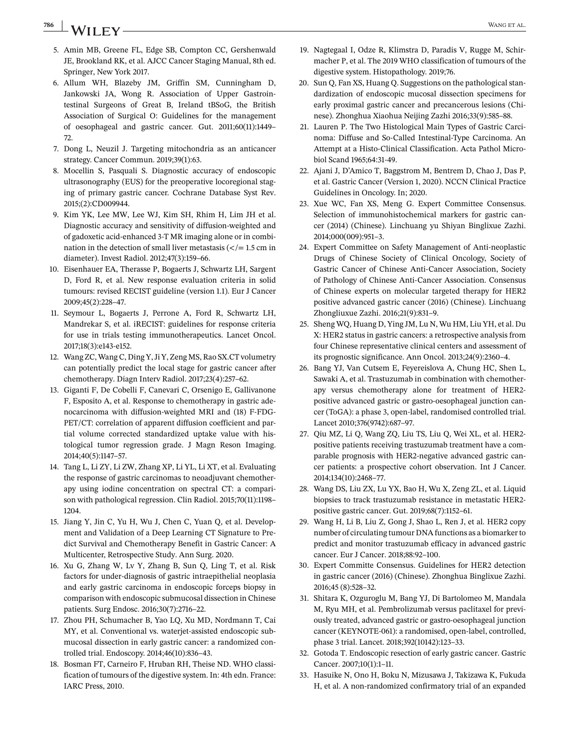5. Amin MB, Greene FL, Edge SB, Compton CC, Gershenwald JE, Brookland RK, et al. AJCC Cancer Staging Manual, 8th ed. Springer, New York 2017.
6. Allum WH, Blazeby JM, Griffin SM, Cunningham D, Jankowski JA, Wong R. Association of Upper Gastrointestinal Surgeons of Great B, Ireland tBSoG, the British Association of Surgical O: Guidelines for the management of oesophageal and gastric cancer. Gut. 2011;60(11):1449–72.
7. Dong L, Neuzil J. Targeting mitochondria as an anticancer strategy. Cancer Commun. 2019;39(1):63.
8. Mocellin S, Pasquali S. Diagnostic accuracy of endoscopic ultrasonography (EUS) for the preoperative locoregional staging of primary gastric cancer. Cochrane Database Syst Rev. 2015;(2):CD009944.
9. Kim YK, Lee MW, Lee WJ, Kim SH, Rhim H, Lim JH et al. Diagnostic accuracy and sensitivity of diffusion-weighted and of gadoxetic acid-enhanced 3-T MR imaging alone or in combination in the detection of small liver metastasis (</= 1.5 cm in diameter). Invest Radiol. 2012;47(3):159–66.
10. Eisenhauer EA, Therasse P, Bogaerts J, Schwartz LH, Sargent D, Ford R, et al. New response evaluation criteria in solid tumours: revised RECIST guideline (version 1.1). Eur J Cancer 2009;45(2):228–47.
11. Seymour L, Bogaerts J, Perrone A, Ford R, Schwartz LH, Mandrekar S, et al. iRECIST: guidelines for response criteria for use in trials testing immunotherapeutics. Lancet Oncol. 2017;18(3):e143-e152.
12. Wang ZC, Wang C, Ding Y, Ji Y, Zeng MS, Rao SX.CT volumetry can potentially predict the local stage for gastric cancer after chemotherapy. Diagn Interv Radiol. 2017;23(4):257–62.
13. Giganti F, De Cobelli F, Canevari C, Orsenigo E, Gallivanone F, Esposito A, et al. Response to chemotherapy in gastric adenocarcinoma with diffusion-weighted MRI and (18) F-FDG-PET/CT: correlation of apparent diffusion coefficient and partial volume corrected standardized uptake value with histological tumor regression grade. J Magn Reson Imaging. 2014;40(5):1147–57.
14. Tang L, Li ZY, Li ZW, Zhang XP, Li YL, Li XT, et al. Evaluating the response of gastric carcinomas to neoadjuvant chemotherapy using iodine concentration on spectral CT: a comparison with pathological regression. Clin Radiol. 2015;70(11):1198–1204.
15. Jiang Y, Jin C, Yu H, Wu J, Chen C, Yuan Q, et al. Development and Validation of a Deep Learning CT Signature to Predict Survival and Chemotherapy Benefit in Gastric Cancer: A Multicenter, Retrospective Study. Ann Surg. 2020.
16. Xu G, Zhang W, Lv Y, Zhang B, Sun Q, Ling T, et al. Risk factors for under-diagnosis of gastric intraepithelial neoplasia and early gastric carcinoma in endoscopic forceps biopsy in comparison with endoscopic submucosal dissection in Chinese patients. Surg Endosc. 2016;30(7):2716–22.
17. Zhou PH, Schumacher B, Yao LQ, Xu MD, Nordmann T, Cai MY, et al. Conventional vs. waterjet-assisted endoscopic submucosal dissection in early gastric cancer: a randomized controlled trial. Endoscopy. 2014;46(10):836–43.
18. Bosman FT, Carneiro F, Hruban RH, Theise ND. WHO classification of tumours of the digestive system. In: 4th edn. France: IARC Press, 2010.
19. Nagtegaal I, Odze R, Klimstra D, Paradis V, Rugge M, Schirmacher P, et al. The 2019 WHO classification of tumours of the digestive system. Histopathology. 2019;76.
20. Sun Q, Fan XS, Huang Q. Suggestions on the pathological standardization of endoscopic mucosal dissection specimens for early proximal gastric cancer and precancerous lesions (Chinese). Zhonghua Xiaohua Neijing Zazhi 2016;33(9):585–88.
21. Lauren P. The Two Histological Main Types of Gastric Carcinoma: Diffuse and So-Called Intestinal-Type Carcinoma. An Attempt at a Histo-Clinical Classification. Acta Pathol Microbiol Scand 1965;64:31-49.
22. Ajani J, D'Amico T, Baggstrom M, Bentrem D, Chao J, Das P, et al. Gastric Cancer (Version 1, 2020). NCCN Clinical Practice Guidelines in Oncology. In; 2020.
23. Xue WC, Fan XS, Meng G. Expert Committee Consensus. Selection of immunohistochemical markers for gastric cancer (2014) (Chinese). Linchuang yu Shiyan Binglixue Zazhi. 2014;000(009):951–3.
24. Expert Committee on Safety Management of Anti-neoplastic Drugs of Chinese Society of Clinical Oncology, Society of Gastric Cancer of Chinese Anti-Cancer Association, Society of Pathology of Chinese Anti-Cancer Association. Consensus of Chinese experts on molecular targeted therapy for HER2 positive advanced gastric cancer (2016) (Chinese). Linchuang Zhongliuxue Zazhi. 2016;21(9):831–9.
25. Sheng WQ, Huang D, Ying JM, Lu N, Wu HM, Liu YH, et al. Du X: HER2 status in gastric cancers: a retrospective analysis from four Chinese representative clinical centers and assessment of its prognostic significance. Ann Oncol. 2013;24(9):2360–4.
26. Bang YJ, Van Cutsem E, Feyereislova A, Chung HC, Shen L, Sawaki A, et al. Trastuzumab in combination with chemotherapy versus chemotherapy alone for treatment of HER2-positive advanced gastric or gastro-oesophageal junction cancer (ToGA): a phase 3, open-label, randomised controlled trial. Lancet 2010;376(9742):687–97.
27. Qiu MZ, Li Q, Wang ZQ, Liu TS, Liu Q, Wei XL, et al. HER2-positive patients receiving trastuzumab treatment have a comparable prognosis with HER2-negative advanced gastric cancer patients: a prospective cohort observation. Int J Cancer. 2014;134(10):2468–77.
28. Wang DS, Liu ZX, Lu YX, Bao H, Wu X, Zeng ZL, et al. Liquid biopsies to track trastuzumab resistance in metastatic HER2-positive gastric cancer. Gut. 2019;68(7):1152–61.
29. Wang H, Li B, Liu Z, Gong J, Shao L, Ren J, et al. HER2 copy number of circulating tumour DNA functions as a biomarker to predict and monitor trastuzumab efficacy in advanced gastric cancer. Eur J Cancer. 2018;88:92–100.
30. Expert Committe Consensus. Guidelines for HER2 detection in gastric cancer (2016) (Chinese). Zhonghua Binglixue Zazhi. 2016;45 (8):528–32.
31. Shitara K, Ozguroglu M, Bang YJ, Di Bartolomeo M, Mandala M, Ryu MH, et al. Pembrolizumab versus paclitaxel for previously treated, advanced gastric or gastro-oesophageal junction cancer (KEYNOTE-061): a randomised, open-label, controlled, phase 3 trial. Lancet. 2018;392(10142):123–33.
32. Gotoda T. Endoscopic resection of early gastric cancer. Gastric Cancer. 2007;10(1):1–11.
33. Hasuike N, Ono H, Boku N, Mizusawa J, Takizawa K, Fukuda H, et al. A non-randomized confirmatory trial of an expanded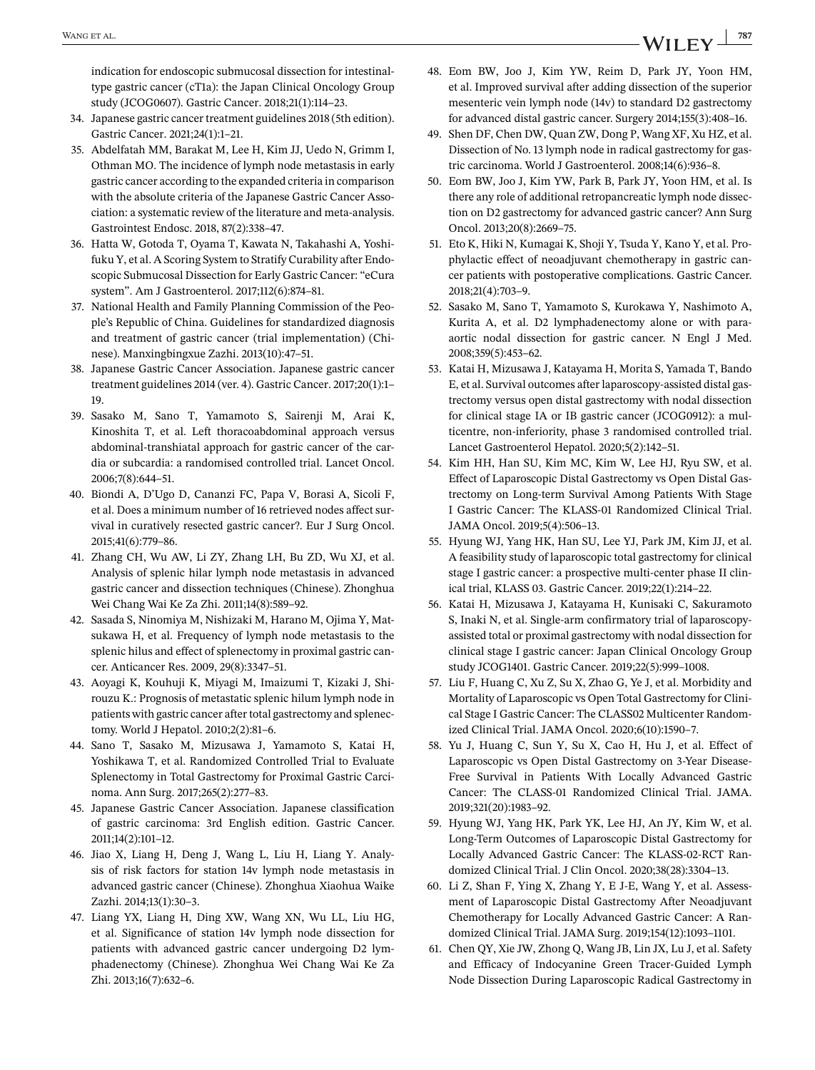indication for endoscopic submucosal dissection for intestinal-type gastric cancer (cT1a): the Japan Clinical Oncology Group study (JCOG0607). Gastric Cancer. 2018;21(1):114–23.

34. Japanese gastric cancer treatment guidelines 2018 (5th edition). Gastric Cancer. 2021;24(1):1–21.
35. Abdelfatah MM, Barakat M, Lee H, Kim JJ, Uedo N, Grimm I, Othman MO. The incidence of lymph node metastasis in early gastric cancer according to the expanded criteria in comparison with the absolute criteria of the Japanese Gastric Cancer Association: a systematic review of the literature and meta-analysis. Gastrointest Endosc. 2018, 87(2):338–47.
36. Hatta W, Gotoda T, Oyama T, Kawata N, Takahashi A, Yoshifuku Y, et al. A Scoring System to Stratify Curability after Endoscopic Submucosal Dissection for Early Gastric Cancer: "eCura system". Am J Gastroenterol. 2017;112(6):874–81.
37. National Health and Family Planning Commission of the People's Republic of China. Guidelines for standardized diagnosis and treatment of gastric cancer (trial implementation) (Chinese). Manxingbingxue Zazhi. 2013(10):47–51.
38. Japanese Gastric Cancer Association. Japanese gastric cancer treatment guidelines 2014 (ver. 4). Gastric Cancer. 2017;20(1):1–19.
39. Sasako M, Sano T, Yamamoto S, Sairenji M, Arai K, Kinoshita T, et al. Left thoracoabdominal approach versus abdominal-transhiatal approach for gastric cancer of the cardia or subcardia: a randomised controlled trial. Lancet Oncol. 2006;7(8):644–51.
40. Biondi A, D'Ugo D, Cananzi FC, Papa V, Borasi A, Sicoli F, et al. Does a minimum number of 16 retrieved nodes affect survival in curatively resected gastric cancer?. Eur J Surg Oncol. 2015;41(6):779–86.
41. Zhang CH, Wu AW, Li ZY, Zhang LH, Bu ZD, Wu XJ, et al. Analysis of splenic hilar lymph node metastasis in advanced gastric cancer and dissection techniques (Chinese). Zhonghua Wei Chang Wai Ke Za Zhi. 2011;14(8):589–92.
42. Sasada S, Ninomiya M, Nishizaki M, Harano M, Ojima Y, Matsukawa H, et al. Frequency of lymph node metastasis to the splenic hilus and effect of splenectomy in proximal gastric cancer. Anticancer Res. 2009, 29(8):3347–51.
43. Aoyagi K, Kouhuji K, Miyagi M, Imaizumi T, Kizaki J, Shirouzu K.: Prognosis of metastatic splenic hilum lymph node in patients with gastric cancer after total gastrectomy and splenectomy. World J Hepatol. 2010;2(2):81–6.
44. Sano T, Sasako M, Mizusawa J, Yamamoto S, Katai H, Yoshikawa T, et al. Randomized Controlled Trial to Evaluate Splenectomy in Total Gastrectomy for Proximal Gastric Carcinoma. Ann Surg. 2017;265(2):277–83.
45. Japanese Gastric Cancer Association. Japanese classification of gastric carcinoma: 3rd English edition. Gastric Cancer. 2011;14(2):101–12.
46. Jiao X, Liang H, Deng J, Wang L, Liu H, Liang Y. Analysis of risk factors for station 14v lymph node metastasis in advanced gastric cancer (Chinese). Zhonghua Xiaohua Waike Zazhi. 2014;13(1):30–3.
47. Liang YX, Liang H, Ding XW, Wang XN, Wu LL, Liu HG, et al. Significance of station 14v lymph node dissection for patients with advanced gastric cancer undergoing D2 lymphadenectomy (Chinese). Zhonghua Wei Chang Wai Ke Za Zhi. 2013;16(7):632–6.
48. Eom BW, Joo J, Kim YW, Reim D, Park JY, Yoon HM, et al. Improved survival after adding dissection of the superior mesenteric vein lymph node (14v) to standard D2 gastrectomy for advanced distal gastric cancer. Surgery 2014;155(3):408–16.
49. Shen DF, Chen DW, Quan ZW, Dong P, Wang XF, Xu HZ, et al. Dissection of No. 13 lymph node in radical gastrectomy for gastric carcinoma. World J Gastroenterol. 2008;14(6):936–8.
50. Eom BW, Joo J, Kim YW, Park B, Park JY, Yoon HM, et al. Is there any role of additional retropancreatic lymph node dissection on D2 gastrectomy for advanced gastric cancer? Ann Surg Oncol. 2013;20(8):2669–75.
51. Eto K, Hiki N, Kumagai K, Shoji Y, Tsuda Y, Kano Y, et al. Prophylactic effect of neoadjuvant chemotherapy in gastric cancer patients with postoperative complications. Gastric Cancer. 2018;21(4):703–9.
52. Sasako M, Sano T, Yamamoto S, Kurokawa Y, Nashimoto A, Kurita A, et al. D2 lymphadenectomy alone or with para-aortic nodal dissection for gastric cancer. N Engl J Med. 2008;359(5):453–62.
53. Katai H, Mizusawa J, Katayama H, Morita S, Yamada T, Bando E, et al. Survival outcomes after laparoscopy-assisted distal gastrectomy versus open distal gastrectomy with nodal dissection for clinical stage IA or IB gastric cancer (JCOG0912): a multicentre, non-inferiority, phase 3 randomised controlled trial. Lancet Gastroenterol Hepatol. 2020;5(2):142–51.
54. Kim HH, Han SU, Kim MC, Kim W, Lee HJ, Ryu SW, et al. Effect of Laparoscopic Distal Gastrectomy vs Open Distal Gastrectomy on Long-term Survival Among Patients With Stage I Gastric Cancer: The KLASS-01 Randomized Clinical Trial. JAMA Oncol. 2019;5(4):506–13.
55. Hyung WJ, Yang HK, Han SU, Lee YJ, Park JM, Kim JJ, et al. A feasibility study of laparoscopic total gastrectomy for clinical stage I gastric cancer: a prospective multi-center phase II clinical trial, KLASS 03. Gastric Cancer. 2019;22(1):214–22.
56. Katai H, Mizusawa J, Katayama H, Kunisaki C, Sakuramoto S, Inaki N, et al. Single-arm confirmatory trial of laparoscopy-assisted total or proximal gastrectomy with nodal dissection for clinical stage I gastric cancer: Japan Clinical Oncology Group study JCOG1401. Gastric Cancer. 2019;22(5):999–1008.
57. Liu F, Huang C, Xu Z, Su X, Zhao G, Ye J, et al. Morbidity and Mortality of Laparoscopic vs Open Total Gastrectomy for Clinical Stage I Gastric Cancer: The CLASS02 Multicenter Randomized Clinical Trial. JAMA Oncol. 2020;6(10):1590–7.
58. Yu J, Huang C, Sun Y, Su X, Cao H, Hu J, et al. Effect of Laparoscopic vs Open Distal Gastrectomy on 3-Year Disease-Free Survival in Patients With Locally Advanced Gastric Cancer: The CLASS-01 Randomized Clinical Trial. JAMA. 2019;321(20):1983–92.
59. Hyung WJ, Yang HK, Park YK, Lee HJ, An JY, Kim W, et al. Long-Term Outcomes of Laparoscopic Distal Gastrectomy for Locally Advanced Gastric Cancer: The KLASS-02-RCT Randomized Clinical Trial. J Clin Oncol. 2020;38(28):3304–13.
60. Li Z, Shan F, Ying X, Zhang Y, E J-E, Wang Y, et al. Assessment of Laparoscopic Distal Gastrectomy After Neoadjuvant Chemotherapy for Locally Advanced Gastric Cancer: A Randomized Clinical Trial. JAMA Surg. 2019;154(12):1093–1101.
61. Chen QY, Xie JW, Zhong Q, Wang JB, Lin JX, Lu J, et al. Safety and Efficacy of Indocyanine Green Tracer-Guided Lymph Node Dissection During Laparoscopic Radical Gastrectomy in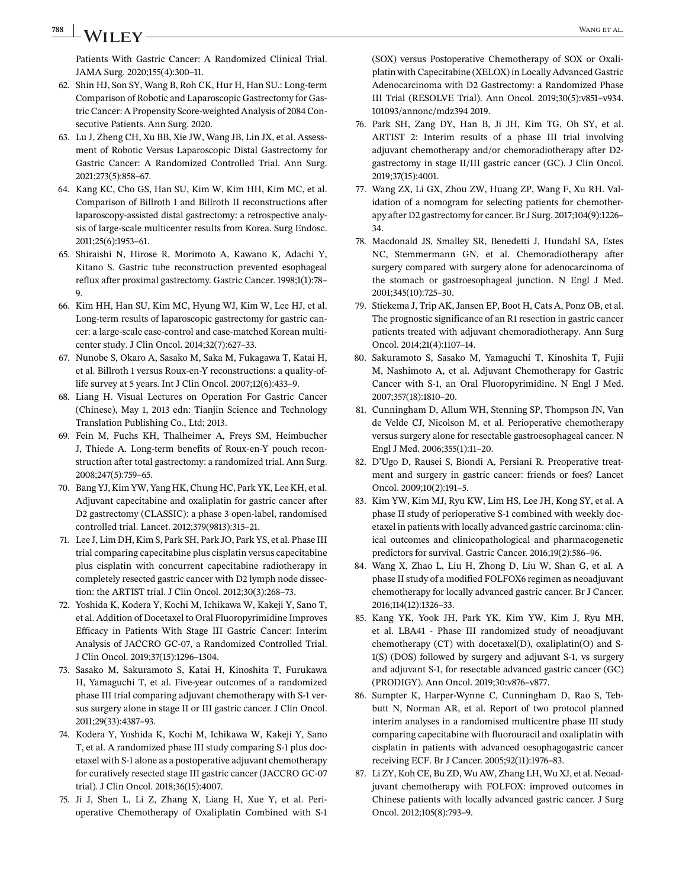Patients With Gastric Cancer: A Randomized Clinical Trial. JAMA Surg. 2020;155(4):300–11.

62. Shin HJ, Son SY, Wang B, Roh CK, Hur H, Han SU.: Long-term Comparison of Robotic and Laparoscopic Gastrectomy for Gastric Cancer: A Propensity Score-weighted Analysis of 2084 Consecutive Patients. Ann Surg. 2020.
63. Lu J, Zheng CH, Xu BB, Xie JW, Wang JB, Lin JX, et al. Assessment of Robotic Versus Laparoscopic Distal Gastrectomy for Gastric Cancer: A Randomized Controlled Trial. Ann Surg. 2021;273(5):858–67.
64. Kang KC, Cho GS, Han SU, Kim W, Kim HH, Kim MC, et al. Comparison of Billroth I and Billroth II reconstructions after laparoscopy-assisted distal gastrectomy: a retrospective analysis of large-scale multicenter results from Korea. Surg Endosc. 2011;25(6):1953–61.
65. Shiraishi N, Hirose R, Morimoto A, Kawano K, Adachi Y, Kitano S. Gastric tube reconstruction prevented esophageal reflux after proximal gastrectomy. Gastric Cancer. 1998;1(1):78–9.
66. Kim HH, Han SU, Kim MC, Hyung WJ, Kim W, Lee HJ, et al. Long-term results of laparoscopic gastrectomy for gastric cancer: a large-scale case-control and case-matched Korean multicenter study. J Clin Oncol. 2014;32(7):627–33.
67. Nunobe S, Okaro A, Sasako M, Saka M, Fukagawa T, Katai H, et al. Billroth 1 versus Roux-en-Y reconstructions: a quality-of-life survey at 5 years. Int J Clin Oncol. 2007;12(6):433–9.
68. Liang H. Visual Lectures on Operation For Gastric Cancer (Chinese), May 1, 2013 edn: Tianjin Science and Technology Translation Publishing Co., Ltd; 2013.
69. Fein M, Fuchs KH, Thalheimer A, Freys SM, Heimbucher J, Thiede A. Long-term benefits of Roux-en-Y pouch reconstruction after total gastrectomy: a randomized trial. Ann Surg. 2008;247(5):759–65.
70. Bang YJ, Kim YW, Yang HK, Chung HC, Park YK, Lee KH, et al. Adjuvant capecitabine and oxaliplatin for gastric cancer after D2 gastrectomy (CLASSIC): a phase 3 open-label, randomised controlled trial. Lancet. 2012;379(9813):315–21.
71. Lee J, Lim DH, Kim S, Park SH, Park JO, Park YS, et al. Phase III trial comparing capecitabine plus cisplatin versus capecitabine plus cisplatin with concurrent capecitabine radiotherapy in completely resected gastric cancer with D2 lymph node dissection: the ARTIST trial. J Clin Oncol. 2012;30(3):268–73.
72. Yoshida K, Kodera Y, Kochi M, Ichikawa W, Kakeji Y, Sano T, et al. Addition of Docetaxel to Oral Fluoropyrimidine Improves Efficacy in Patients With Stage III Gastric Cancer: Interim Analysis of JACCRO GC-07, a Randomized Controlled Trial. J Clin Oncol. 2019;37(15):1296–1304.
73. Sasako M, Sakuramoto S, Katai H, Kinoshita T, Furukawa H, Yamaguchi T, et al. Five-year outcomes of a randomized phase III trial comparing adjuvant chemotherapy with S-1 versus surgery alone in stage II or III gastric cancer. J Clin Oncol. 2011;29(33):4387–93.
74. Kodera Y, Yoshida K, Kochi M, Ichikawa W, Kakeji Y, Sano T, et al. A randomized phase III study comparing S-1 plus docetaxel with S-1 alone as a postoperative adjuvant chemotherapy for curatively resected stage III gastric cancer (JACCRO GC-07 trial). J Clin Oncol. 2018;36(15):4007.
75. Ji J, Shen L, Li Z, Zhang X, Liang H, Xue Y, et al. Perioperative Chemotherapy of Oxaliplatin Combined with S-1 (SOX) versus Postoperative Chemotherapy of SOX or Oxaliplatin with Capecitabine (XELOX) in Locally Advanced Gastric Adenocarcinoma with D2 Gastrectomy: a Randomized Phase III Trial (RESOLVE Trial). Ann Oncol. 2019;30(5):v851–v934. 101093/annonc/mdz394 2019.
76. Park SH, Zang DY, Han B, Ji JH, Kim TG, Oh SY, et al. ARTIST 2: Interim results of a phase III trial involving adjuvant chemotherapy and/or chemoradiotherapy after D2-gastrectomy in stage II/III gastric cancer (GC). J Clin Oncol. 2019;37(15):4001.
77. Wang ZX, Li GX, Zhou ZW, Huang ZP, Wang F, Xu RH. Validation of a nomogram for selecting patients for chemotherapy after D2 gastrectomy for cancer. Br J Surg. 2017;104(9):1226–34.
78. Macdonald JS, Smalley SR, Benedetti J, Hundahl SA, Estes NC, Stemmermann GN, et al. Chemoradiotherapy after surgery compared with surgery alone for adenocarcinoma of the stomach or gastroesophageal junction. N Engl J Med. 2001;345(10):725–30.
79. Stiekema J, Trip AK, Jansen EP, Boot H, Cats A, Ponz OB, et al. The prognostic significance of an R1 resection in gastric cancer patients treated with adjuvant chemoradiotherapy. Ann Surg Oncol. 2014;21(4):1107–14.
80. Sakuramoto S, Sasako M, Yamaguchi T, Kinoshita T, Fujii M, Nashimoto A, et al. Adjuvant Chemotherapy for Gastric Cancer with S-1, an Oral Fluoropyrimidine. N Engl J Med. 2007;357(18):1810–20.
81. Cunningham D, Allum WH, Stenning SP, Thompson JN, Van de Velde CJ, Nicolson M, et al. Perioperative chemotherapy versus surgery alone for resectable gastroesophageal cancer. N Engl J Med. 2006;355(1):11–20.
82. D'Ugo D, Rausei S, Biondi A, Persiani R. Preoperative treatment and surgery in gastric cancer: friends or foes? Lancet Oncol. 2009;10(2):191–5.
83. Kim YW, Kim MJ, Ryu KW, Lim HS, Lee JH, Kong SY, et al. A phase II study of perioperative S-1 combined with weekly docetaxel in patients with locally advanced gastric carcinoma: clinical outcomes and clinicopathological and pharmacogenetic predictors for survival. Gastric Cancer. 2016;19(2):586–96.
84. Wang X, Zhao L, Liu H, Zhong D, Liu W, Shan G, et al. A phase II study of a modified FOLFOX6 regimen as neoadjuvant chemotherapy for locally advanced gastric cancer. Br J Cancer. 2016;114(12):1326–33.
85. Kang YK, Yook JH, Park YK, Kim YW, Kim J, Ryu MH, et al. LBA41 - Phase III randomized study of neoadjuvant chemotherapy (CT) with docetaxel(D), oxaliplatin(O) and S-1(S) (DOS) followed by surgery and adjuvant S-1, vs surgery and adjuvant S-1, for resectable advanced gastric cancer (GC) (PRODIGY). Ann Oncol. 2019;30:v876–v877.
86. Sumpter K, Harper-Wynne C, Cunningham D, Rao S, Tebbutt N, Norman AR, et al. Report of two protocol planned interim analyses in a randomised multicentre phase III study comparing capecitabine with fluorouracil and oxaliplatin with cisplatin in patients with advanced oesophagogastric cancer receiving ECF. Br J Cancer. 2005;92(11):1976–83.
87. Li ZY, Koh CE, Bu ZD, Wu AW, Zhang LH, Wu XJ, et al. Neoadjuvant chemotherapy with FOLFOX: improved outcomes in Chinese patients with locally advanced gastric cancer. J Surg Oncol. 2012;105(8):793–9.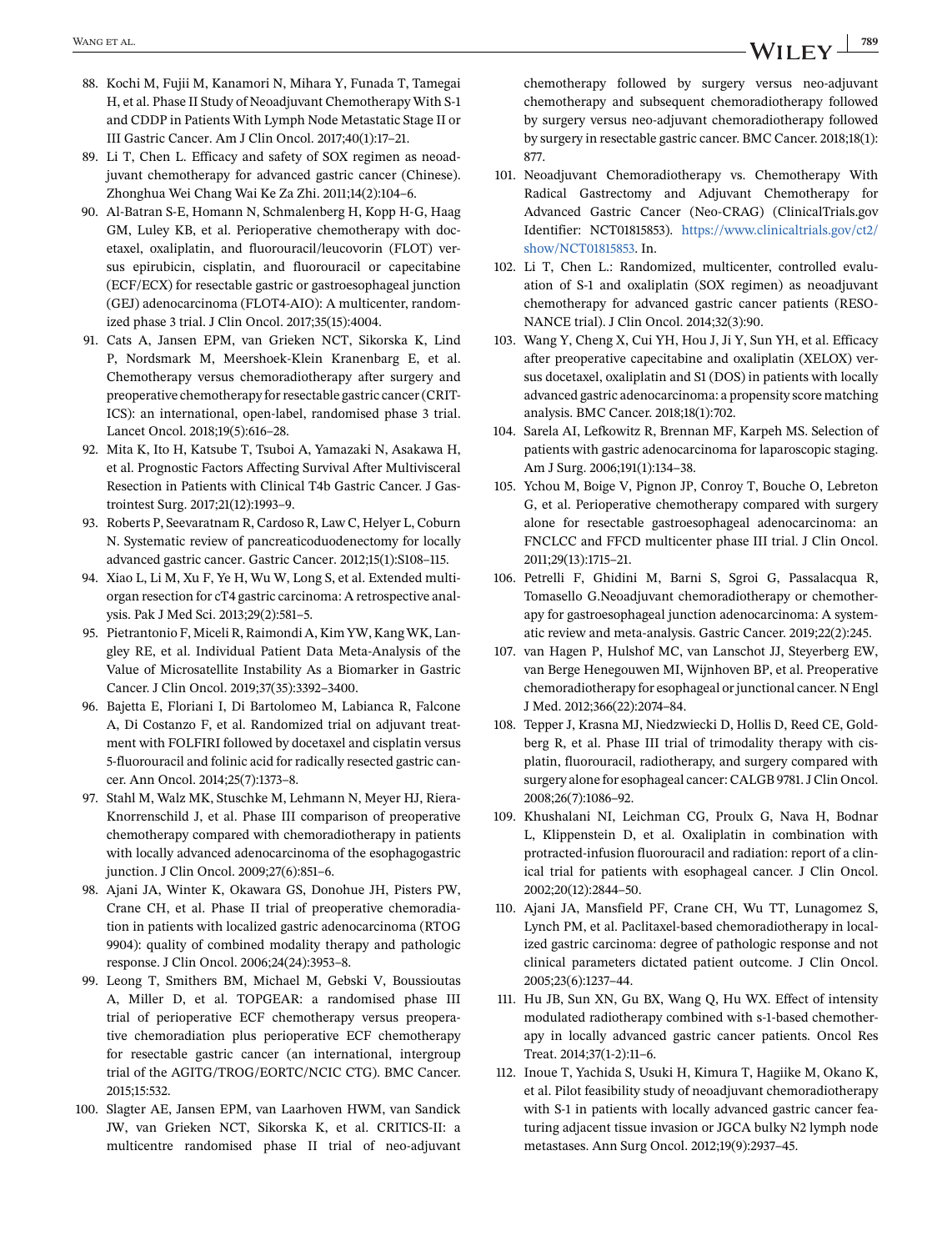88. Kochi M, Fujii M, Kanamori N, Mihara Y, Funada T, Tamegai H, et al. Phase II Study of Neoadjuvant Chemotherapy With S-1 and CDDP in Patients With Lymph Node Metastatic Stage II or III Gastric Cancer. Am J Clin Oncol. 2017;40(1):17–21.
89. Li T, Chen L. Efficacy and safety of SOX regimen as neoadjuvant chemotherapy for advanced gastric cancer (Chinese). Zhonghua Wei Chang Wai Ke Za Zhi. 2011;14(2):104–6.
90. Al-Batran S-E, Homann N, Schmalenberg H, Kopp H-G, Haag GM, Luley KB, et al. Perioperative chemotherapy with docetaxel, oxaliplatin, and fluorouracil/leucovorin (FLOT) versus epirubicin, cisplatin, and fluorouracil or capecitabine (ECF/ECX) for resectable gastric or gastroesophageal junction (GEJ) adenocarcinoma (FLOT4-AIO): A multicenter, randomized phase 3 trial. J Clin Oncol. 2017;35(15):4004.
91. Cats A, Jansen EPM, van Grieken NCT, Sikorska K, Lind P, Nordsmark M, Meershoek-Klein Kranenbarg E, et al. Chemotherapy versus chemoradiotherapy after surgery and preoperative chemotherapy for resectable gastric cancer (CRITICS): an international, open-label, randomised phase 3 trial. Lancet Oncol. 2018;19(5):616–28.
92. Mita K, Ito H, Katsube T, Tsuboi A, Yamazaki N, Asakawa H, et al. Prognostic Factors Affecting Survival After Multivisceral Resection in Patients with Clinical T4b Gastric Cancer. J Gastrointest Surg. 2017;21(12):1993–9.
93. Roberts P, Seevaratnam R, Cardoso R, Law C, Helyer L, Coburn N. Systematic review of pancreaticoduodenectomy for locally advanced gastric cancer. Gastric Cancer. 2012;15(1):S108–115.
94. Xiao L, Li M, Xu F, Ye H, Wu W, Long S, et al. Extended multi-organ resection for cT4 gastric carcinoma: A retrospective analysis. Pak J Med Sci. 2013;29(2):581–5.
95. Pietrantonio F, Miceli R, Raimondi A, Kim YW, Kang WK, Langley RE, et al. Individual Patient Data Meta-Analysis of the Value of Microsatellite Instability As a Biomarker in Gastric Cancer. J Clin Oncol. 2019;37(35):3392–3400.
96. Bajetta E, Floriani I, Di Bartolomeo M, Labianca R, Falcone A, Di Costanzo F, et al. Randomized trial on adjuvant treatment with FOLFIRI followed by docetaxel and cisplatin versus 5-fluorouracil and folinic acid for radically resected gastric cancer. Ann Oncol. 2014;25(7):1373–8.
97. Stahl M, Walz MK, Stuschke M, Lehmann N, Meyer HJ, Riera-Knorrenschild J, et al. Phase III comparison of preoperative chemotherapy compared with chemoradiotherapy in patients with locally advanced adenocarcinoma of the esophagogastric junction. J Clin Oncol. 2009;27(6):851–6.
98. Ajani JA, Winter K, Okawara GS, Donohue JH, Pisters PW, Crane CH, et al. Phase II trial of preoperative chemoradiation in patients with localized gastric adenocarcinoma (RTOG 9904): quality of combined modality therapy and pathologic response. J Clin Oncol. 2006;24(24):3953–8.
99. Leong T, Smithers BM, Michael M, Gebski V, Boussioutas A, Miller D, et al. TOPGEAR: a randomised phase III trial of perioperative ECF chemotherapy versus preoperative chemoradiation plus perioperative ECF chemotherapy for resectable gastric cancer (an international, intergroup trial of the AGITG/TROG/EORTC/NCIC CTG). BMC Cancer. 2015;15:532.
100. Slagter AE, Jansen EPM, van Laarhoven HWM, van Sandick JW, van Grieken NCT, Sikorska K, et al. CRITICS-II: a multicentre randomised phase II trial of neo-adjuvant chemotherapy followed by surgery versus neo-adjuvant chemotherapy and subsequent chemoradiotherapy followed by surgery versus neo-adjuvant chemoradiotherapy followed by surgery in resectable gastric cancer. BMC Cancer. 2018;18(1):877.
101. Neoadjuvant Chemoradiotherapy vs. Chemotherapy With Radical Gastrectomy and Adjuvant Chemotherapy for Advanced Gastric Cancer (Neo-CRAG) (ClinicalTrials.gov Identifier: NCT01815853). https://www.clinicaltrials.gov/ct2/show/NCT01815853. In.
102. Li T, Chen L.: Randomized, multicenter, controlled evaluation of S-1 and oxaliplatin (SOX regimen) as neoadjuvant chemotherapy for advanced gastric cancer patients (RESONANCE trial). J Clin Oncol. 2014;32(3):90.
103. Wang Y, Cheng X, Cui YH, Hou J, Ji Y, Sun YH, et al. Efficacy after preoperative capecitabine and oxaliplatin (XELOX) versus docetaxel, oxaliplatin and S1 (DOS) in patients with locally advanced gastric adenocarcinoma: a propensity score matching analysis. BMC Cancer. 2018;18(1):702.
104. Sarela AI, Lefkowitz R, Brennan MF, Karpeh MS. Selection of patients with gastric adenocarcinoma for laparoscopic staging. Am J Surg. 2006;191(1):134–38.
105. Ychou M, Boige V, Pignon JP, Conroy T, Bouche O, Lebreton G, et al. Perioperative chemotherapy compared with surgery alone for resectable gastroesophageal adenocarcinoma: an FNCLCC and FFCD multicenter phase III trial. J Clin Oncol. 2011;29(13):1715–21.
106. Petrelli F, Ghidini M, Barni S, Sgroi G, Passalacqua R, Tomasello G.Neoadjuvant chemoradiotherapy or chemotherapy for gastroesophageal junction adenocarcinoma: A systematic review and meta-analysis. Gastric Cancer. 2019;22(2):245.
107. van Hagen P, Hulshof MC, van Lanschot JJ, Steyerberg EW, van Berge Henegouwen MI, Wijnhoven BP, et al. Preoperative chemoradiotherapy for esophageal or junctional cancer. N Engl J Med. 2012;366(22):2074–84.
108. Tepper J, Krasna MJ, Niedzwiecki D, Hollis D, Reed CE, Goldberg R, et al. Phase III trial of trimodality therapy with cisplatin, fluorouracil, radiotherapy, and surgery compared with surgery alone for esophageal cancer: CALGB 9781. J Clin Oncol. 2008;26(7):1086–92.
109. Khushalani NI, Leichman CG, Proulx G, Nava H, Bodnar L, Klippenstein D, et al. Oxaliplatin in combination with protracted-infusion fluorouracil and radiation: report of a clinical trial for patients with esophageal cancer. J Clin Oncol. 2002;20(12):2844–50.
110. Ajani JA, Mansfield PF, Crane CH, Wu TT, Lunagomez S, Lynch PM, et al. Paclitaxel-based chemoradiotherapy in localized gastric carcinoma: degree of pathologic response and not clinical parameters dictated patient outcome. J Clin Oncol. 2005;23(6):1237–44.
111. Hu JB, Sun XN, Gu BX, Wang Q, Hu WX. Effect of intensity modulated radiotherapy combined with s-1-based chemotherapy in locally advanced gastric cancer patients. Oncol Res Treat. 2014;37(1-2):11–6.
112. Inoue T, Yachida S, Usuki H, Kimura T, Hagiike M, Okano K, et al. Pilot feasibility study of neoadjuvant chemoradiotherapy with S-1 in patients with locally advanced gastric cancer featuring adjacent tissue invasion or JGCA bulky N2 lymph node metastases. Ann Surg Oncol. 2012;19(9):2937–45.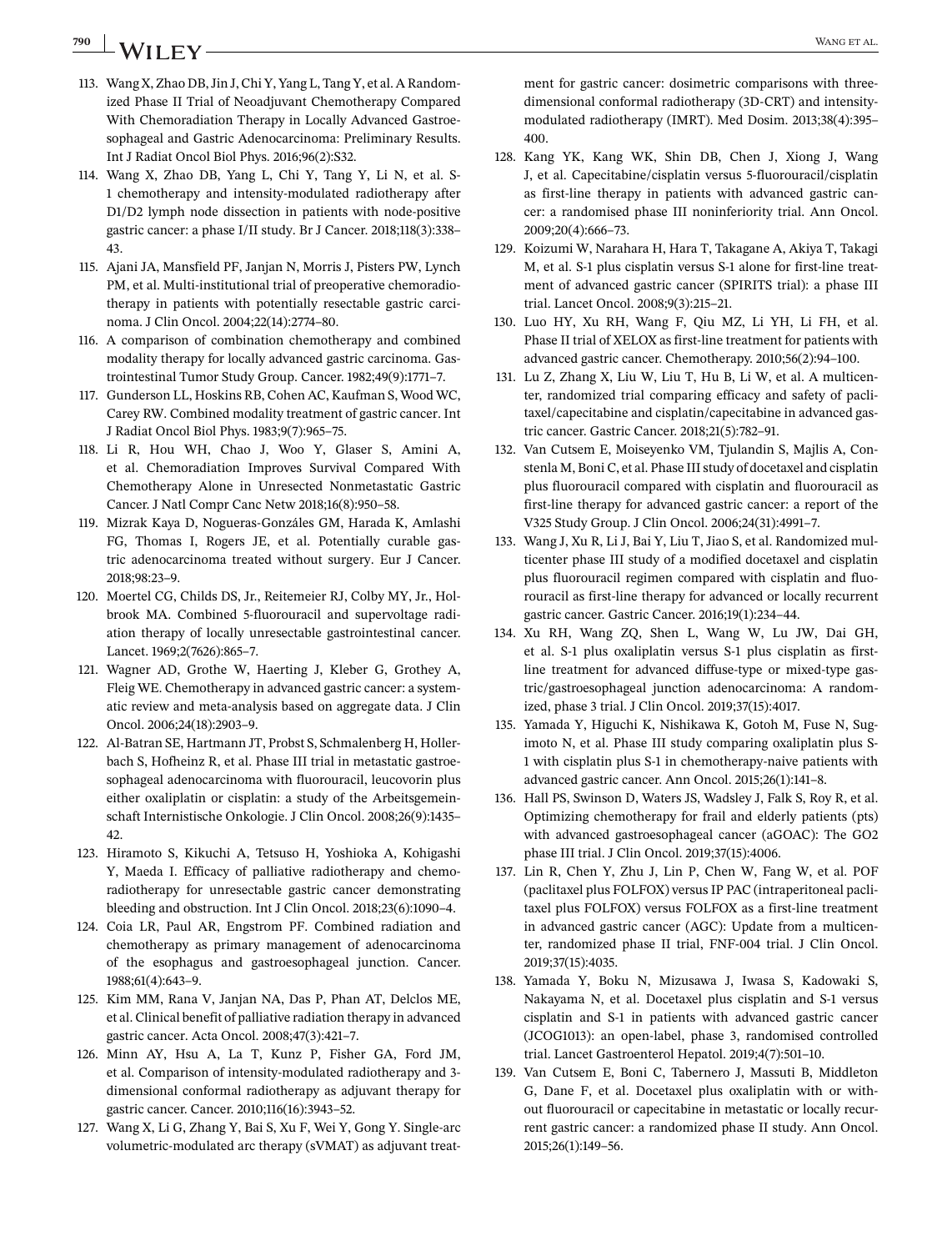113. Wang X, Zhao DB, Jin J, Chi Y, Yang L, Tang Y, et al. A Randomized Phase II Trial of Neoadjuvant Chemotherapy Compared With Chemoradiation Therapy in Locally Advanced Gastroesophageal and Gastric Adenocarcinoma: Preliminary Results. Int J Radiat Oncol Biol Phys. 2016;96(2):S32.
114. Wang X, Zhao DB, Yang L, Chi Y, Tang Y, Li N, et al. S-1 chemotherapy and intensity-modulated radiotherapy after D1/D2 lymph node dissection in patients with node-positive gastric cancer: a phase I/II study. Br J Cancer. 2018;118(3):338–43.
115. Ajani JA, Mansfield PF, Janjan N, Morris J, Pisters PW, Lynch PM, et al. Multi-institutional trial of preoperative chemoradiotherapy in patients with potentially resectable gastric carcinoma. J Clin Oncol. 2004;22(14):2774–80.
116. A comparison of combination chemotherapy and combined modality therapy for locally advanced gastric carcinoma. Gastrointestinal Tumor Study Group. Cancer. 1982;49(9):1771–7.
117. Gunderson LL, Hoskins RB, Cohen AC, Kaufman S, Wood WC, Carey RW. Combined modality treatment of gastric cancer. Int J Radiat Oncol Biol Phys. 1983;9(7):965–75.
118. Li R, Hou WH, Chao J, Woo Y, Glaser S, Amini A, et al. Chemoradiation Improves Survival Compared With Chemotherapy Alone in Unresected Nonmetastatic Gastric Cancer. J Natl Compr Canc Netw 2018;16(8):950–58.
119. Mizrak Kaya D, Nogueras-Gonzáles GM, Harada K, Amlashi FG, Thomas I, Rogers JE, et al. Potentially curable gastric adenocarcinoma treated without surgery. Eur J Cancer. 2018;98:23–9.
120. Moertel CG, Childs DS, Jr., Reitemeier RJ, Colby MY, Jr., Holbrook MA. Combined 5-fluorouracil and supervoltage radiation therapy of locally unresectable gastrointestinal cancer. Lancet. 1969;2(7626):865–7.
121. Wagner AD, Grothe W, Haerting J, Kleber G, Grothey A, Fleig WE. Chemotherapy in advanced gastric cancer: a systematic review and meta-analysis based on aggregate data. J Clin Oncol. 2006;24(18):2903–9.
122. Al-Batran SE, Hartmann JT, Probst S, Schmalenberg H, Hollerbach S, Hofheinz R, et al. Phase III trial in metastatic gastroesophageal adenocarcinoma with fluorouracil, leucovorin plus either oxaliplatin or cisplatin: a study of the Arbeitsgemeinschaft Internistische Onkologie. J Clin Oncol. 2008;26(9):1435–42.
123. Hiramoto S, Kikuchi A, Tetsuso H, Yoshioka A, Kohigashi Y, Maeda I. Efficacy of palliative radiotherapy and chemoradiotherapy for unresectable gastric cancer demonstrating bleeding and obstruction. Int J Clin Oncol. 2018;23(6):1090–4.
124. Coia LR, Paul AR, Engstrom PF. Combined radiation and chemotherapy as primary management of adenocarcinoma of the esophagus and gastroesophageal junction. Cancer. 1988;61(4):643–9.
125. Kim MM, Rana V, Janjan NA, Das P, Phan AT, Delclos ME, et al. Clinical benefit of palliative radiation therapy in advanced gastric cancer. Acta Oncol. 2008;47(3):421–7.
126. Minn AY, Hsu A, La T, Kunz P, Fisher GA, Ford JM, et al. Comparison of intensity-modulated radiotherapy and 3-dimensional conformal radiotherapy as adjuvant therapy for gastric cancer. Cancer. 2010;116(16):3943–52.
127. Wang X, Li G, Zhang Y, Bai S, Xu F, Wei Y, Gong Y. Single-arc volumetric-modulated arc therapy (sVMAT) as adjuvant treatment for gastric cancer: dosimetric comparisons with three-dimensional conformal radiotherapy (3D-CRT) and intensity-modulated radiotherapy (IMRT). Med Dosim. 2013;38(4):395–400.
128. Kang YK, Kang WK, Shin DB, Chen J, Xiong J, Wang J, et al. Capecitabine/cisplatin versus 5-fluorouracil/cisplatin as first-line therapy in patients with advanced gastric cancer: a randomised phase III noninferiority trial. Ann Oncol. 2009;20(4):666–73.
129. Koizumi W, Narahara H, Hara T, Takagane A, Akiya T, Takagi M, et al. S-1 plus cisplatin versus S-1 alone for first-line treatment of advanced gastric cancer (SPIRITS trial): a phase III trial. Lancet Oncol. 2008;9(3):215–21.
130. Luo HY, Xu RH, Wang F, Qiu MZ, Li YH, Li FH, et al. Phase II trial of XELOX as first-line treatment for patients with advanced gastric cancer. Chemotherapy. 2010;56(2):94–100.
131. Lu Z, Zhang X, Liu W, Liu T, Hu B, Li W, et al. A multicenter, randomized trial comparing efficacy and safety of paclitaxel/capecitabine and cisplatin/capecitabine in advanced gastric cancer. Gastric Cancer. 2018;21(5):782–91.
132. Van Cutsem E, Moiseyenko VM, Tjulandin S, Majlis A, Constenla M, Boni C, et al. Phase III study of docetaxel and cisplatin plus fluorouracil compared with cisplatin and fluorouracil as first-line therapy for advanced gastric cancer: a report of the V325 Study Group. J Clin Oncol. 2006;24(31):4991–7.
133. Wang J, Xu R, Li J, Bai Y, Liu T, Jiao S, et al. Randomized multicenter phase III study of a modified docetaxel and cisplatin plus fluorouracil regimen compared with cisplatin and fluorouracil as first-line therapy for advanced or locally recurrent gastric cancer. Gastric Cancer. 2016;19(1):234–44.
134. Xu RH, Wang ZQ, Shen L, Wang W, Lu JW, Dai GH, et al. S-1 plus oxaliplatin versus S-1 plus cisplatin as first-line treatment for advanced diffuse-type or mixed-type gastric/gastroesophageal junction adenocarcinoma: A randomized, phase 3 trial. J Clin Oncol. 2019;37(15):4017.
135. Yamada Y, Higuchi K, Nishikawa K, Gotoh M, Fuse N, Sugimoto N, et al. Phase III study comparing oxaliplatin plus S-1 with cisplatin plus S-1 in chemotherapy-naive patients with advanced gastric cancer. Ann Oncol. 2015;26(1):141–8.
136. Hall PS, Swinson D, Waters JS, Wadsley J, Falk S, Roy R, et al. Optimizing chemotherapy for frail and elderly patients (pts) with advanced gastroesophageal cancer (aGOAC): The GO2 phase III trial. J Clin Oncol. 2019;37(15):4006.
137. Lin R, Chen Y, Zhu J, Lin P, Chen W, Fang W, et al. POF (paclitaxel plus FOLFOX) versus IP PAC (intraperitoneal paclitaxel plus FOLFOX) versus FOLFOX as a first-line treatment in advanced gastric cancer (AGC): Update from a multicenter, randomized phase II trial, FNF-004 trial. J Clin Oncol. 2019;37(15):4035.
138. Yamada Y, Boku N, Mizusawa J, Iwasa S, Kadowaki S, Nakayama N, et al. Docetaxel plus cisplatin and S-1 versus cisplatin and S-1 in patients with advanced gastric cancer (JCOG1013): an open-label, phase 3, randomised controlled trial. Lancet Gastroenterol Hepatol. 2019;4(7):501–10.
139. Van Cutsem E, Boni C, Tabernero J, Massuti B, Middleton G, Dane F, et al. Docetaxel plus oxaliplatin with or without fluorouracil or capecitabine in metastatic or locally recurrent gastric cancer: a randomized phase II study. Ann Oncol. 2015;26(1):149–56.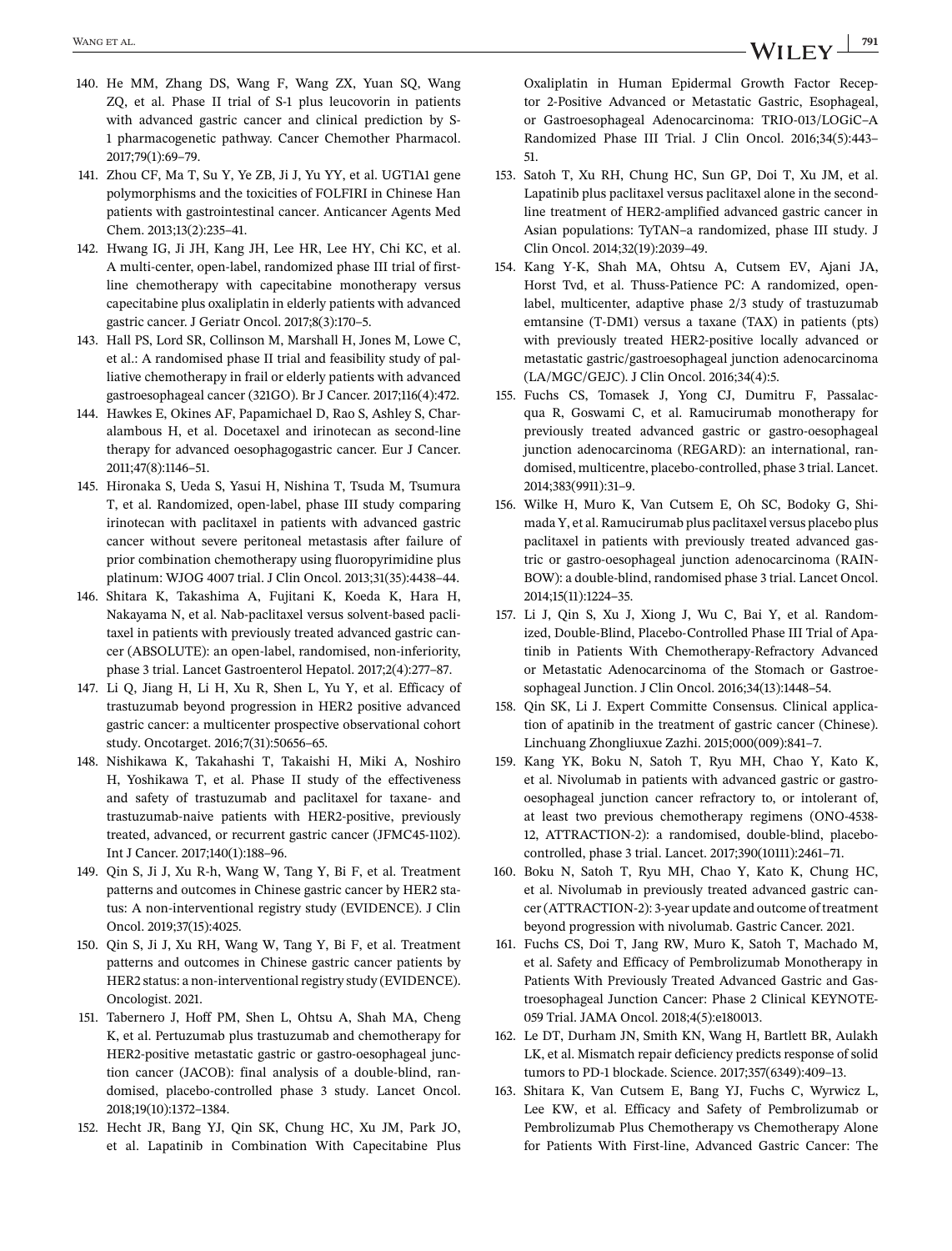140. He MM, Zhang DS, Wang F, Wang ZX, Yuan SQ, Wang ZQ, et al. Phase II trial of S-1 plus leucovorin in patients with advanced gastric cancer and clinical prediction by S-1 pharmacogenetic pathway. Cancer Chemother Pharmacol. 2017;79(1):69–79.
141. Zhou CF, Ma T, Su Y, Ye ZB, Ji J, Yu YY, et al. UGT1A1 gene polymorphisms and the toxicities of FOLFIRI in Chinese Han patients with gastrointestinal cancer. Anticancer Agents Med Chem. 2013;13(2):235–41.
142. Hwang IG, Ji JH, Kang JH, Lee HR, Lee HY, Chi KC, et al. A multi-center, open-label, randomized phase III trial of first-line chemotherapy with capecitabine monotherapy versus capecitabine plus oxaliplatin in elderly patients with advanced gastric cancer. J Geriatr Oncol. 2017;8(3):170–5.
143. Hall PS, Lord SR, Collinson M, Marshall H, Jones M, Lowe C, et al.: A randomised phase II trial and feasibility study of palliative chemotherapy in frail or elderly patients with advanced gastroesophageal cancer (321GO). Br J Cancer. 2017;116(4):472.
144. Hawkes E, Okines AF, Papamichael D, Rao S, Ashley S, Charalambous H, et al. Docetaxel and irinotecan as second-line therapy for advanced oesophagogastric cancer. Eur J Cancer. 2011;47(8):1146–51.
145. Hironaka S, Ueda S, Yasui H, Nishina T, Tsuda M, Tsumura T, et al. Randomized, open-label, phase III study comparing irinotecan with paclitaxel in patients with advanced gastric cancer without severe peritoneal metastasis after failure of prior combination chemotherapy using fluoropyrimidine plus platinum: WJOG 4007 trial. J Clin Oncol. 2013;31(35):4438–44.
146. Shitara K, Takashima A, Fujitani K, Koeda K, Hara H, Nakayama N, et al. Nab-paclitaxel versus solvent-based paclitaxel in patients with previously treated advanced gastric cancer (ABSOLUTE): an open-label, randomised, non-inferiority, phase 3 trial. Lancet Gastroenterol Hepatol. 2017;2(4):277–87.
147. Li Q, Jiang H, Li H, Xu R, Shen L, Yu Y, et al. Efficacy of trastuzumab beyond progression in HER2 positive advanced gastric cancer: a multicenter prospective observational cohort study. Oncotarget. 2016;7(31):50656–65.
148. Nishikawa K, Takahashi T, Takaishi H, Miki A, Noshiro H, Yoshikawa T, et al. Phase II study of the effectiveness and safety of trastuzumab and paclitaxel for taxane- and trastuzumab-naive patients with HER2-positive, previously treated, advanced, or recurrent gastric cancer (JFMC45-1102). Int J Cancer. 2017;140(1):188–96.
149. Qin S, Ji J, Xu R-h, Wang W, Tang Y, Bi F, et al. Treatment patterns and outcomes in Chinese gastric cancer by HER2 status: A non-interventional registry study (EVIDENCE). J Clin Oncol. 2019;37(15):4025.
150. Qin S, Ji J, Xu RH, Wang W, Tang Y, Bi F, et al. Treatment patterns and outcomes in Chinese gastric cancer patients by HER2 status: a non-interventional registry study (EVIDENCE). Oncologist. 2021.
151. Tabernero J, Hoff PM, Shen L, Ohtsu A, Shah MA, Cheng K, et al. Pertuzumab plus trastuzumab and chemotherapy for HER2-positive metastatic gastric or gastro-oesophageal junction cancer (JACOB): final analysis of a double-blind, randomised, placebo-controlled phase 3 study. Lancet Oncol. 2018;19(10):1372–1384.
152. Hecht JR, Bang YJ, Qin SK, Chung HC, Xu JM, Park JO, et al. Lapatinib in Combination With Capecitabine Plus Oxaliplatin in Human Epidermal Growth Factor Receptor 2-Positive Advanced or Metastatic Gastric, Esophageal, or Gastroesophageal Adenocarcinoma: TRIO-013/LOGiC–A Randomized Phase III Trial. J Clin Oncol. 2016;34(5):443–51.
153. Satoh T, Xu RH, Chung HC, Sun GP, Doi T, Xu JM, et al. Lapatinib plus paclitaxel versus paclitaxel alone in the second-line treatment of HER2-amplified advanced gastric cancer in Asian populations: TyTAN–a randomized, phase III study. J Clin Oncol. 2014;32(19):2039–49.
154. Kang Y-K, Shah MA, Ohtsu A, Cutsem EV, Ajani JA, Horst Tvd, et al. Thuss-Patience PC: A randomized, open-label, multicenter, adaptive phase 2/3 study of trastuzumab emtansine (T-DM1) versus a taxane (TAX) in patients (pts) with previously treated HER2-positive locally advanced or metastatic gastric/gastroesophageal junction adenocarcinoma (LA/MGC/GEJC). J Clin Oncol. 2016;34(4):5.
155. Fuchs CS, Tomasek J, Yong CJ, Dumitru F, Passalacqua R, Goswami C, et al. Ramucirumab monotherapy for previously treated advanced gastric or gastro-oesophageal junction adenocarcinoma (REGARD): an international, randomised, multicentre, placebo-controlled, phase 3 trial. Lancet. 2014;383(9911):31–9.
156. Wilke H, Muro K, Van Cutsem E, Oh SC, Bodoky G, Shimada Y, et al. Ramucirumab plus paclitaxel versus placebo plus paclitaxel in patients with previously treated advanced gastric or gastro-oesophageal junction adenocarcinoma (RAINBOW): a double-blind, randomised phase 3 trial. Lancet Oncol. 2014;15(11):1224–35.
157. Li J, Qin S, Xu J, Xiong J, Wu C, Bai Y, et al. Randomized, Double-Blind, Placebo-Controlled Phase III Trial of Apatinib in Patients With Chemotherapy-Refractory Advanced or Metastatic Adenocarcinoma of the Stomach or Gastroesophageal Junction. J Clin Oncol. 2016;34(13):1448–54.
158. Qin SK, Li J. Expert Committe Consensus. Clinical application of apatinib in the treatment of gastric cancer (Chinese). Linchuang Zhongliuxue Zazhi. 2015;000(009):841–7.
159. Kang YK, Boku N, Satoh T, Ryu MH, Chao Y, Kato K, et al. Nivolumab in patients with advanced gastric or gastro-oesophageal junction cancer refractory to, or intolerant of, at least two previous chemotherapy regimens (ONO-4538-12, ATTRACTION-2): a randomised, double-blind, placebo-controlled, phase 3 trial. Lancet. 2017;390(10111):2461–71.
160. Boku N, Satoh T, Ryu MH, Chao Y, Kato K, Chung HC, et al. Nivolumab in previously treated advanced gastric cancer (ATTRACTION-2): 3-year update and outcome of treatment beyond progression with nivolumab. Gastric Cancer. 2021.
161. Fuchs CS, Doi T, Jang RW, Muro K, Satoh T, Machado M, et al. Safety and Efficacy of Pembrolizumab Monotherapy in Patients With Previously Treated Advanced Gastric and Gastroesophageal Junction Cancer: Phase 2 Clinical KEYNOTE-059 Trial. JAMA Oncol. 2018;4(5):e180013.
162. Le DT, Durham JN, Smith KN, Wang H, Bartlett BR, Aulakh LK, et al. Mismatch repair deficiency predicts response of solid tumors to PD-1 blockade. Science. 2017;357(6349):409–13.
163. Shitara K, Van Cutsem E, Bang YJ, Fuchs C, Wyrwicz L, Lee KW, et al. Efficacy and Safety of Pembrolizumab or Pembrolizumab Plus Chemotherapy vs Chemotherapy Alone for Patients With First-line, Advanced Gastric Cancer: The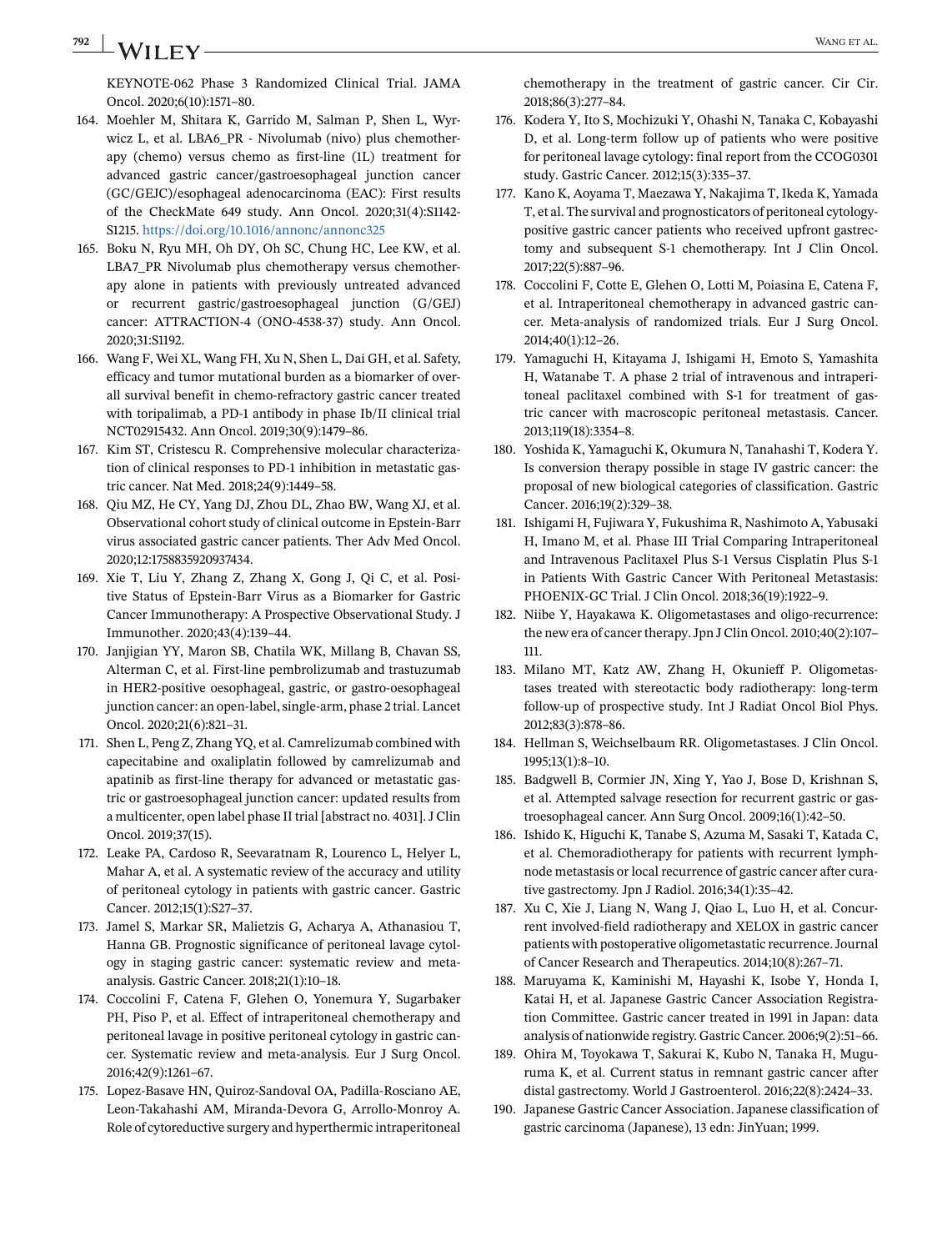KEYNOTE-062 Phase 3 Randomized Clinical Trial. JAMA Oncol. 2020;6(10):1571–80.

164. Moehler M, Shitara K, Garrido M, Salman P, Shen L, Wyrwicz L, et al. LBA6_PR - Nivolumab (nivo) plus chemotherapy (chemo) versus chemo as first-line (1L) treatment for advanced gastric cancer/gastroesophageal junction cancer (GC/GEJC)/esophageal adenocarcinoma (EAC): First results of the CheckMate 649 study. Ann Oncol. 2020;31(4):S1142-S1215. https://doi.org/10.1016/annonc/annonc325
165. Boku N, Ryu MH, Oh DY, Oh SC, Chung HC, Lee KW, et al. LBA7_PR Nivolumab plus chemotherapy versus chemotherapy alone in patients with previously untreated advanced or recurrent gastric/gastroesophageal junction (G/GEJ) cancer: ATTRACTION-4 (ONO-4538-37) study. Ann Oncol. 2020;31:S1192.
166. Wang F, Wei XL, Wang FH, Xu N, Shen L, Dai GH, et al. Safety, efficacy and tumor mutational burden as a biomarker of overall survival benefit in chemo-refractory gastric cancer treated with toripalimab, a PD-1 antibody in phase Ib/II clinical trial NCT02915432. Ann Oncol. 2019;30(9):1479–86.
167. Kim ST, Cristescu R. Comprehensive molecular characterization of clinical responses to PD-1 inhibition in metastatic gastric cancer. Nat Med. 2018;24(9):1449–58.
168. Qiu MZ, He CY, Yang DJ, Zhou DL, Zhao BW, Wang XJ, et al. Observational cohort study of clinical outcome in Epstein-Barr virus associated gastric cancer patients. Ther Adv Med Oncol. 2020;12:1758835920937434.
169. Xie T, Liu Y, Zhang Z, Zhang X, Gong J, Qi C, et al. Positive Status of Epstein-Barr Virus as a Biomarker for Gastric Cancer Immunotherapy: A Prospective Observational Study. J Immunother. 2020;43(4):139–44.
170. Janjigian YY, Maron SB, Chatila WK, Millang B, Chavan SS, Alterman C, et al. First-line pembrolizumab and trastuzumab in HER2-positive oesophageal, gastric, or gastro-oesophageal junction cancer: an open-label, single-arm, phase 2 trial. Lancet Oncol. 2020;21(6):821–31.
171. Shen L, Peng Z, Zhang YQ, et al. Camrelizumab combined with capecitabine and oxaliplatin followed by camrelizumab and apatinib as first-line therapy for advanced or metastatic gastric or gastroesophageal junction cancer: updated results from a multicenter, open label phase II trial [abstract no. 4031]. J Clin Oncol. 2019;37(15).
172. Leake PA, Cardoso R, Seevaratnam R, Lourenco L, Helyer L, Mahar A, et al. A systematic review of the accuracy and utility of peritoneal cytology in patients with gastric cancer. Gastric Cancer. 2012;15(1):S27–37.
173. Jamel S, Markar SR, Malietzis G, Acharya A, Athanasiou T, Hanna GB. Prognostic significance of peritoneal lavage cytology in staging gastric cancer: systematic review and meta-analysis. Gastric Cancer. 2018;21(1):10–18.
174. Coccolini F, Catena F, Glehen O, Yonemura Y, Sugarbaker PH, Piso P, et al. Effect of intraperitoneal chemotherapy and peritoneal lavage in positive peritoneal cytology in gastric cancer. Systematic review and meta-analysis. Eur J Surg Oncol. 2016;42(9):1261–67.
175. Lopez-Basave HN, Quiroz-Sandoval OA, Padilla-Rosciano AE, Leon-Takahashi AM, Miranda-Devora G, Arrollo-Monroy A. Role of cytoreductive surgery and hyperthermic intraperitoneal chemotherapy in the treatment of gastric cancer. Cir Cir. 2018;86(3):277–84.
176. Kodera Y, Ito S, Mochizuki Y, Ohashi N, Tanaka C, Kobayashi D, et al. Long-term follow up of patients who were positive for peritoneal lavage cytology: final report from the CCOG0301 study. Gastric Cancer. 2012;15(3):335–37.
177. Kano K, Aoyama T, Maezawa Y, Nakajima T, Ikeda K, Yamada T, et al. The survival and prognosticators of peritoneal cytology-positive gastric cancer patients who received upfront gastrectomy and subsequent S-1 chemotherapy. Int J Clin Oncol. 2017;22(5):887–96.
178. Coccolini F, Cotte E, Glehen O, Lotti M, Poiasina E, Catena F, et al. Intraperitoneal chemotherapy in advanced gastric cancer. Meta-analysis of randomized trials. Eur J Surg Oncol. 2014;40(1):12–26.
179. Yamaguchi H, Kitayama J, Ishigami H, Emoto S, Yamashita H, Watanabe T. A phase 2 trial of intravenous and intraperitoneal paclitaxel combined with S-1 for treatment of gastric cancer with macroscopic peritoneal metastasis. Cancer. 2013;119(18):3354–8.
180. Yoshida K, Yamaguchi K, Okumura N, Tanahashi T, Kodera Y. Is conversion therapy possible in stage IV gastric cancer: the proposal of new biological categories of classification. Gastric Cancer. 2016;19(2):329–38.
181. Ishigami H, Fujiwara Y, Fukushima R, Nashimoto A, Yabusaki H, Imano M, et al. Phase III Trial Comparing Intraperitoneal and Intravenous Paclitaxel Plus S-1 Versus Cisplatin Plus S-1 in Patients With Gastric Cancer With Peritoneal Metastasis: PHOENIX-GC Trial. J Clin Oncol. 2018;36(19):1922–9.
182. Niibe Y, Hayakawa K. Oligometastases and oligo-recurrence: the new era of cancer therapy. Jpn J Clin Oncol. 2010;40(2):107–111.
183. Milano MT, Katz AW, Zhang H, Okunieff P. Oligometastases treated with stereotactic body radiotherapy: long-term follow-up of prospective study. Int J Radiat Oncol Biol Phys. 2012;83(3):878–86.
184. Hellman S, Weichselbaum RR. Oligometastases. J Clin Oncol. 1995;13(1):8–10.
185. Badgwell B, Cormier JN, Xing Y, Yao J, Bose D, Krishnan S, et al. Attempted salvage resection for recurrent gastric or gastroesophageal cancer. Ann Surg Oncol. 2009;16(1):42–50.
186. Ishido K, Higuchi K, Tanabe S, Azuma M, Sasaki T, Katada C, et al. Chemoradiotherapy for patients with recurrent lymph-node metastasis or local recurrence of gastric cancer after curative gastrectomy. Jpn J Radiol. 2016;34(1):35–42.
187. Xu C, Xie J, Liang N, Wang J, Qiao L, Luo H, et al. Concurrent involved-field radiotherapy and XELOX in gastric cancer patients with postoperative oligometastatic recurrence. Journal of Cancer Research and Therapeutics. 2014;10(8):267–71.
188. Maruyama K, Kaminishi M, Hayashi K, Isobe Y, Honda I, Katai H, et al. Japanese Gastric Cancer Association Registration Committee. Gastric cancer treated in 1991 in Japan: data analysis of nationwide registry. Gastric Cancer. 2006;9(2):51–66.
189. Ohira M, Toyokawa T, Sakurai K, Kubo N, Tanaka H, Muguruma K, et al. Current status in remnant gastric cancer after distal gastrectomy. World J Gastroenterol. 2016;22(8):2424–33.
190. Japanese Gastric Cancer Association. Japanese classification of gastric carcinoma (Japanese), 13 edn: JinYuan; 1999.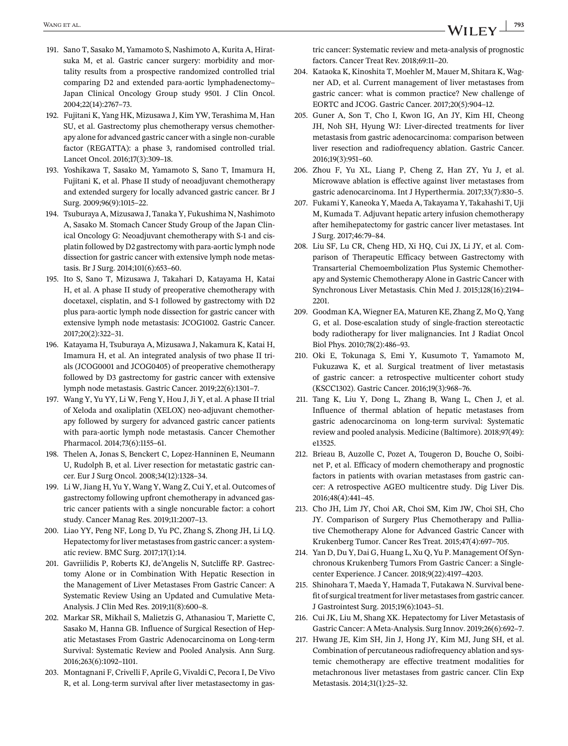191. Sano T, Sasako M, Yamamoto S, Nashimoto A, Kurita A, Hiratsuka M, et al. Gastric cancer surgery: morbidity and mortality results from a prospective randomized controlled trial comparing D2 and extended para-aortic lymphadenectomy–Japan Clinical Oncology Group study 9501. J Clin Oncol. 2004;22(14):2767–73.
192. Fujitani K, Yang HK, Mizusawa J, Kim YW, Terashima M, Han SU, et al. Gastrectomy plus chemotherapy versus chemotherapy alone for advanced gastric cancer with a single non-curable factor (REGATTA): a phase 3, randomised controlled trial. Lancet Oncol. 2016;17(3):309–18.
193. Yoshikawa T, Sasako M, Yamamoto S, Sano T, Imamura H, Fujitani K, et al. Phase II study of neoadjuvant chemotherapy and extended surgery for locally advanced gastric cancer. Br J Surg. 2009;96(9):1015–22.
194. Tsuburaya A, Mizusawa J, Tanaka Y, Fukushima N, Nashimoto A, Sasako M. Stomach Cancer Study Group of the Japan Clinical Oncology G: Neoadjuvant chemotherapy with S-1 and cisplatin followed by D2 gastrectomy with para-aortic lymph node dissection for gastric cancer with extensive lymph node metastasis. Br J Surg. 2014;101(6):653–60.
195. Ito S, Sano T, Mizusawa J, Takahari D, Katayama H, Katai H, et al. A phase II study of preoperative chemotherapy with docetaxel, cisplatin, and S-1 followed by gastrectomy with D2 plus para-aortic lymph node dissection for gastric cancer with extensive lymph node metastasis: JCOG1002. Gastric Cancer. 2017;20(2):322–31.
196. Katayama H, Tsuburaya A, Mizusawa J, Nakamura K, Katai H, Imamura H, et al. An integrated analysis of two phase II trials (JCOG0001 and JCOG0405) of preoperative chemotherapy followed by D3 gastrectomy for gastric cancer with extensive lymph node metastasis. Gastric Cancer. 2019;22(6):1301–7.
197. Wang Y, Yu YY, Li W, Feng Y, Hou J, Ji Y, et al. A phase II trial of Xeloda and oxaliplatin (XELOX) neo-adjuvant chemotherapy followed by surgery for advanced gastric cancer patients with para-aortic lymph node metastasis. Cancer Chemother Pharmacol. 2014;73(6):1155–61.
198. Thelen A, Jonas S, Benckert C, Lopez-Hanninen E, Neumann U, Rudolph B, et al. Liver resection for metastatic gastric cancer. Eur J Surg Oncol. 2008;34(12):1328–34.
199. Li W, Jiang H, Yu Y, Wang Y, Wang Z, Cui Y, et al. Outcomes of gastrectomy following upfront chemotherapy in advanced gastric cancer patients with a single noncurable factor: a cohort study. Cancer Manag Res. 2019;11:2007–13.
200. Liao YY, Peng NF, Long D, Yu PC, Zhang S, Zhong JH, Li LQ. Hepatectomy for liver metastases from gastric cancer: a systematic review. BMC Surg. 2017;17(1):14.
201. Gavriilidis P, Roberts KJ, de'Angelis N, Sutcliffe RP. Gastrectomy Alone or in Combination With Hepatic Resection in the Management of Liver Metastases From Gastric Cancer: A Systematic Review Using an Updated and Cumulative Meta-Analysis. J Clin Med Res. 2019;11(8):600–8.
202. Markar SR, Mikhail S, Malietzis G, Athanasiou T, Mariette C, Sasako M, Hanna GB. Influence of Surgical Resection of Hepatic Metastases From Gastric Adenocarcinoma on Long-term Survival: Systematic Review and Pooled Analysis. Ann Surg. 2016;263(6):1092–1101.
203. Montagnani F, Crivelli F, Aprile G, Vivaldi C, Pecora I, De Vivo R, et al. Long-term survival after liver metastasectomy in gastric cancer: Systematic review and meta-analysis of prognostic factors. Cancer Treat Rev. 2018;69:11–20.
204. Kataoka K, Kinoshita T, Moehler M, Mauer M, Shitara K, Wagner AD, et al. Current management of liver metastases from gastric cancer: what is common practice? New challenge of EORTC and JCOG. Gastric Cancer. 2017;20(5):904–12.
205. Guner A, Son T, Cho I, Kwon IG, An JY, Kim HI, Cheong JH, Noh SH, Hyung WJ: Liver-directed treatments for liver metastasis from gastric adenocarcinoma: comparison between liver resection and radiofrequency ablation. Gastric Cancer. 2016;19(3):951–60.
206. Zhou F, Yu XL, Liang P, Cheng Z, Han ZY, Yu J, et al. Microwave ablation is effective against liver metastases from gastric adenocarcinoma. Int J Hyperthermia. 2017;33(7):830–5.
207. Fukami Y, Kaneoka Y, Maeda A, Takayama Y, Takahashi T, Uji M, Kumada T. Adjuvant hepatic artery infusion chemotherapy after hemihepatectomy for gastric cancer liver metastases. Int J Surg. 2017;46:79–84.
208. Liu SF, Lu CR, Cheng HD, Xi HQ, Cui JX, Li JY, et al. Comparison of Therapeutic Efficacy between Gastrectomy with Transarterial Chemoembolization Plus Systemic Chemotherapy and Systemic Chemotherapy Alone in Gastric Cancer with Synchronous Liver Metastasis. Chin Med J. 2015;128(16):2194–2201.
209. Goodman KA, Wiegner EA, Maturen KE, Zhang Z, Mo Q, Yang G, et al. Dose-escalation study of single-fraction stereotactic body radiotherapy for liver malignancies. Int J Radiat Oncol Biol Phys. 2010;78(2):486–93.
210. Oki E, Tokunaga S, Emi Y, Kusumoto T, Yamamoto M, Fukuzawa K, et al. Surgical treatment of liver metastasis of gastric cancer: a retrospective multicenter cohort study (KSCC1302). Gastric Cancer. 2016;19(3):968–76.
211. Tang K, Liu Y, Dong L, Zhang B, Wang L, Chen J, et al. Influence of thermal ablation of hepatic metastases from gastric adenocarcinoma on long-term survival: Systematic review and pooled analysis. Medicine (Baltimore). 2018;97(49): e13525.
212. Brieau B, Auzolle C, Pozet A, Tougeron D, Bouche O, Soibinet P, et al. Efficacy of modern chemotherapy and prognostic factors in patients with ovarian metastases from gastric cancer: A retrospective AGEO multicentre study. Dig Liver Dis. 2016;48(4):441–45.
213. Cho JH, Lim JY, Choi AR, Choi SM, Kim JW, Choi SH, Cho JY. Comparison of Surgery Plus Chemotherapy and Palliative Chemotherapy Alone for Advanced Gastric Cancer with Krukenberg Tumor. Cancer Res Treat. 2015;47(4):697–705.
214. Yan D, Du Y, Dai G, Huang L, Xu Q, Yu P. Management Of Synchronous Krukenberg Tumors From Gastric Cancer: a Single-center Experience. J Cancer. 2018;9(22):4197–4203.
215. Shinohara T, Maeda Y, Hamada T, Futakawa N. Survival benefit of surgical treatment for liver metastases from gastric cancer. J Gastrointest Surg. 2015;19(6):1043–51.
216. Cui JK, Liu M, Shang XK. Hepatectomy for Liver Metastasis of Gastric Cancer: A Meta-Analysis. Surg Innov. 2019;26(6):692–7.
217. Hwang JE, Kim SH, Jin J, Hong JY, Kim MJ, Jung SH, et al. Combination of percutaneous radiofrequency ablation and systemic chemotherapy are effective treatment modalities for metachronous liver metastases from gastric cancer. Clin Exp Metastasis. 2014;31(1):25–32.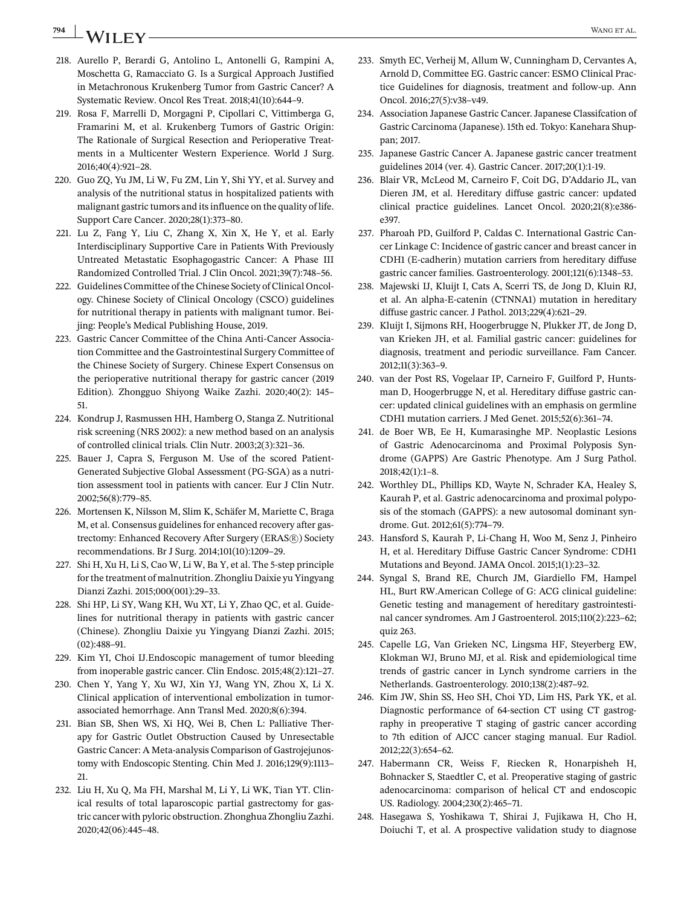218. Aurello P, Berardi G, Antolino L, Antonelli G, Rampini A, Moschetta G, Ramacciato G. Is a Surgical Approach Justified in Metachronous Krukenberg Tumor from Gastric Cancer? A Systematic Review. Oncol Res Treat. 2018;41(10):644–9.
219. Rosa F, Marrelli D, Morgagni P, Cipollari C, Vittimberga G, Framarini M, et al. Krukenberg Tumors of Gastric Origin: The Rationale of Surgical Resection and Perioperative Treatments in a Multicenter Western Experience. World J Surg. 2016;40(4):921–28.
220. Guo ZQ, Yu JM, Li W, Fu ZM, Lin Y, Shi YY, et al. Survey and analysis of the nutritional status in hospitalized patients with malignant gastric tumors and its influence on the quality of life. Support Care Cancer. 2020;28(1):373–80.
221. Lu Z, Fang Y, Liu C, Zhang X, Xin X, He Y, et al. Early Interdisciplinary Supportive Care in Patients With Previously Untreated Metastatic Esophagogastric Cancer: A Phase III Randomized Controlled Trial. J Clin Oncol. 2021;39(7):748–56.
222. Guidelines Committee of the Chinese Society of Clinical Oncology. Chinese Society of Clinical Oncology (CSCO) guidelines for nutritional therapy in patients with malignant tumor. Beijing: People's Medical Publishing House, 2019.
223. Gastric Cancer Committee of the China Anti-Cancer Association Committee and the Gastrointestinal Surgery Committee of the Chinese Society of Surgery. Chinese Expert Consensus on the perioperative nutritional therapy for gastric cancer (2019 Edition). Zhongguo Shiyong Waike Zazhi. 2020;40(2): 145–51.
224. Kondrup J, Rasmussen HH, Hamberg O, Stanga Z. Nutritional risk screening (NRS 2002): a new method based on an analysis of controlled clinical trials. Clin Nutr. 2003;2(3):321–36.
225. Bauer J, Capra S, Ferguson M. Use of the scored Patient-Generated Subjective Global Assessment (PG-SGA) as a nutrition assessment tool in patients with cancer. Eur J Clin Nutr. 2002;56(8):779–85.
226. Mortensen K, Nilsson M, Slim K, Schäfer M, Mariette C, Braga M, et al. Consensus guidelines for enhanced recovery after gastrectomy: Enhanced Recovery After Surgery (ERAS®) Society recommendations. Br J Surg. 2014;101(10):1209–29.
227. Shi H, Xu H, Li S, Cao W, Li W, Ba Y, et al. The 5-step principle for the treatment of malnutrition. Zhongliu Daixie yu Yingyang Dianzi Zazhi. 2015;000(001):29–33.
228. Shi HP, Li SY, Wang KH, Wu XT, Li Y, Zhao QC, et al. Guidelines for nutritional therapy in patients with gastric cancer (Chinese). Zhongliu Daixie yu Yingyang Dianzi Zazhi. 2015;(02):488–91.
229. Kim YI, Choi IJ.Endoscopic management of tumor bleeding from inoperable gastric cancer. Clin Endosc. 2015;48(2):121–27.
230. Chen Y, Yang Y, Xu WJ, Xin YJ, Wang YN, Zhou X, Li X. Clinical application of interventional embolization in tumor-associated hemorrhage. Ann Transl Med. 2020;8(6):394.
231. Bian SB, Shen WS, Xi HQ, Wei B, Chen L: Palliative Therapy for Gastric Outlet Obstruction Caused by Unresectable Gastric Cancer: A Meta-analysis Comparison of Gastrojejunostomy with Endoscopic Stenting. Chin Med J. 2016;129(9):1113–21.
232. Liu H, Xu Q, Ma FH, Marshal M, Li Y, Li WK, Tian YT. Clinical results of total laparoscopic partial gastrectomy for gastric cancer with pyloric obstruction. Zhonghua Zhongliu Zazhi. 2020;42(06):445–48.
233. Smyth EC, Verheij M, Allum W, Cunningham D, Cervantes A, Arnold D, Committee EG. Gastric cancer: ESMO Clinical Practice Guidelines for diagnosis, treatment and follow-up. Ann Oncol. 2016;27(5):v38–v49.
234. Association Japanese Gastric Cancer. Japanese Classifcation of Gastric Carcinoma (Japanese). 15th ed. Tokyo: Kanehara Shuppan; 2017.
235. Japanese Gastric Cancer A. Japanese gastric cancer treatment guidelines 2014 (ver. 4). Gastric Cancer. 2017;20(1):1-19.
236. Blair VR, McLeod M, Carneiro F, Coit DG, D'Addario JL, van Dieren JM, et al. Hereditary diffuse gastric cancer: updated clinical practice guidelines. Lancet Oncol. 2020;21(8):e386-e397.
237. Pharoah PD, Guilford P, Caldas C. International Gastric Cancer Linkage C: Incidence of gastric cancer and breast cancer in CDH1 (E-cadherin) mutation carriers from hereditary diffuse gastric cancer families. Gastroenterology. 2001;121(6):1348–53.
238. Majewski IJ, Kluijt I, Cats A, Scerri TS, de Jong D, Kluin RJ, et al. An alpha-E-catenin (CTNNA1) mutation in hereditary diffuse gastric cancer. J Pathol. 2013;229(4):621–29.
239. Kluijt I, Sijmons RH, Hoogerbrugge N, Plukker JT, de Jong D, van Krieken JH, et al. Familial gastric cancer: guidelines for diagnosis, treatment and periodic surveillance. Fam Cancer. 2012;11(3):363–9.
240. van der Post RS, Vogelaar IP, Carneiro F, Guilford P, Huntsman D, Hoogerbrugge N, et al. Hereditary diffuse gastric cancer: updated clinical guidelines with an emphasis on germline CDH1 mutation carriers. J Med Genet. 2015;52(6):361–74.
241. de Boer WB, Ee H, Kumarasinghe MP. Neoplastic Lesions of Gastric Adenocarcinoma and Proximal Polyposis Syndrome (GAPPS) Are Gastric Phenotype. Am J Surg Pathol. 2018;42(1):1–8.
242. Worthley DL, Phillips KD, Wayte N, Schrader KA, Healey S, Kaurah P, et al. Gastric adenocarcinoma and proximal polyposis of the stomach (GAPPS): a new autosomal dominant syndrome. Gut. 2012;61(5):774–79.
243. Hansford S, Kaurah P, Li-Chang H, Woo M, Senz J, Pinheiro H, et al. Hereditary Diffuse Gastric Cancer Syndrome: CDH1 Mutations and Beyond. JAMA Oncol. 2015;1(1):23–32.
244. Syngal S, Brand RE, Church JM, Giardiello FM, Hampel HL, Burt RW.American College of G: ACG clinical guideline: Genetic testing and management of hereditary gastrointestinal cancer syndromes. Am J Gastroenterol. 2015;110(2):223–62; quiz 263.
245. Capelle LG, Van Grieken NC, Lingsma HF, Steyerberg EW, Klokman WJ, Bruno MJ, et al. Risk and epidemiological time trends of gastric cancer in Lynch syndrome carriers in the Netherlands. Gastroenterology. 2010;138(2):487–92.
246. Kim JW, Shin SS, Heo SH, Choi YD, Lim HS, Park YK, et al. Diagnostic performance of 64-section CT using CT gastrography in preoperative T staging of gastric cancer according to 7th edition of AJCC cancer staging manual. Eur Radiol. 2012;22(3):654–62.
247. Habermann CR, Weiss F, Riecken R, Honarpisheh H, Bohnacker S, Staedtler C, et al. Preoperative staging of gastric adenocarcinoma: comparison of helical CT and endoscopic US. Radiology. 2004;230(2):465–71.
248. Hasegawa S, Yoshikawa T, Shirai J, Fujikawa H, Cho H, Doiuchi T, et al. A prospective validation study to diagnose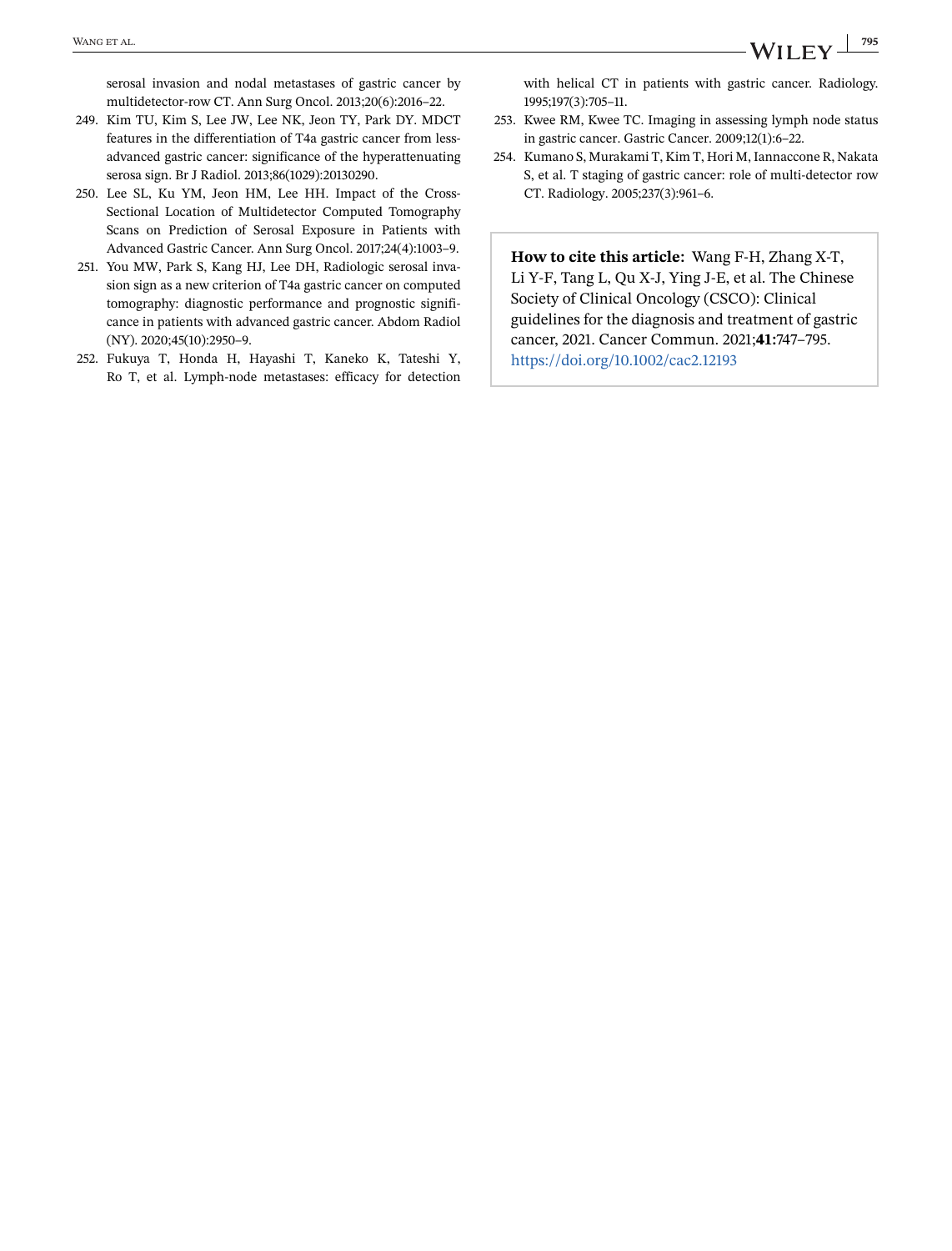serosal invasion and nodal metastases of gastric cancer by multidetector-row CT. Ann Surg Oncol. 2013;20(6):2016–22.

249. Kim TU, Kim S, Lee JW, Lee NK, Jeon TY, Park DY. MDCT features in the differentiation of T4a gastric cancer from less-advanced gastric cancer: significance of the hyperattenuating serosa sign. Br J Radiol. 2013;86(1029):20130290.
250. Lee SL, Ku YM, Jeon HM, Lee HH. Impact of the Cross-Sectional Location of Multidetector Computed Tomography Scans on Prediction of Serosal Exposure in Patients with Advanced Gastric Cancer. Ann Surg Oncol. 2017;24(4):1003–9.
251. You MW, Park S, Kang HJ, Lee DH, Radiologic serosal invasion sign as a new criterion of T4a gastric cancer on computed tomography: diagnostic performance and prognostic significance in patients with advanced gastric cancer. Abdom Radiol (NY). 2020;45(10):2950–9.
252. Fukuya T, Honda H, Hayashi T, Kaneko K, Tateshi Y, Ro T, et al. Lymph-node metastases: efficacy for detection with helical CT in patients with gastric cancer. Radiology. 1995;197(3):705–11.
253. Kwee RM, Kwee TC. Imaging in assessing lymph node status in gastric cancer. Gastric Cancer. 2009;12(1):6–22.
254. Kumano S, Murakami T, Kim T, Hori M, Iannaccone R, Nakata S, et al. T staging of gastric cancer: role of multi-detector row CT. Radiology. 2005;237(3):961–6.

**How to cite this article:** Wang F-H, Zhang X-T, Li Y-F, Tang L, Qu X-J, Ying J-E, et al. The Chinese Society of Clinical Oncology (CSCO): Clinical guidelines for the diagnosis and treatment of gastric cancer, 2021. Cancer Commun. 2021;**41:**747–795. https://doi.org/10.1002/cac2.12193